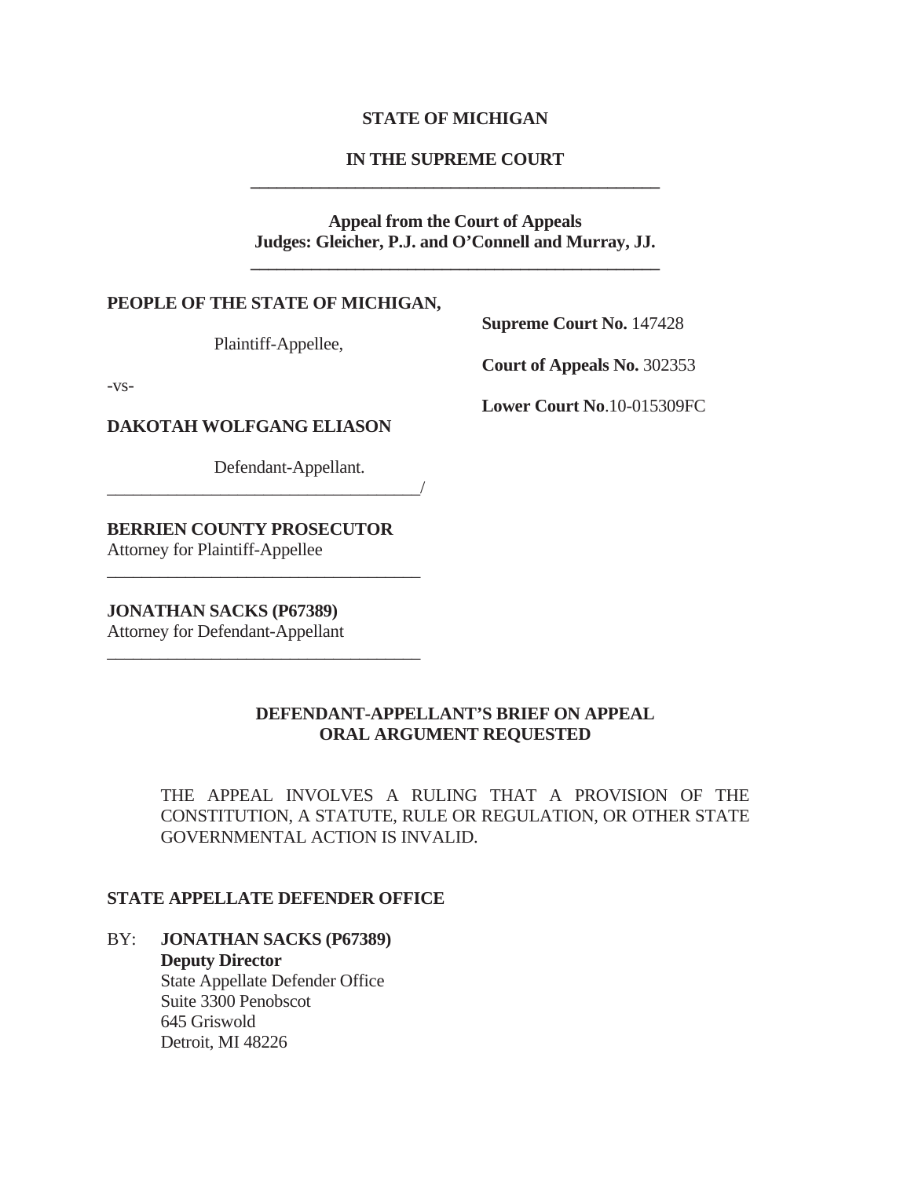**STATE OF MICHIGAN**

**IN THE SUPREME COURT**

---

**Appeal from the Court of Appeals**
**Judges: Gleicher, P.J. and O'Connell and Murray, JJ.**

---

**PEOPLE OF THE STATE OF MICHIGAN,**

Plaintiff-Appellee,

-vs-

**DAKOTAH WOLFGANG ELIASON**

Defendant-Appellant.

\_\_\_\_\_\_\_\_\_\_\_\_\_\_\_\_\_\_\_\_\_\_\_\_\_\_\_\_\_\_\_\_\_\_\_\_\_\_/

**Supreme Court No.** 147428

**Court of Appeals No.** 302353

**Lower Court No**.10-015309FC

**BERRIEN COUNTY PROSECUTOR**
Attorney for Plaintiff-Appellee

---

**JONATHAN SACKS (P67389)**
Attorney for Defendant-Appellant

---

**DEFENDANT-APPELLANT'S BRIEF ON APPEAL**
**ORAL ARGUMENT REQUESTED**

THE APPEAL INVOLVES A RULING THAT A PROVISION OF THE CONSTITUTION, A STATUTE, RULE OR REGULATION, OR OTHER STATE GOVERNMENTAL ACTION IS INVALID.

**STATE APPELLATE DEFENDER OFFICE**

BY: **JONATHAN SACKS (P67389)**
**Deputy Director**
State Appellate Defender Office
Suite 3300 Penobscot
645 Griswold
Detroit, MI 48226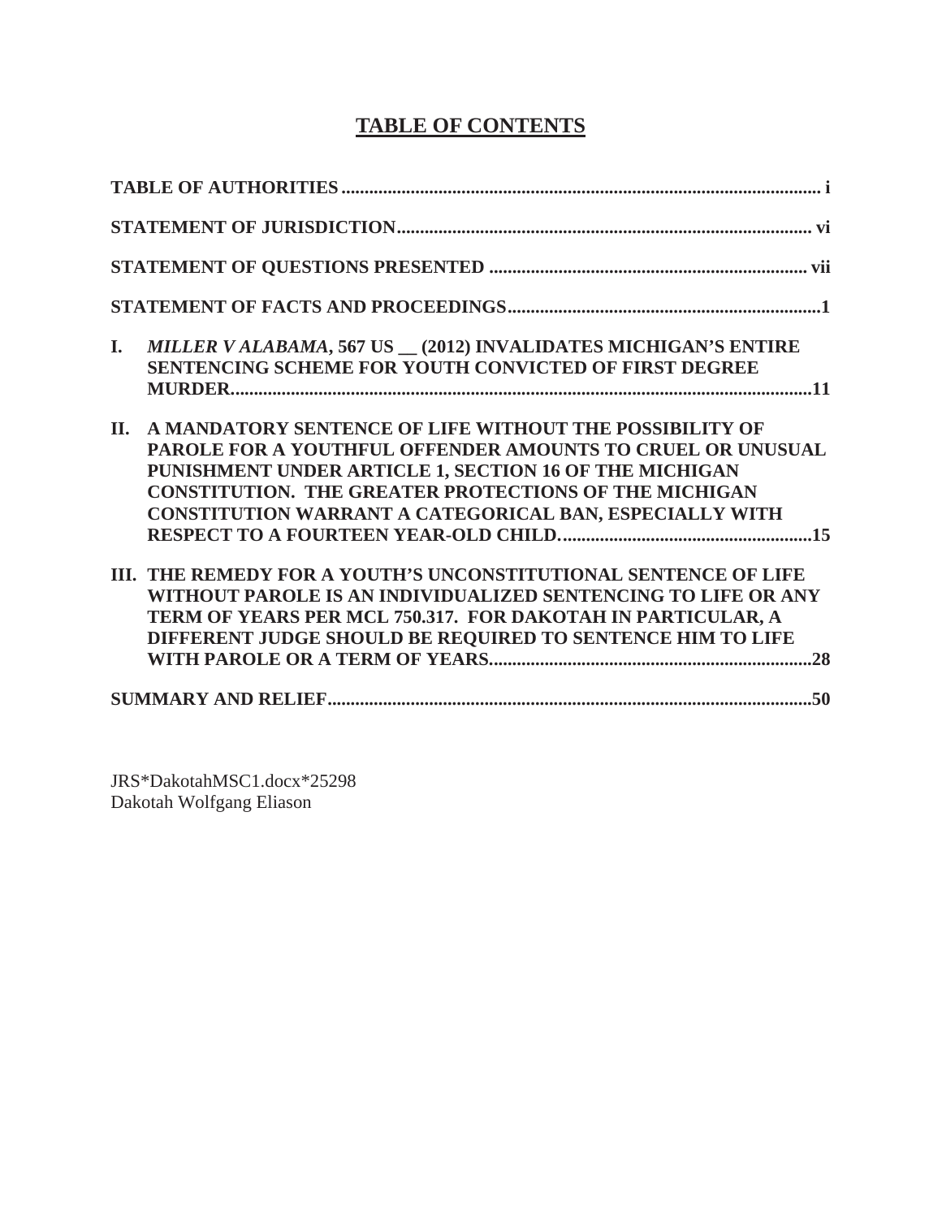# TABLE OF CONTENTS

**TABLE OF AUTHORITIES** ........................................................................................................ **i**

**STATEMENT OF JURISDICTION** ........................................................................................ **vi**

**STATEMENT OF QUESTIONS PRESENTED** ................................................................... **vii**

**STATEMENT OF FACTS AND PROCEEDINGS** ..................................................................**1**

**I.** ***MILLER V ALABAMA*, 567 US __ (2012) INVALIDATES MICHIGAN'S ENTIRE SENTENCING SCHEME FOR YOUTH CONVICTED OF FIRST DEGREE MURDER.** ...........................................................................................................................**11**

**II. A MANDATORY SENTENCE OF LIFE WITHOUT THE POSSIBILITY OF PAROLE FOR A YOUTHFUL OFFENDER AMOUNTS TO CRUEL OR UNUSUAL PUNISHMENT UNDER ARTICLE 1, SECTION 16 OF THE MICHIGAN CONSTITUTION. THE GREATER PROTECTIONS OF THE MICHIGAN CONSTITUTION WARRANT A CATEGORICAL BAN, ESPECIALLY WITH RESPECT TO A FOURTEEN YEAR-OLD CHILD.** ......................................................**15**

**III. THE REMEDY FOR A YOUTH'S UNCONSTITUTIONAL SENTENCE OF LIFE WITHOUT PAROLE IS AN INDIVIDUALIZED SENTENCING TO LIFE OR ANY TERM OF YEARS PER MCL 750.317. FOR DAKOTAH IN PARTICULAR, A DIFFERENT JUDGE SHOULD BE REQUIRED TO SENTENCE HIM TO LIFE WITH PAROLE OR A TERM OF YEARS.** ....................................................................**28**

**SUMMARY AND RELIEF** .........................................................................................................**50**

JRS*DakotahMSC1.docx*25298
Dakotah Wolfgang Eliason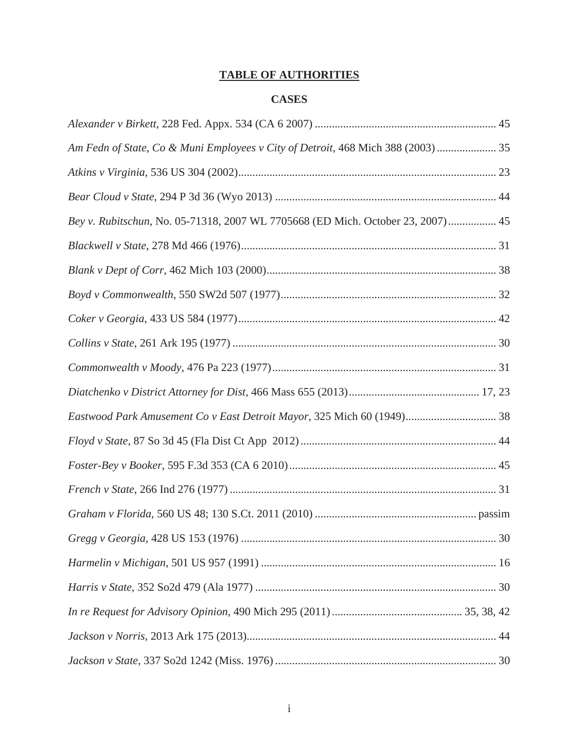# TABLE OF AUTHORITIES

## CASES

*Alexander v Birkett*, 228 Fed. Appx. 534 (CA 6 2007) ................................................................ 45

*Am Fedn of State, Co & Muni Employees v City of Detroit*, 468 Mich 388 (2003) ..................... 35

*Atkins v Virginia*, 536 US 304 (2002)........................................................................................... 23

*Bear Cloud v State*, 294 P 3d 36 (Wyo 2013) .............................................................................. 44

*Bey v. Rubitschun*, No. 05-71318, 2007 WL 7705668 (ED Mich. October 23, 2007)................. 45

*Blackwell v State*, 278 Md 466 (1976).......................................................................................... 31

*Blank v Dept of Corr*, 462 Mich 103 (2000).................................................................................. 38

*Boyd v Commonwealth*, 550 SW2d 507 (1977)............................................................................ 32

*Coker v Georgia*, 433 US 584 (1977)........................................................................................... 42

*Collins v State*, 261 Ark 195 (1977) ............................................................................................. 30

*Commonwealth v Moody*, 476 Pa 223 (1977)............................................................................... 31

*Diatchenko v District Attorney for Dist*, 466 Mass 655 (2013).............................................. 17, 23

*Eastwood Park Amusement Co v East Detroit Mayor*, 325 Mich 60 (1949)................................ 38

*Floyd v State*, 87 So 3d 45 (Fla Dist Ct App 2012) ..................................................................... 44

*Foster-Bey v Booker*, 595 F.3d 353 (CA 6 2010)......................................................................... 45

*French v State*, 266 Ind 276 (1977) .............................................................................................. 31

*Graham v Florida*, 560 US 48; 130 S.Ct. 2011 (2010) ......................................................... passim

*Gregg v Georgia*, 428 US 153 (1976) .......................................................................................... 30

*Harmelin v Michigan*, 501 US 957 (1991) ................................................................................... 16

*Harris v State*, 352 So2d 479 (Ala 1977) ..................................................................................... 30

*In re Request for Advisory Opinion*, 490 Mich 295 (2011) ............................................. 35, 38, 42

*Jackson v Norris*, 2013 Ark 175 (2013)........................................................................................ 44

*Jackson v State*, 337 So2d 1242 (Miss. 1976) .............................................................................. 30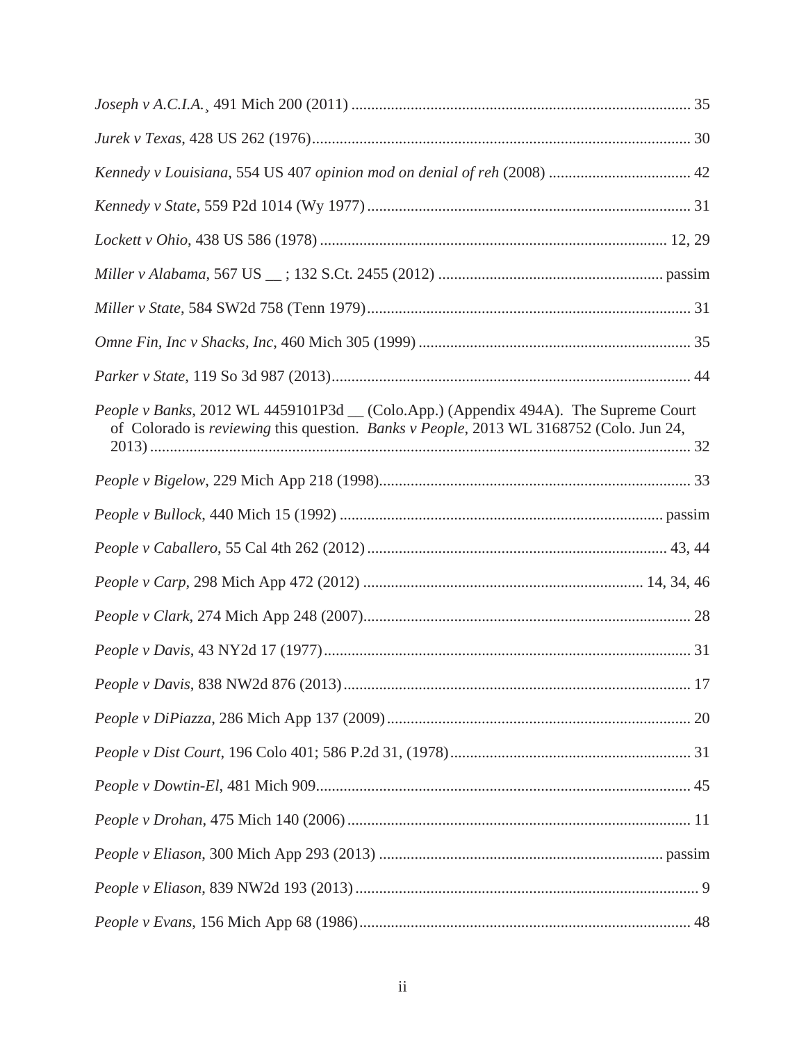*Joseph v A.C.I.A.*¸ 491 Mich 200 (2011) ..................................................................................... 35

*Jurek v Texas*, 428 US 262 (1976)............................................................................................... 30

*Kennedy v Louisiana*, 554 US 407 *opinion mod on denial of reh* (2008) .................................... 42

*Kennedy v State*, 559 P2d 1014 (Wy 1977) ................................................................................. 31

*Lockett v Ohio*, 438 US 586 (1978) ....................................................................................... 12, 29

*Miller v Alabama*, 567 US __ ; 132 S.Ct. 2455 (2012) ........................................................ passim

*Miller v State*, 584 SW2d 758 (Tenn 1979).................................................................................. 31

*Omne Fin, Inc v Shacks, Inc*, 460 Mich 305 (1999) .................................................................... 35

*Parker v State*, 119 So 3d 987 (2013).......................................................................................... 44

*People v Banks*, 2012 WL 4459101P3d __ (Colo.App.) (Appendix 494A). The Supreme Court of Colorado is *reviewing* this question. *Banks v People*, 2013 WL 3168752 (Colo. Jun 24, 2013) ....................................................................................................................................... 32

*People v Bigelow*, 229 Mich App 218 (1998)............................................................................... 33

*People v Bullock*, 440 Mich 15 (1992) ................................................................................. passim

*People v Caballero*, 55 Cal 4th 262 (2012) ........................................................................... 43, 44

*People v Carp*, 298 Mich App 472 (2012) ...................................................................... 14, 34, 46

*People v Clark*, 274 Mich App 248 (2007).................................................................................. 28

*People v Davis*, 43 NY2d 17 (1977)............................................................................................ 31

*People v Davis*, 838 NW2d 876 (2013)....................................................................................... 17

*People v DiPiazza*, 286 Mich App 137 (2009)............................................................................ 20

*People v Dist Court*, 196 Colo 401; 586 P.2d 31, (1978)............................................................ 31

*People v Dowtin-El*, 481 Mich 909.............................................................................................. 45

*People v Drohan*, 475 Mich 140 (2006)...................................................................................... 11

*People v Eliason*, 300 Mich App 293 (2013) ........................................................................ passim

*People v Eliason*, 839 NW2d 193 (2013) ...................................................................................... 9

*People v Evans*, 156 Mich App 68 (1986)................................................................................... 48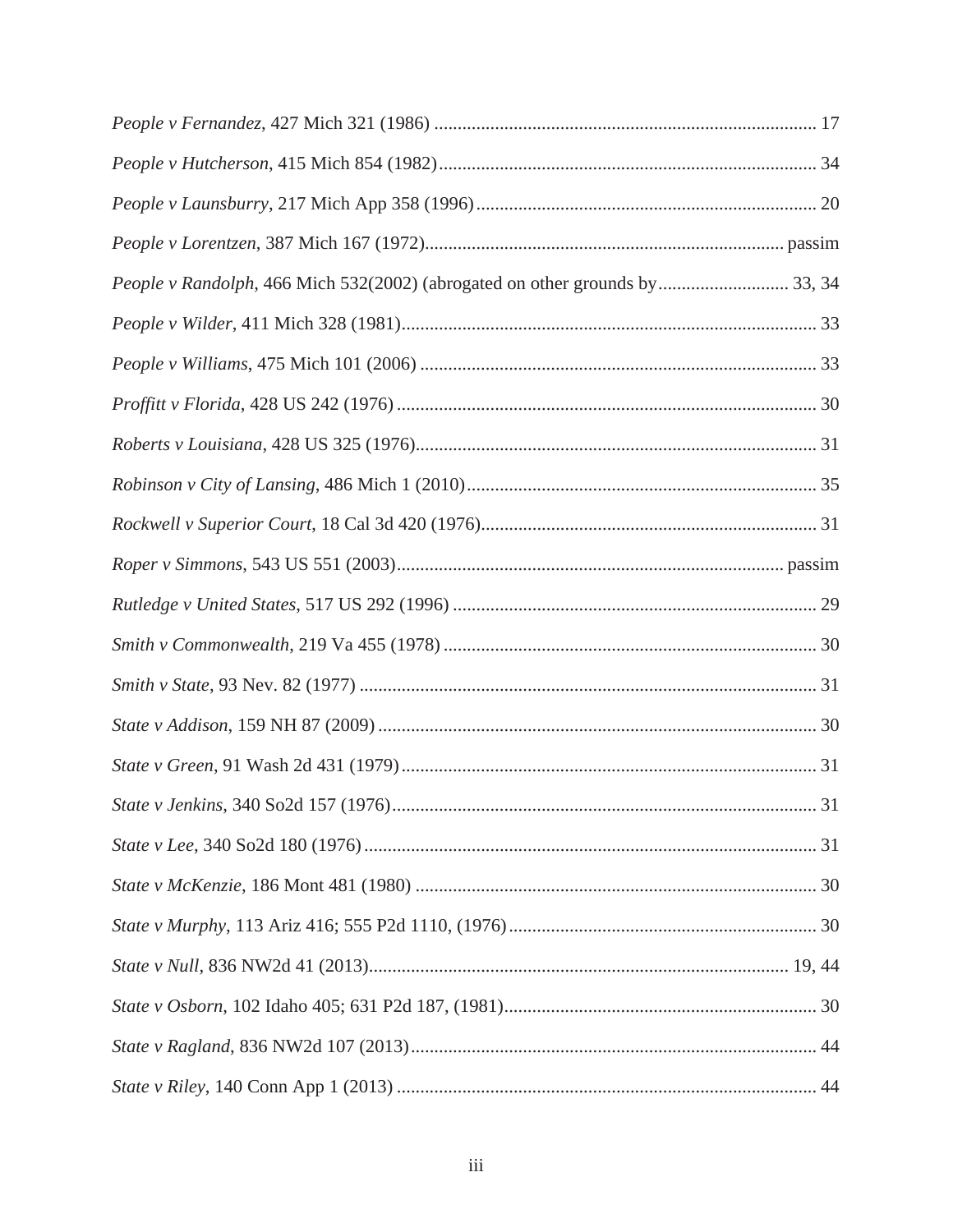*People v Fernandez*, 427 Mich 321 (1986) ................................................................................. 17

*People v Hutcherson*, 415 Mich 854 (1982)................................................................................ 34

*People v Launsburry*, 217 Mich App 358 (1996)........................................................................ 20

*People v Lorentzen*, 387 Mich 167 (1972)............................................................................ passim

*People v Randolph*, 466 Mich 532(2002) (abrogated on other grounds by........................... 33, 34

*People v Wilder*, 411 Mich 328 (1981)........................................................................................ 33

*People v Williams*, 475 Mich 101 (2006) .................................................................................... 33

*Proffitt v Florida*, 428 US 242 (1976) ......................................................................................... 30

*Roberts v Louisiana*, 428 US 325 (1976)..................................................................................... 31

*Robinson v City of Lansing*, 486 Mich 1 (2010).......................................................................... 35

*Rockwell v Superior Court*, 18 Cal 3d 420 (1976)....................................................................... 31

*Roper v Simmons*, 543 US 551 (2003).................................................................................. passim

*Rutledge v United States*, 517 US 292 (1996) ............................................................................. 29

*Smith v Commonwealth*, 219 Va 455 (1978) ............................................................................... 30

*Smith v State*, 93 Nev. 82 (1977) ................................................................................................. 31

*State v Addison*, 159 NH 87 (2009) ............................................................................................. 30

*State v Green*, 91 Wash 2d 431 (1979)........................................................................................ 31

*State v Jenkins*, 340 So2d 157 (1976).......................................................................................... 31

*State v Lee*, 340 So2d 180 (1976)................................................................................................ 31

*State v McKenzie*, 186 Mont 481 (1980) ..................................................................................... 30

*State v Murphy*, 113 Ariz 416; 555 P2d 1110, (1976)................................................................. 30

*State v Null*, 836 NW2d 41 (2013).......................................................................................... 19, 44

*State v Osborn*, 102 Idaho 405; 631 P2d 187, (1981).................................................................. 30

*State v Ragland*, 836 NW2d 107 (2013)...................................................................................... 44

*State v Riley*, 140 Conn App 1 (2013) ......................................................................................... 44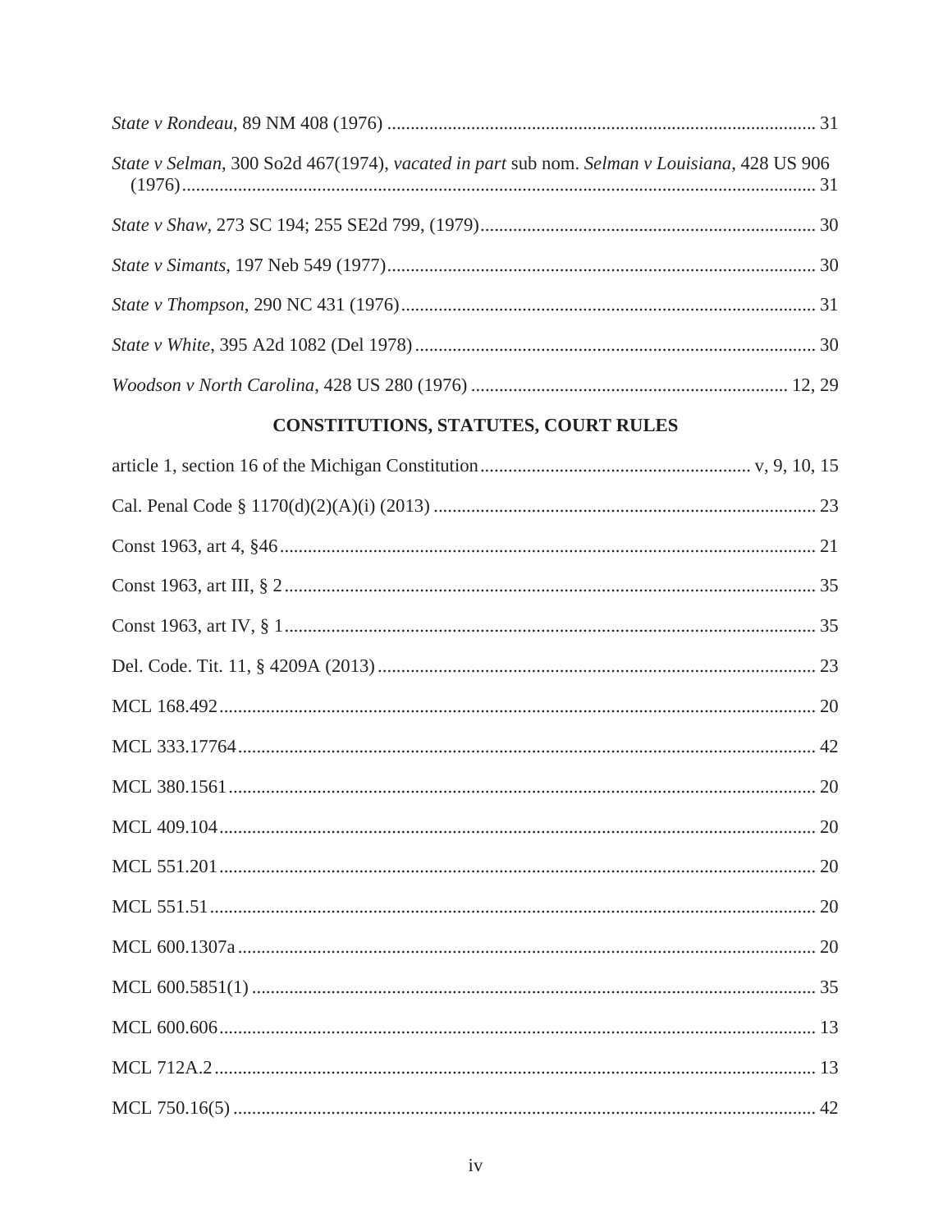*State v Rondeau*, 89 NM 408 (1976) ........................................................................................... 31

*State v Selman*, 300 So2d 467(1974), *vacated in part* sub nom. *Selman v Louisiana*, 428 US 906 (1976)........................................................................................................................................ 31

*State v Shaw*, 273 SC 194; 255 SE2d 799, (1979)....................................................................... 30

*State v Simants*, 197 Neb 549 (1977)........................................................................................... 30

*State v Thompson*, 290 NC 431 (1976)........................................................................................ 31

*State v White*, 395 A2d 1082 (Del 1978)..................................................................................... 30

*Woodson v North Carolina*, 428 US 280 (1976) ................................................................... 12, 29

## CONSTITUTIONS, STATUTES, COURT RULES

article 1, section 16 of the Michigan Constitution.......................................................... v, 9, 10, 15

Cal. Penal Code § 1170(d)(2)(A)(i) (2013) ................................................................................. 23

Const 1963, art 4, §46.................................................................................................................. 21

Const 1963, art III, § 2................................................................................................................. 35

Const 1963, art IV, § 1................................................................................................................. 35

Del. Code. Tit. 11, § 4209A (2013)............................................................................................. 23

MCL 168.492................................................................................................................................ 20

MCL 333.17764............................................................................................................................ 42

MCL 380.1561.............................................................................................................................. 20

MCL 409.104................................................................................................................................ 20

MCL 551.201................................................................................................................................ 20

MCL 551.51.................................................................................................................................. 20

MCL 600.1307a............................................................................................................................ 20

MCL 600.5851(1)......................................................................................................................... 35

MCL 600.606................................................................................................................................ 13

MCL 712A.2................................................................................................................................. 13

MCL 750.16(5)............................................................................................................................. 42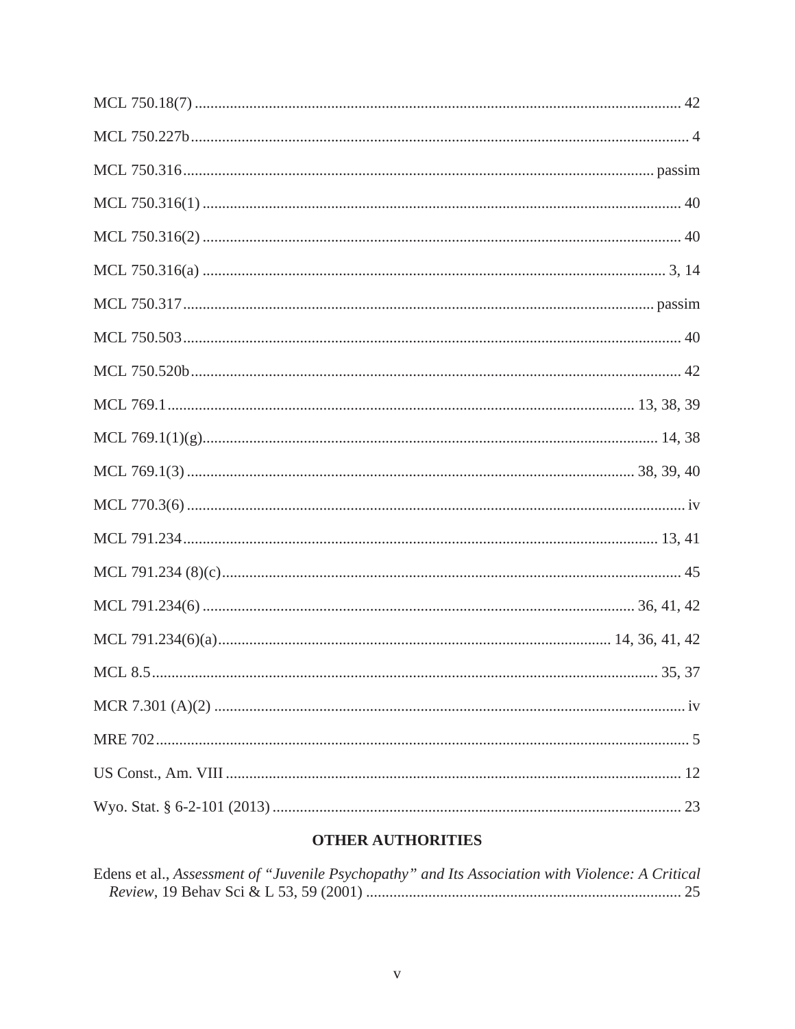MCL 750.18(7) ........................................................................................................................ 42

MCL 750.227b.......................................................................................................................... 4

MCL 750.316.................................................................................................................. passim

MCL 750.316(1) ...................................................................................................................... 40

MCL 750.316(2) ...................................................................................................................... 40

MCL 750.316(a) ................................................................................................................. 3, 14

MCL 750.317.................................................................................................................. passim

MCL 750.503........................................................................................................................... 40

MCL 750.520b......................................................................................................................... 42

MCL 769.1.................................................................................................................. 13, 38, 39

MCL 769.1(1)(g)................................................................................................................ 14, 38

MCL 769.1(3) ............................................................................................................ 38, 39, 40

MCL 770.3(6) ........................................................................................................................... iv

MCL 791.234..................................................................................................................... 13, 41

MCL 791.234 (8)(c)................................................................................................................. 45

MCL 791.234(6) ........................................................................................................ 36, 41, 42

MCL 791.234(6)(a)............................................................................................... 14, 36, 41, 42

MCL 8.5............................................................................................................................ 35, 37

MCR 7.301 (A)(2) .................................................................................................................... iv

MRE 702.................................................................................................................................... 5

US Const., Am. VIII ................................................................................................................ 12

Wyo. Stat. § 6-2-101 (2013) .................................................................................................... 23

## OTHER AUTHORITIES

Edens et al., *Assessment of "Juvenile Psychopathy" and Its Association with Violence: A Critical Review*, 19 Behav Sci & L 53, 59 (2001) ................................................................................ 25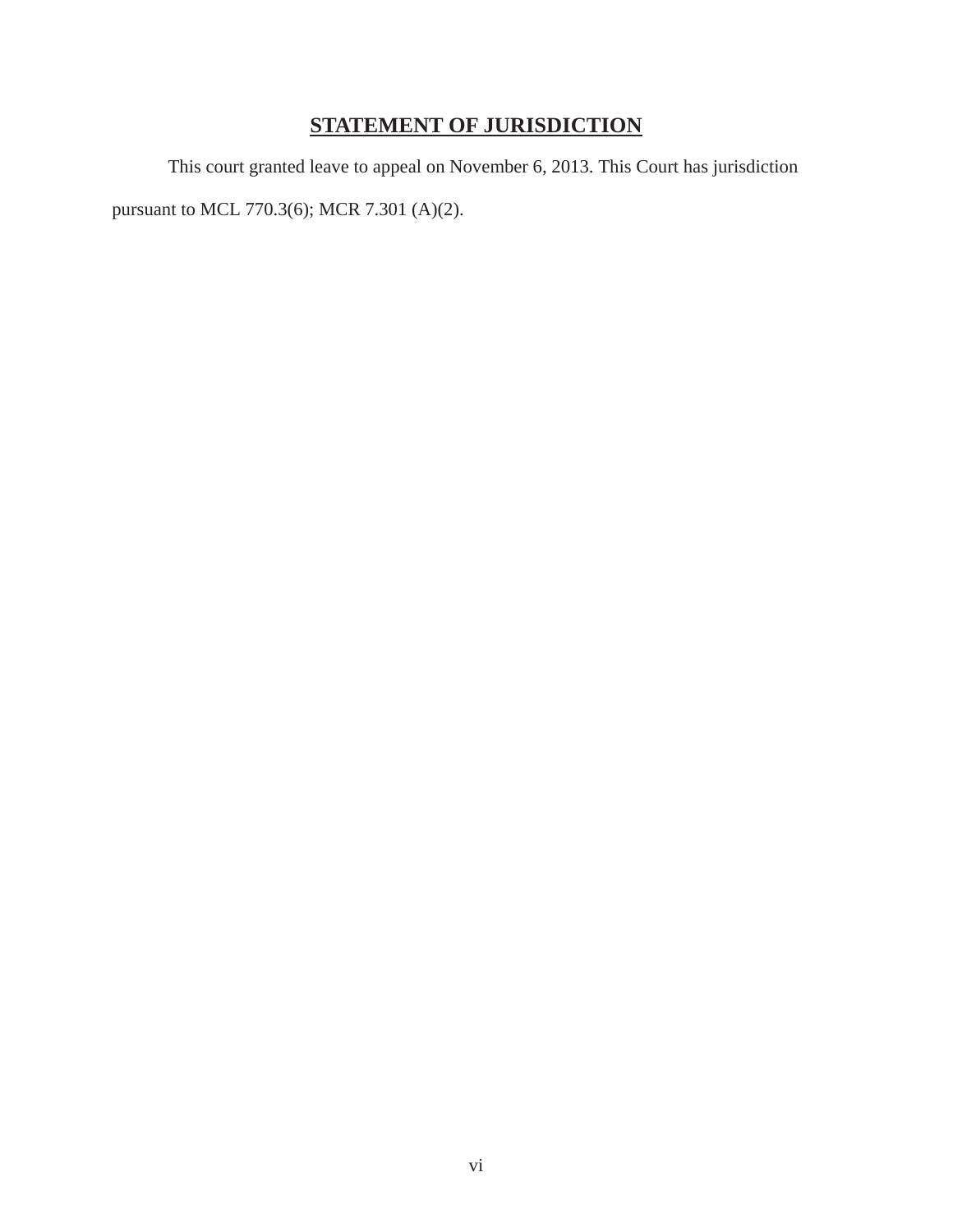## STATEMENT OF JURISDICTION

This court granted leave to appeal on November 6, 2013. This Court has jurisdiction pursuant to MCL 770.3(6); MCR 7.301 (A)(2).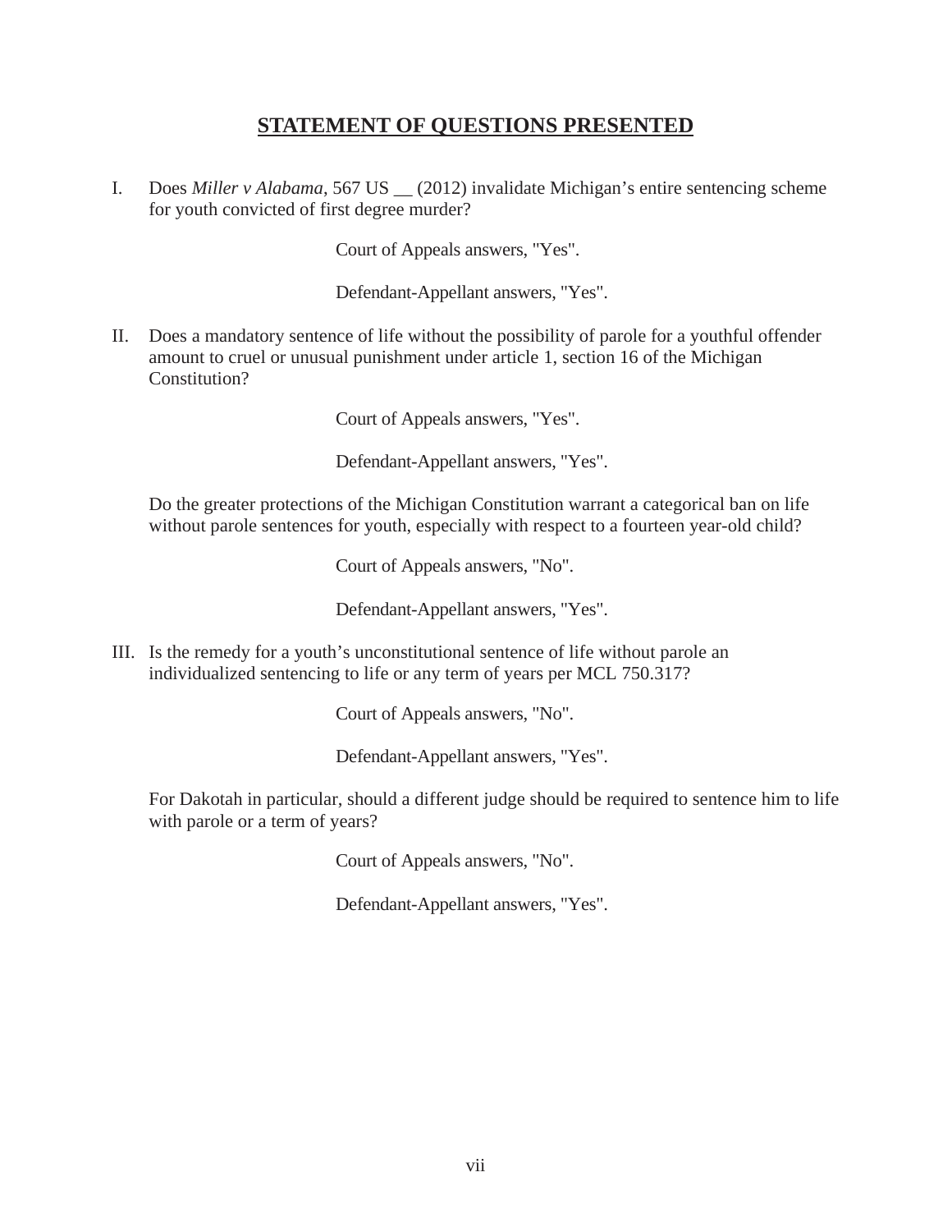## STATEMENT OF QUESTIONS PRESENTED

I. Does *Miller v Alabama*, 567 US __ (2012) invalidate Michigan's entire sentencing scheme for youth convicted of first degree murder?

Court of Appeals answers, "Yes".

Defendant-Appellant answers, "Yes".

II. Does a mandatory sentence of life without the possibility of parole for a youthful offender amount to cruel or unusual punishment under article 1, section 16 of the Michigan Constitution?

Court of Appeals answers, "Yes".

Defendant-Appellant answers, "Yes".

Do the greater protections of the Michigan Constitution warrant a categorical ban on life without parole sentences for youth, especially with respect to a fourteen year-old child?

Court of Appeals answers, "No".

Defendant-Appellant answers, "Yes".

III. Is the remedy for a youth's unconstitutional sentence of life without parole an individualized sentencing to life or any term of years per MCL 750.317?

Court of Appeals answers, "No".

Defendant-Appellant answers, "Yes".

For Dakotah in particular, should a different judge should be required to sentence him to life with parole or a term of years?

Court of Appeals answers, "No".

Defendant-Appellant answers, "Yes".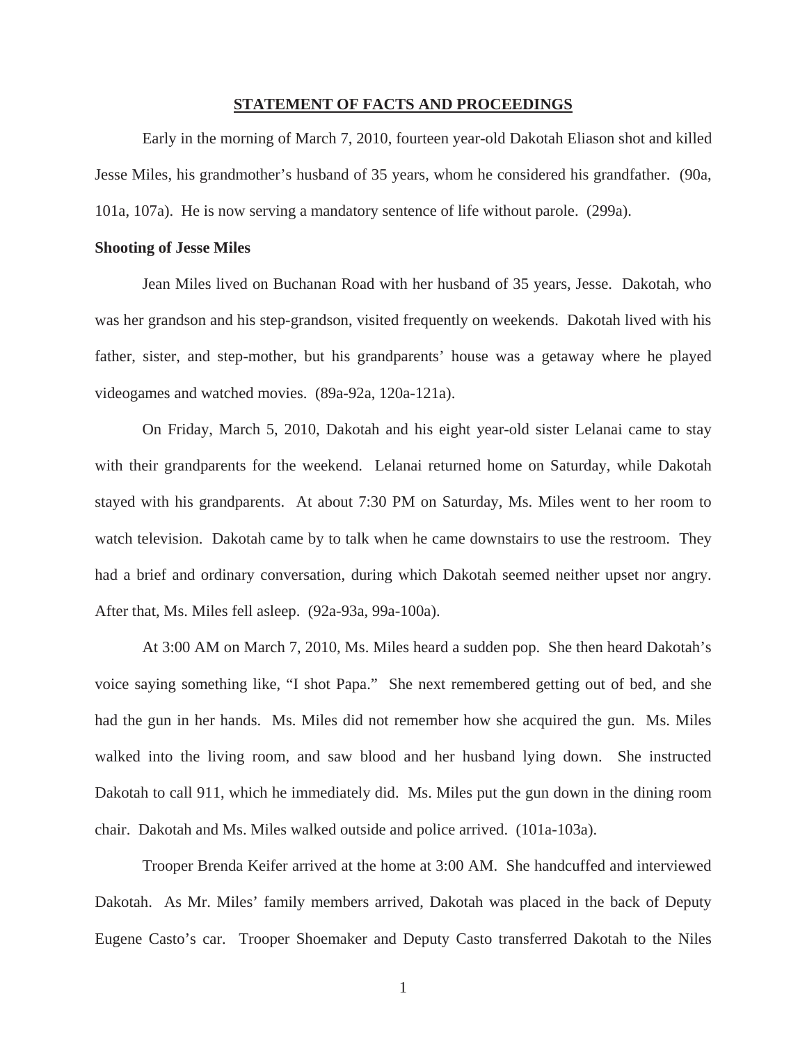## STATEMENT OF FACTS AND PROCEEDINGS

Early in the morning of March 7, 2010, fourteen year-old Dakotah Eliason shot and killed Jesse Miles, his grandmother's husband of 35 years, whom he considered his grandfather. (90a, 101a, 107a). He is now serving a mandatory sentence of life without parole. (299a).

**Shooting of Jesse Miles**

Jean Miles lived on Buchanan Road with her husband of 35 years, Jesse. Dakotah, who was her grandson and his step-grandson, visited frequently on weekends. Dakotah lived with his father, sister, and step-mother, but his grandparents' house was a getaway where he played videogames and watched movies. (89a-92a, 120a-121a).

On Friday, March 5, 2010, Dakotah and his eight year-old sister Lelanai came to stay with their grandparents for the weekend. Lelanai returned home on Saturday, while Dakotah stayed with his grandparents. At about 7:30 PM on Saturday, Ms. Miles went to her room to watch television. Dakotah came by to talk when he came downstairs to use the restroom. They had a brief and ordinary conversation, during which Dakotah seemed neither upset nor angry. After that, Ms. Miles fell asleep. (92a-93a, 99a-100a).

At 3:00 AM on March 7, 2010, Ms. Miles heard a sudden pop. She then heard Dakotah's voice saying something like, "I shot Papa." She next remembered getting out of bed, and she had the gun in her hands. Ms. Miles did not remember how she acquired the gun. Ms. Miles walked into the living room, and saw blood and her husband lying down. She instructed Dakotah to call 911, which he immediately did. Ms. Miles put the gun down in the dining room chair. Dakotah and Ms. Miles walked outside and police arrived. (101a-103a).

Trooper Brenda Keifer arrived at the home at 3:00 AM. She handcuffed and interviewed Dakotah. As Mr. Miles' family members arrived, Dakotah was placed in the back of Deputy Eugene Casto's car. Trooper Shoemaker and Deputy Casto transferred Dakotah to the Niles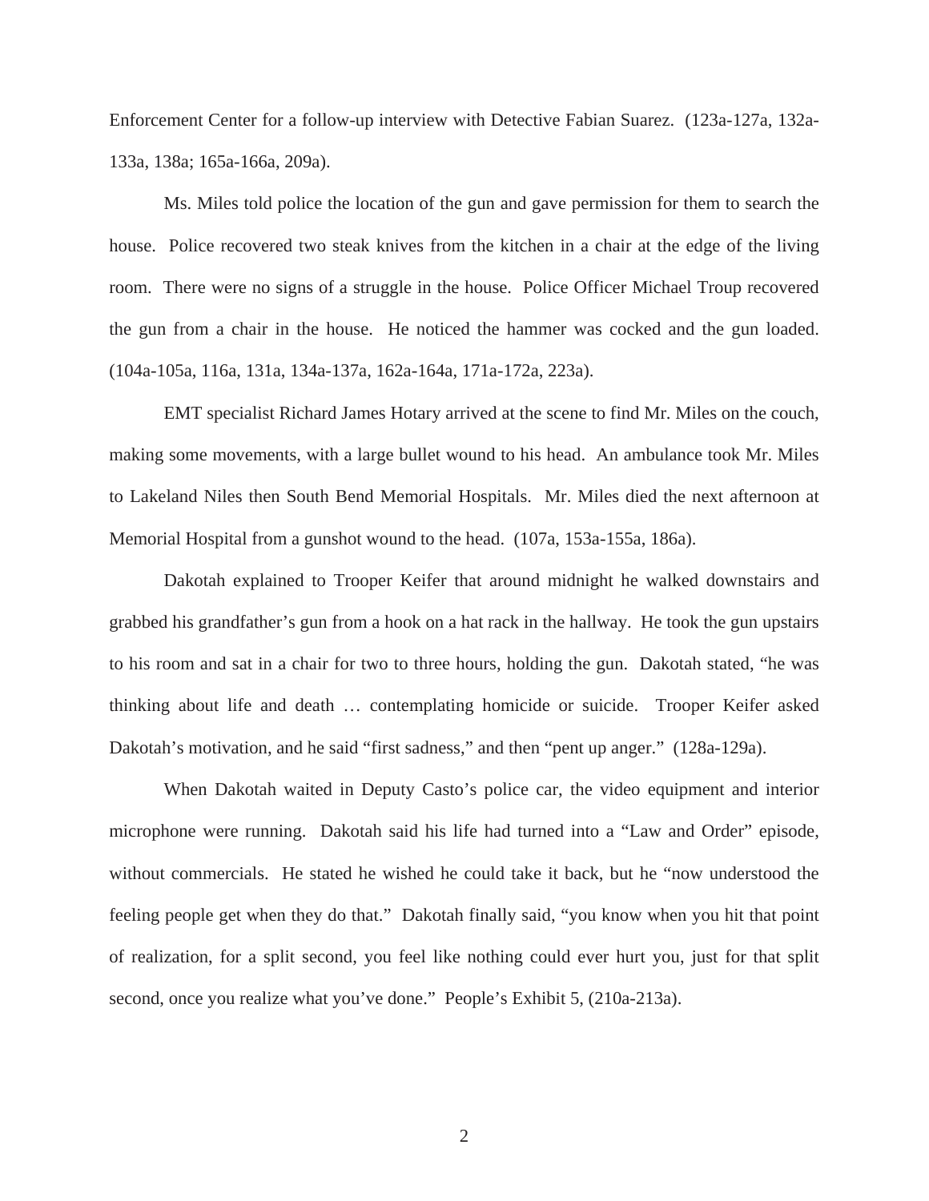Enforcement Center for a follow-up interview with Detective Fabian Suarez. (123a-127a, 132a-133a, 138a; 165a-166a, 209a).

Ms. Miles told police the location of the gun and gave permission for them to search the house. Police recovered two steak knives from the kitchen in a chair at the edge of the living room. There were no signs of a struggle in the house. Police Officer Michael Troup recovered the gun from a chair in the house. He noticed the hammer was cocked and the gun loaded. (104a-105a, 116a, 131a, 134a-137a, 162a-164a, 171a-172a, 223a).

EMT specialist Richard James Hotary arrived at the scene to find Mr. Miles on the couch, making some movements, with a large bullet wound to his head. An ambulance took Mr. Miles to Lakeland Niles then South Bend Memorial Hospitals. Mr. Miles died the next afternoon at Memorial Hospital from a gunshot wound to the head. (107a, 153a-155a, 186a).

Dakotah explained to Trooper Keifer that around midnight he walked downstairs and grabbed his grandfather's gun from a hook on a hat rack in the hallway. He took the gun upstairs to his room and sat in a chair for two to three hours, holding the gun. Dakotah stated, "he was thinking about life and death … contemplating homicide or suicide. Trooper Keifer asked Dakotah's motivation, and he said "first sadness," and then "pent up anger." (128a-129a).

When Dakotah waited in Deputy Casto's police car, the video equipment and interior microphone were running. Dakotah said his life had turned into a "Law and Order" episode, without commercials. He stated he wished he could take it back, but he "now understood the feeling people get when they do that." Dakotah finally said, "you know when you hit that point of realization, for a split second, you feel like nothing could ever hurt you, just for that split second, once you realize what you've done." People's Exhibit 5, (210a-213a).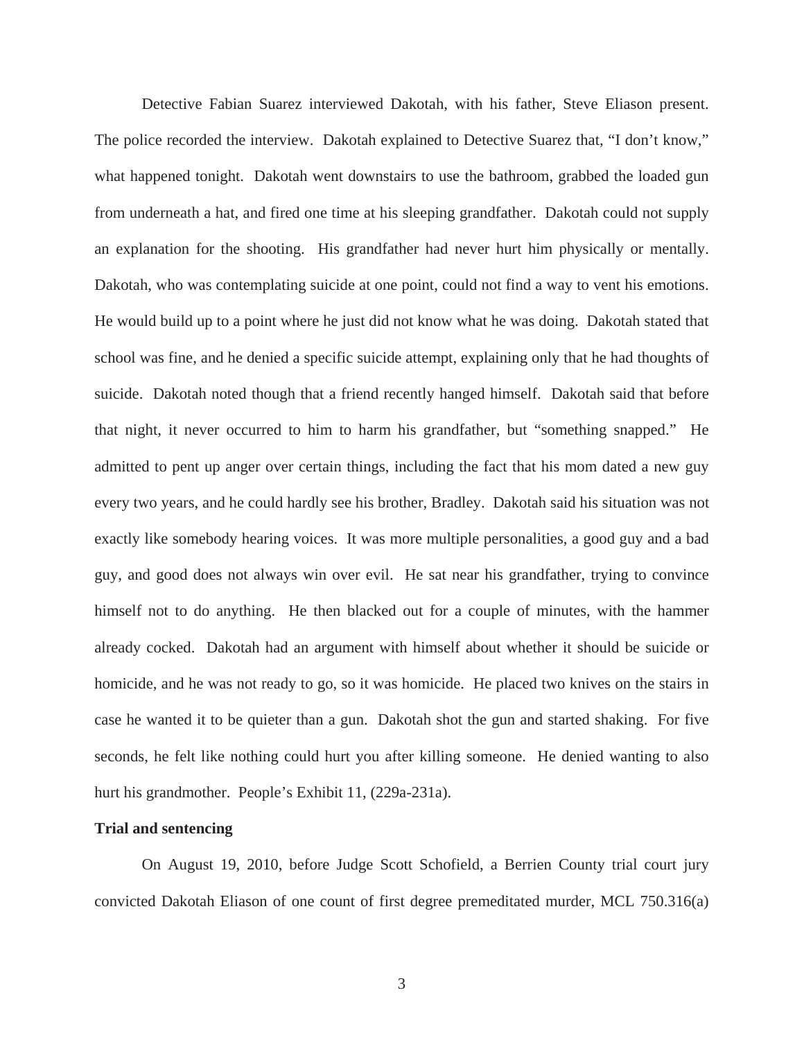Detective Fabian Suarez interviewed Dakotah, with his father, Steve Eliason present. The police recorded the interview. Dakotah explained to Detective Suarez that, "I don't know," what happened tonight. Dakotah went downstairs to use the bathroom, grabbed the loaded gun from underneath a hat, and fired one time at his sleeping grandfather. Dakotah could not supply an explanation for the shooting. His grandfather had never hurt him physically or mentally. Dakotah, who was contemplating suicide at one point, could not find a way to vent his emotions. He would build up to a point where he just did not know what he was doing. Dakotah stated that school was fine, and he denied a specific suicide attempt, explaining only that he had thoughts of suicide. Dakotah noted though that a friend recently hanged himself. Dakotah said that before that night, it never occurred to him to harm his grandfather, but "something snapped." He admitted to pent up anger over certain things, including the fact that his mom dated a new guy every two years, and he could hardly see his brother, Bradley. Dakotah said his situation was not exactly like somebody hearing voices. It was more multiple personalities, a good guy and a bad guy, and good does not always win over evil. He sat near his grandfather, trying to convince himself not to do anything. He then blacked out for a couple of minutes, with the hammer already cocked. Dakotah had an argument with himself about whether it should be suicide or homicide, and he was not ready to go, so it was homicide. He placed two knives on the stairs in case he wanted it to be quieter than a gun. Dakotah shot the gun and started shaking. For five seconds, he felt like nothing could hurt you after killing someone. He denied wanting to also hurt his grandmother. People's Exhibit 11, (229a-231a).

**Trial and sentencing**

On August 19, 2010, before Judge Scott Schofield, a Berrien County trial court jury convicted Dakotah Eliason of one count of first degree premeditated murder, MCL 750.316(a)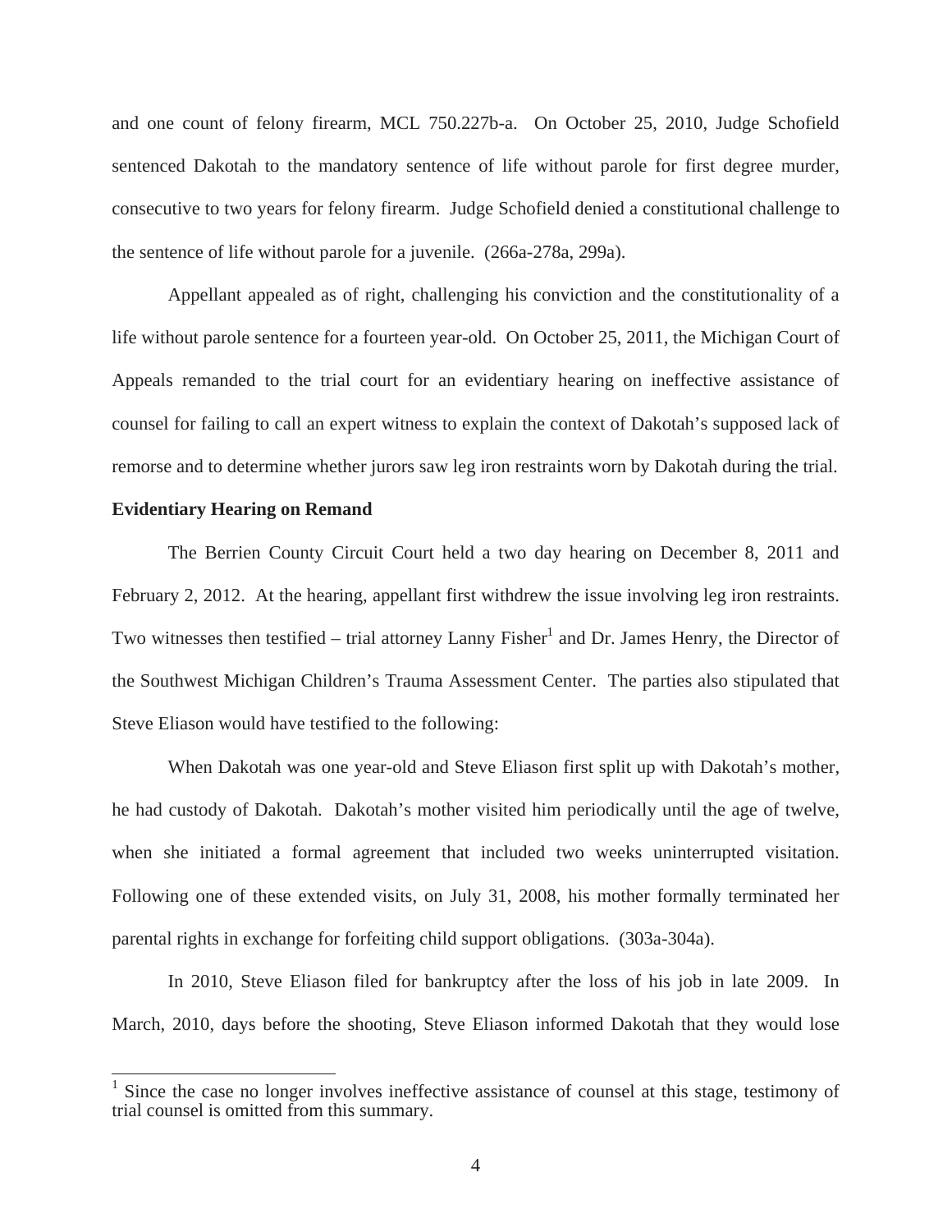and one count of felony firearm, MCL 750.227b-a. On October 25, 2010, Judge Schofield sentenced Dakotah to the mandatory sentence of life without parole for first degree murder, consecutive to two years for felony firearm. Judge Schofield denied a constitutional challenge to the sentence of life without parole for a juvenile. (266a-278a, 299a).

Appellant appealed as of right, challenging his conviction and the constitutionality of a life without parole sentence for a fourteen year-old. On October 25, 2011, the Michigan Court of Appeals remanded to the trial court for an evidentiary hearing on ineffective assistance of counsel for failing to call an expert witness to explain the context of Dakotah's supposed lack of remorse and to determine whether jurors saw leg iron restraints worn by Dakotah during the trial.

**Evidentiary Hearing on Remand**

The Berrien County Circuit Court held a two day hearing on December 8, 2011 and February 2, 2012. At the hearing, appellant first withdrew the issue involving leg iron restraints. Two witnesses then testified – trial attorney Lanny Fisher[1] and Dr. James Henry, the Director of the Southwest Michigan Children's Trauma Assessment Center. The parties also stipulated that Steve Eliason would have testified to the following:

When Dakotah was one year-old and Steve Eliason first split up with Dakotah's mother, he had custody of Dakotah. Dakotah's mother visited him periodically until the age of twelve, when she initiated a formal agreement that included two weeks uninterrupted visitation. Following one of these extended visits, on July 31, 2008, his mother formally terminated her parental rights in exchange for forfeiting child support obligations. (303a-304a).

In 2010, Steve Eliason filed for bankruptcy after the loss of his job in late 2009. In March, 2010, days before the shooting, Steve Eliason informed Dakotah that they would lose

[1] Since the case no longer involves ineffective assistance of counsel at this stage, testimony of trial counsel is omitted from this summary.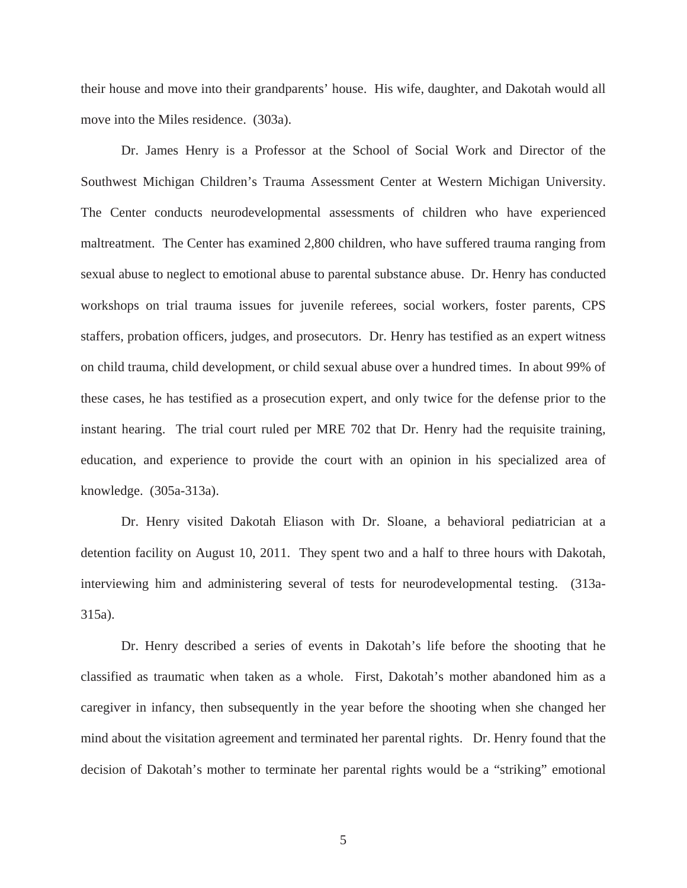their house and move into their grandparents' house. His wife, daughter, and Dakotah would all move into the Miles residence. (303a).

Dr. James Henry is a Professor at the School of Social Work and Director of the Southwest Michigan Children's Trauma Assessment Center at Western Michigan University. The Center conducts neurodevelopmental assessments of children who have experienced maltreatment. The Center has examined 2,800 children, who have suffered trauma ranging from sexual abuse to neglect to emotional abuse to parental substance abuse. Dr. Henry has conducted workshops on trial trauma issues for juvenile referees, social workers, foster parents, CPS staffers, probation officers, judges, and prosecutors. Dr. Henry has testified as an expert witness on child trauma, child development, or child sexual abuse over a hundred times. In about 99% of these cases, he has testified as a prosecution expert, and only twice for the defense prior to the instant hearing. The trial court ruled per MRE 702 that Dr. Henry had the requisite training, education, and experience to provide the court with an opinion in his specialized area of knowledge. (305a-313a).

Dr. Henry visited Dakotah Eliason with Dr. Sloane, a behavioral pediatrician at a detention facility on August 10, 2011. They spent two and a half to three hours with Dakotah, interviewing him and administering several of tests for neurodevelopmental testing. (313a-315a).

Dr. Henry described a series of events in Dakotah's life before the shooting that he classified as traumatic when taken as a whole. First, Dakotah's mother abandoned him as a caregiver in infancy, then subsequently in the year before the shooting when she changed her mind about the visitation agreement and terminated her parental rights. Dr. Henry found that the decision of Dakotah's mother to terminate her parental rights would be a "striking" emotional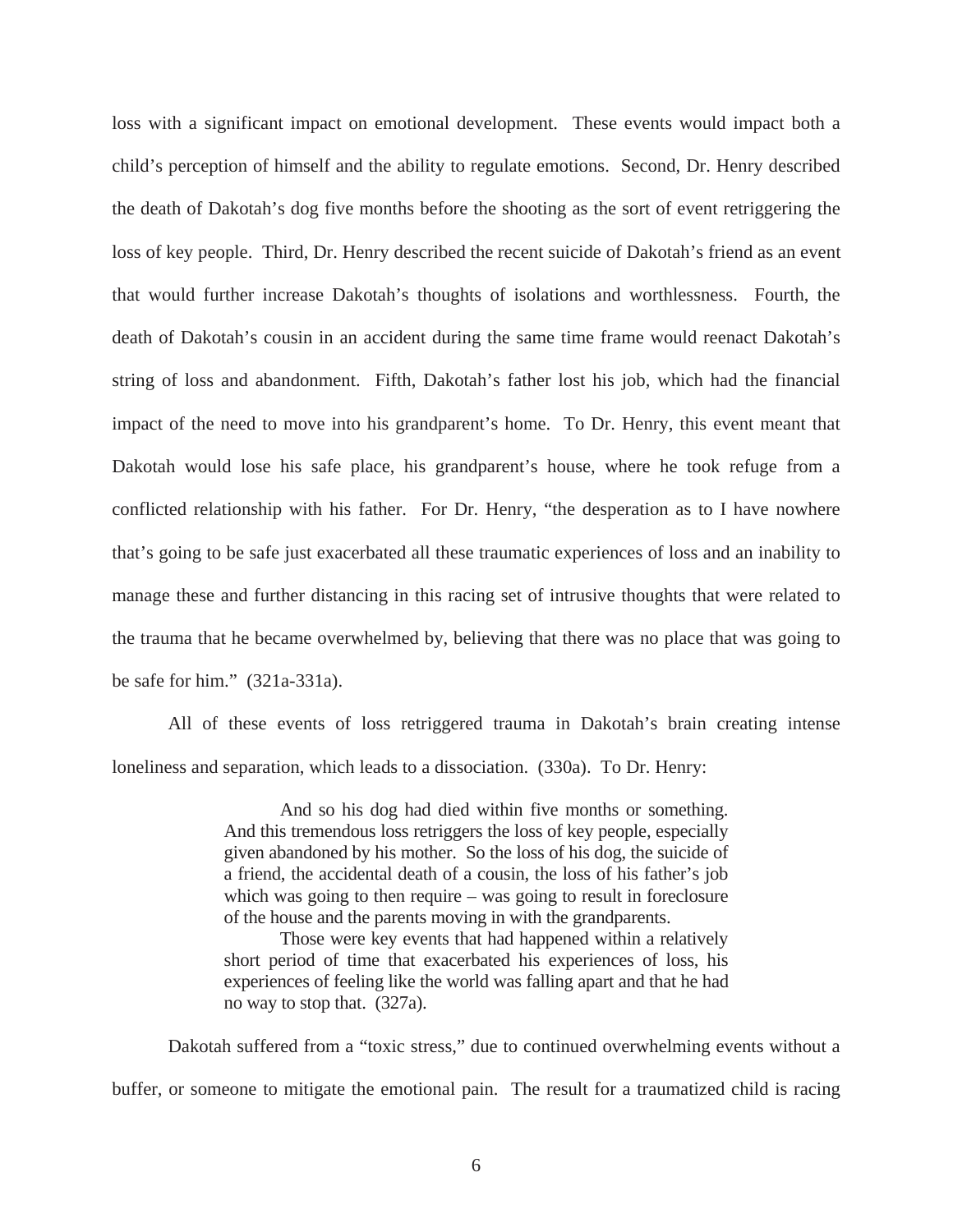loss with a significant impact on emotional development. These events would impact both a child's perception of himself and the ability to regulate emotions. Second, Dr. Henry described the death of Dakotah's dog five months before the shooting as the sort of event retriggering the loss of key people. Third, Dr. Henry described the recent suicide of Dakotah's friend as an event that would further increase Dakotah's thoughts of isolations and worthlessness. Fourth, the death of Dakotah's cousin in an accident during the same time frame would reenact Dakotah's string of loss and abandonment. Fifth, Dakotah's father lost his job, which had the financial impact of the need to move into his grandparent's home. To Dr. Henry, this event meant that Dakotah would lose his safe place, his grandparent's house, where he took refuge from a conflicted relationship with his father. For Dr. Henry, "the desperation as to I have nowhere that's going to be safe just exacerbated all these traumatic experiences of loss and an inability to manage these and further distancing in this racing set of intrusive thoughts that were related to the trauma that he became overwhelmed by, believing that there was no place that was going to be safe for him." (321a-331a).

All of these events of loss retriggered trauma in Dakotah's brain creating intense loneliness and separation, which leads to a dissociation. (330a). To Dr. Henry:

> And so his dog had died within five months or something. And this tremendous loss retriggers the loss of key people, especially given abandoned by his mother. So the loss of his dog, the suicide of a friend, the accidental death of a cousin, the loss of his father's job which was going to then require – was going to result in foreclosure of the house and the parents moving in with the grandparents.
>
> Those were key events that had happened within a relatively short period of time that exacerbated his experiences of loss, his experiences of feeling like the world was falling apart and that he had no way to stop that. (327a).

Dakotah suffered from a "toxic stress," due to continued overwhelming events without a buffer, or someone to mitigate the emotional pain. The result for a traumatized child is racing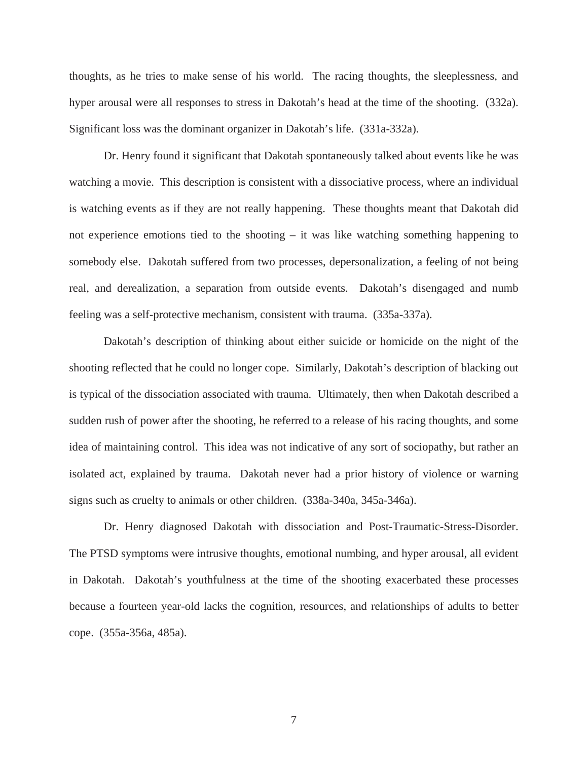thoughts, as he tries to make sense of his world. The racing thoughts, the sleeplessness, and hyper arousal were all responses to stress in Dakotah's head at the time of the shooting. (332a). Significant loss was the dominant organizer in Dakotah's life. (331a-332a).

Dr. Henry found it significant that Dakotah spontaneously talked about events like he was watching a movie. This description is consistent with a dissociative process, where an individual is watching events as if they are not really happening. These thoughts meant that Dakotah did not experience emotions tied to the shooting – it was like watching something happening to somebody else. Dakotah suffered from two processes, depersonalization, a feeling of not being real, and derealization, a separation from outside events. Dakotah's disengaged and numb feeling was a self-protective mechanism, consistent with trauma. (335a-337a).

Dakotah's description of thinking about either suicide or homicide on the night of the shooting reflected that he could no longer cope. Similarly, Dakotah's description of blacking out is typical of the dissociation associated with trauma. Ultimately, then when Dakotah described a sudden rush of power after the shooting, he referred to a release of his racing thoughts, and some idea of maintaining control. This idea was not indicative of any sort of sociopathy, but rather an isolated act, explained by trauma. Dakotah never had a prior history of violence or warning signs such as cruelty to animals or other children. (338a-340a, 345a-346a).

Dr. Henry diagnosed Dakotah with dissociation and Post-Traumatic-Stress-Disorder. The PTSD symptoms were intrusive thoughts, emotional numbing, and hyper arousal, all evident in Dakotah. Dakotah's youthfulness at the time of the shooting exacerbated these processes because a fourteen year-old lacks the cognition, resources, and relationships of adults to better cope. (355a-356a, 485a).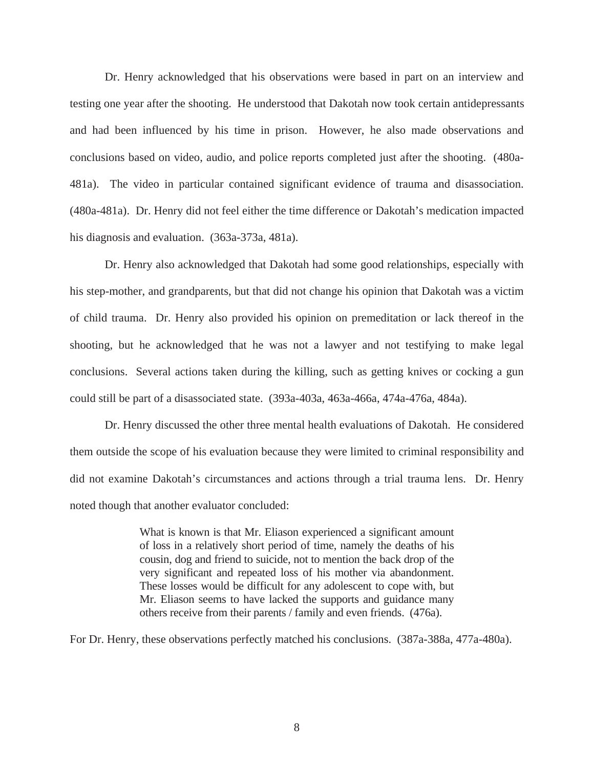Dr. Henry acknowledged that his observations were based in part on an interview and testing one year after the shooting. He understood that Dakotah now took certain antidepressants and had been influenced by his time in prison. However, he also made observations and conclusions based on video, audio, and police reports completed just after the shooting. (480a-481a). The video in particular contained significant evidence of trauma and disassociation. (480a-481a). Dr. Henry did not feel either the time difference or Dakotah's medication impacted his diagnosis and evaluation. (363a-373a, 481a).

Dr. Henry also acknowledged that Dakotah had some good relationships, especially with his step-mother, and grandparents, but that did not change his opinion that Dakotah was a victim of child trauma. Dr. Henry also provided his opinion on premeditation or lack thereof in the shooting, but he acknowledged that he was not a lawyer and not testifying to make legal conclusions. Several actions taken during the killing, such as getting knives or cocking a gun could still be part of a disassociated state. (393a-403a, 463a-466a, 474a-476a, 484a).

Dr. Henry discussed the other three mental health evaluations of Dakotah. He considered them outside the scope of his evaluation because they were limited to criminal responsibility and did not examine Dakotah's circumstances and actions through a trial trauma lens. Dr. Henry noted though that another evaluator concluded:

> What is known is that Mr. Eliason experienced a significant amount of loss in a relatively short period of time, namely the deaths of his cousin, dog and friend to suicide, not to mention the back drop of the very significant and repeated loss of his mother via abandonment. These losses would be difficult for any adolescent to cope with, but Mr. Eliason seems to have lacked the supports and guidance many others receive from their parents / family and even friends. (476a).

For Dr. Henry, these observations perfectly matched his conclusions. (387a-388a, 477a-480a).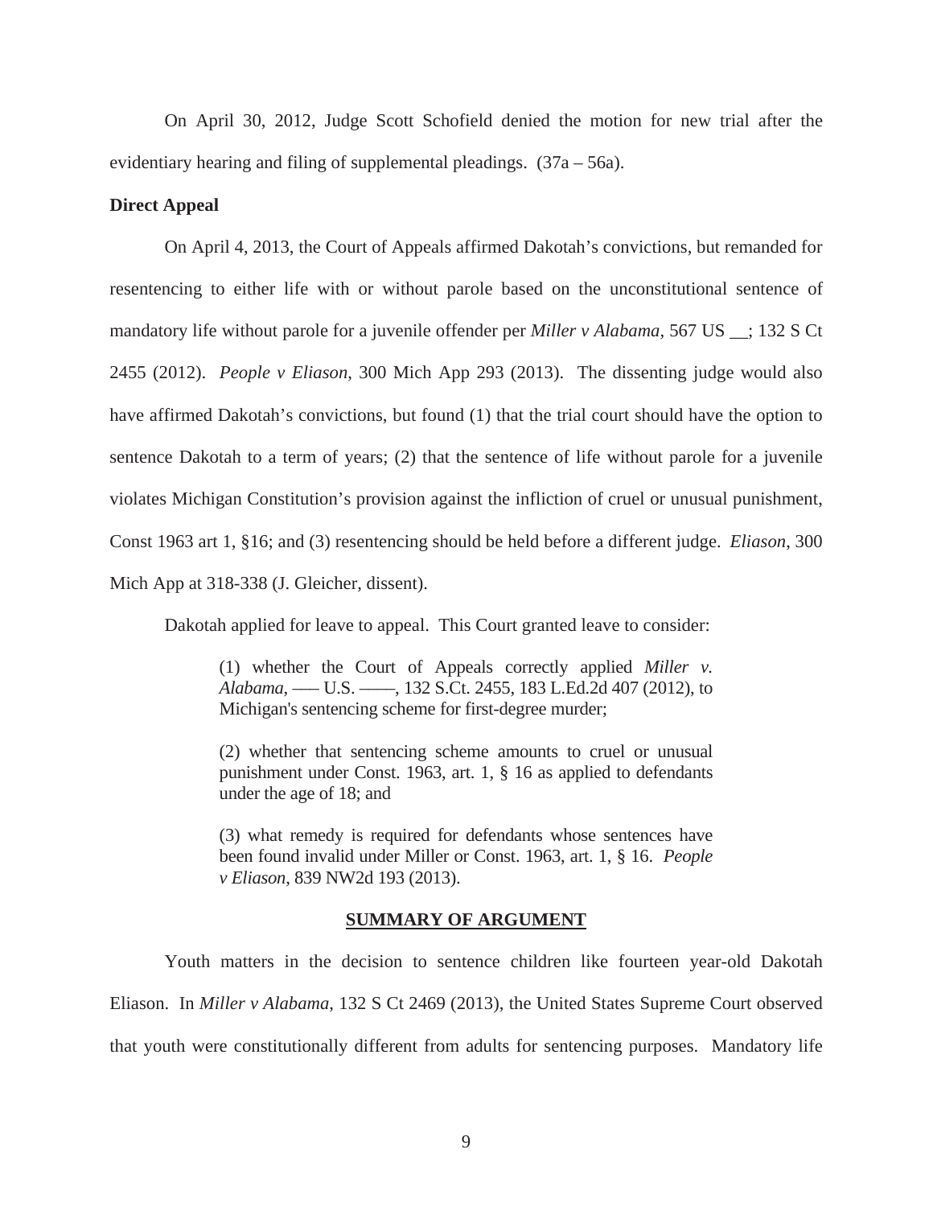On April 30, 2012, Judge Scott Schofield denied the motion for new trial after the evidentiary hearing and filing of supplemental pleadings. (37a – 56a).

**Direct Appeal**

On April 4, 2013, the Court of Appeals affirmed Dakotah's convictions, but remanded for resentencing to either life with or without parole based on the unconstitutional sentence of mandatory life without parole for a juvenile offender per *Miller v Alabama*, 567 US __; 132 S Ct 2455 (2012). *People v Eliason*, 300 Mich App 293 (2013). The dissenting judge would also have affirmed Dakotah's convictions, but found (1) that the trial court should have the option to sentence Dakotah to a term of years; (2) that the sentence of life without parole for a juvenile violates Michigan Constitution's provision against the infliction of cruel or unusual punishment, Const 1963 art 1, §16; and (3) resentencing should be held before a different judge. *Eliason*, 300 Mich App at 318-338 (J. Gleicher, dissent).

Dakotah applied for leave to appeal. This Court granted leave to consider:

> (1) whether the Court of Appeals correctly applied *Miller v. Alabama*, ––– U.S. ––––, 132 S.Ct. 2455, 183 L.Ed.2d 407 (2012), to Michigan's sentencing scheme for first-degree murder;
>
> (2) whether that sentencing scheme amounts to cruel or unusual punishment under Const. 1963, art. 1, § 16 as applied to defendants under the age of 18; and
>
> (3) what remedy is required for defendants whose sentences have been found invalid under Miller or Const. 1963, art. 1, § 16. *People v Eliason*, 839 NW2d 193 (2013).

## SUMMARY OF ARGUMENT

Youth matters in the decision to sentence children like fourteen year-old Dakotah Eliason. In *Miller v Alabama*, 132 S Ct 2469 (2013), the United States Supreme Court observed that youth were constitutionally different from adults for sentencing purposes. Mandatory life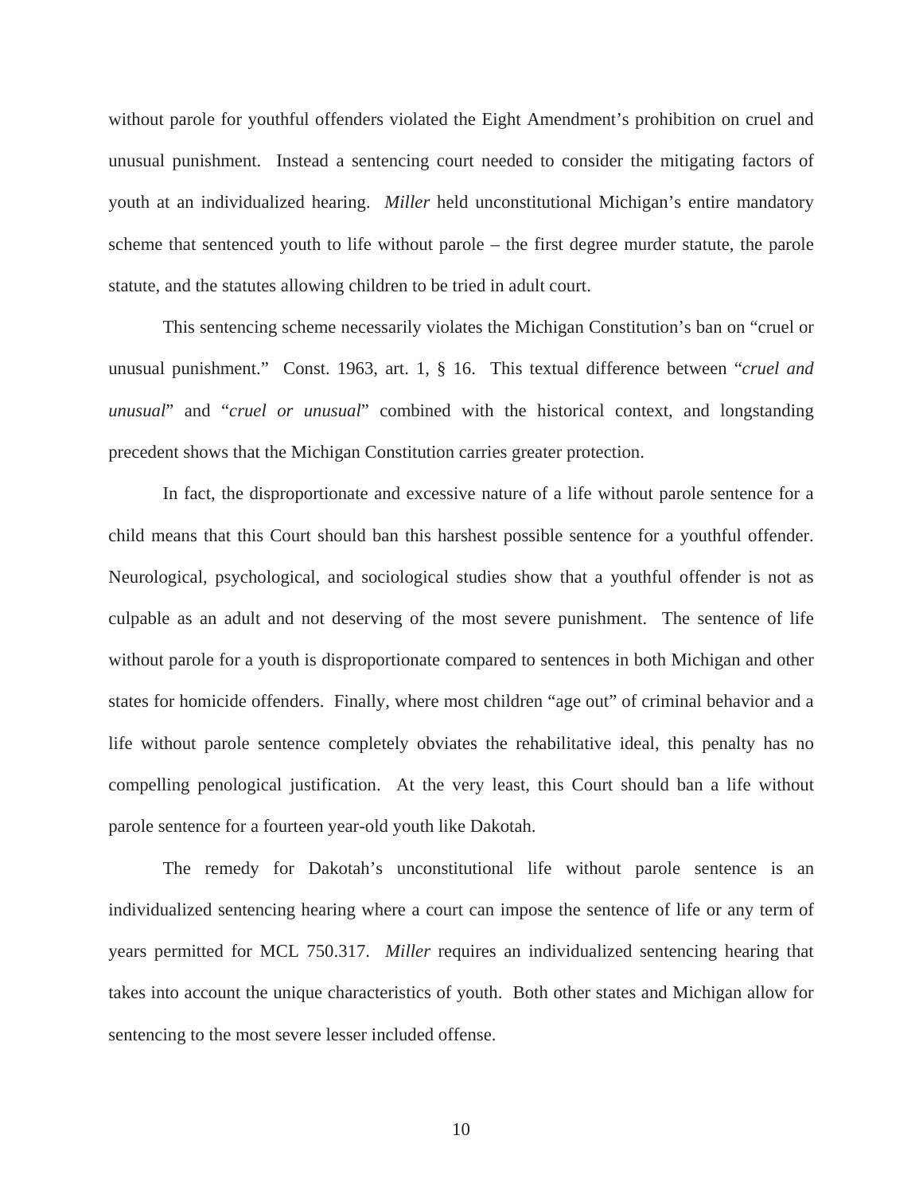without parole for youthful offenders violated the Eight Amendment's prohibition on cruel and unusual punishment. Instead a sentencing court needed to consider the mitigating factors of youth at an individualized hearing. *Miller* held unconstitutional Michigan's entire mandatory scheme that sentenced youth to life without parole – the first degree murder statute, the parole statute, and the statutes allowing children to be tried in adult court.

This sentencing scheme necessarily violates the Michigan Constitution's ban on "cruel or unusual punishment." Const. 1963, art. 1, § 16. This textual difference between "*cruel and unusual*" and "*cruel or unusual*" combined with the historical context, and longstanding precedent shows that the Michigan Constitution carries greater protection.

In fact, the disproportionate and excessive nature of a life without parole sentence for a child means that this Court should ban this harshest possible sentence for a youthful offender. Neurological, psychological, and sociological studies show that a youthful offender is not as culpable as an adult and not deserving of the most severe punishment. The sentence of life without parole for a youth is disproportionate compared to sentences in both Michigan and other states for homicide offenders. Finally, where most children "age out" of criminal behavior and a life without parole sentence completely obviates the rehabilitative ideal, this penalty has no compelling penological justification. At the very least, this Court should ban a life without parole sentence for a fourteen year-old youth like Dakotah.

The remedy for Dakotah's unconstitutional life without parole sentence is an individualized sentencing hearing where a court can impose the sentence of life or any term of years permitted for MCL 750.317. *Miller* requires an individualized sentencing hearing that takes into account the unique characteristics of youth. Both other states and Michigan allow for sentencing to the most severe lesser included offense.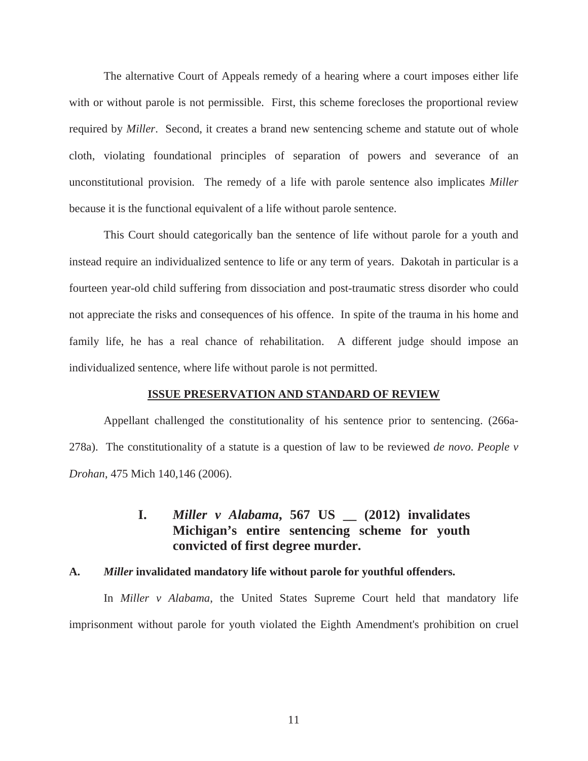The alternative Court of Appeals remedy of a hearing where a court imposes either life with or without parole is not permissible. First, this scheme forecloses the proportional review required by *Miller*. Second, it creates a brand new sentencing scheme and statute out of whole cloth, violating foundational principles of separation of powers and severance of an unconstitutional provision. The remedy of a life with parole sentence also implicates *Miller* because it is the functional equivalent of a life without parole sentence.

This Court should categorically ban the sentence of life without parole for a youth and instead require an individualized sentence to life or any term of years. Dakotah in particular is a fourteen year-old child suffering from dissociation and post-traumatic stress disorder who could not appreciate the risks and consequences of his offence. In spite of the trauma in his home and family life, he has a real chance of rehabilitation. A different judge should impose an individualized sentence, where life without parole is not permitted.

## ISSUE PRESERVATION AND STANDARD OF REVIEW

Appellant challenged the constitutionality of his sentence prior to sentencing. (266a-278a). The constitutionality of a statute is a question of law to be reviewed *de novo*. *People v Drohan*, 475 Mich 140,146 (2006).

## I. *Miller v Alabama*, 567 US __ (2012) invalidates Michigan's entire sentencing scheme for youth convicted of first degree murder.

### A. *Miller* invalidated mandatory life without parole for youthful offenders.

In *Miller v Alabama*, the United States Supreme Court held that mandatory life imprisonment without parole for youth violated the Eighth Amendment's prohibition on cruel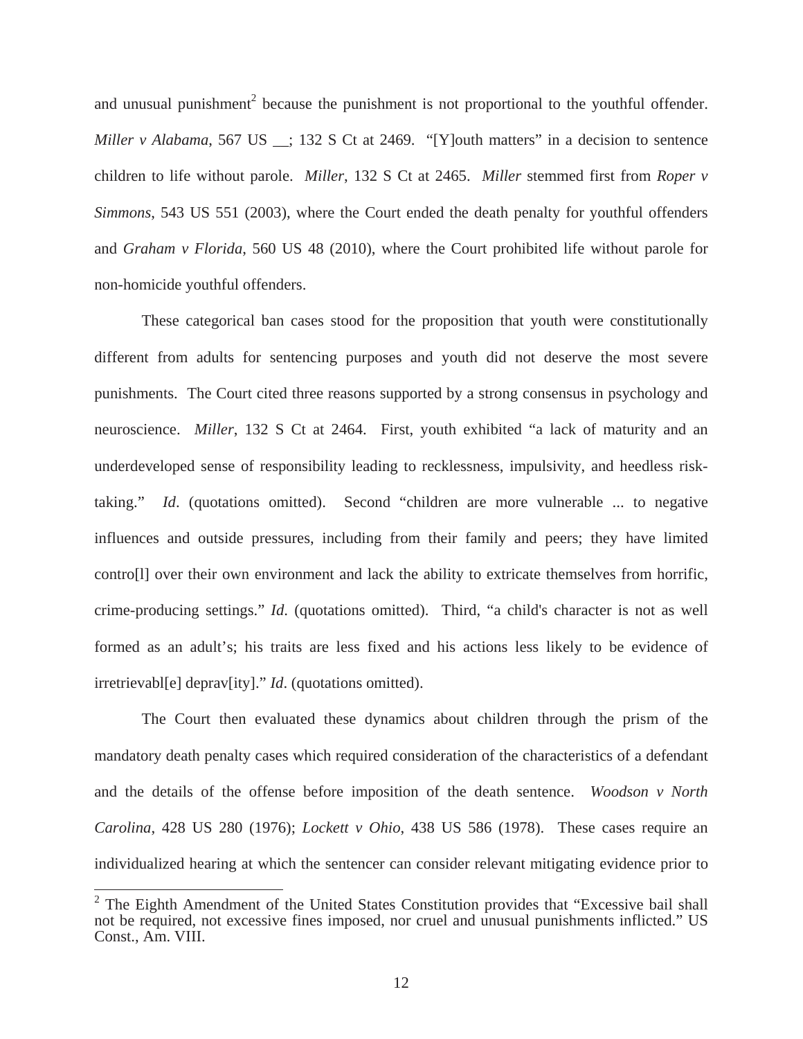and unusual punishment[2] because the punishment is not proportional to the youthful offender. *Miller v Alabama*, 567 US __; 132 S Ct at 2469. "[Y]outh matters" in a decision to sentence children to life without parole. *Miller*, 132 S Ct at 2465. *Miller* stemmed first from *Roper v Simmons*, 543 US 551 (2003), where the Court ended the death penalty for youthful offenders and *Graham v Florida*, 560 US 48 (2010), where the Court prohibited life without parole for non-homicide youthful offenders.

These categorical ban cases stood for the proposition that youth were constitutionally different from adults for sentencing purposes and youth did not deserve the most severe punishments. The Court cited three reasons supported by a strong consensus in psychology and neuroscience. *Miller*, 132 S Ct at 2464. First, youth exhibited "a lack of maturity and an underdeveloped sense of responsibility leading to recklessness, impulsivity, and heedless risk-taking." *Id*. (quotations omitted). Second "children are more vulnerable ... to negative influences and outside pressures, including from their family and peers; they have limited contro[l] over their own environment and lack the ability to extricate themselves from horrific, crime-producing settings." *Id*. (quotations omitted). Third, "a child's character is not as well formed as an adult's; his traits are less fixed and his actions less likely to be evidence of irretrievabl[e] deprav[ity]." *Id*. (quotations omitted).

The Court then evaluated these dynamics about children through the prism of the mandatory death penalty cases which required consideration of the characteristics of a defendant and the details of the offense before imposition of the death sentence. *Woodson v North Carolina*, 428 US 280 (1976); *Lockett v Ohio*, 438 US 586 (1978). These cases require an individualized hearing at which the sentencer can consider relevant mitigating evidence prior to

[2] The Eighth Amendment of the United States Constitution provides that "Excessive bail shall not be required, not excessive fines imposed, nor cruel and unusual punishments inflicted." US Const., Am. VIII.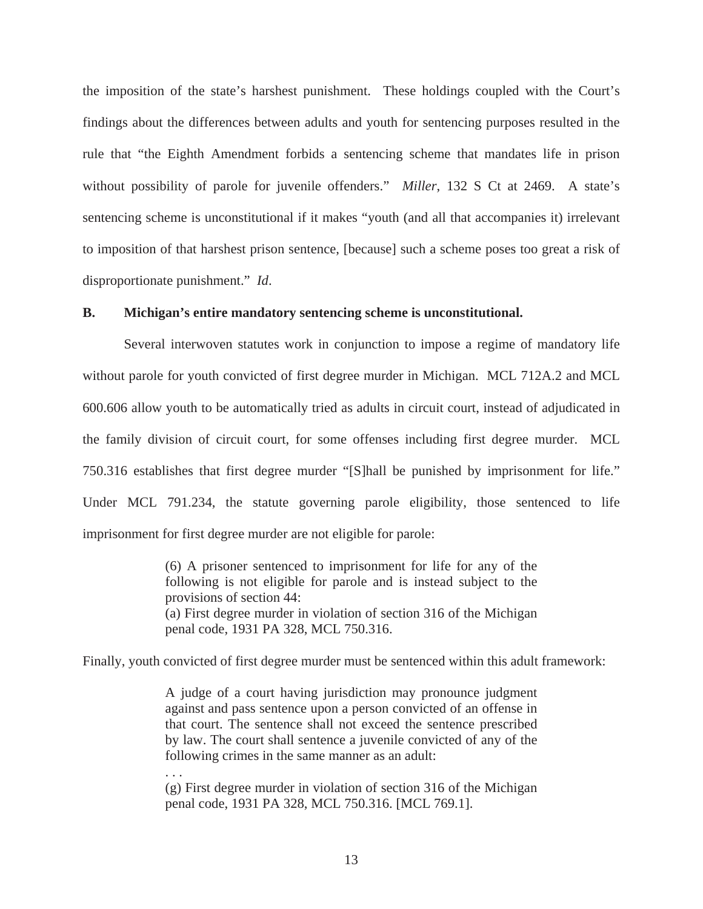the imposition of the state's harshest punishment. These holdings coupled with the Court's findings about the differences between adults and youth for sentencing purposes resulted in the rule that "the Eighth Amendment forbids a sentencing scheme that mandates life in prison without possibility of parole for juvenile offenders." *Miller*, 132 S Ct at 2469. A state's sentencing scheme is unconstitutional if it makes "youth (and all that accompanies it) irrelevant to imposition of that harshest prison sentence, [because] such a scheme poses too great a risk of disproportionate punishment." *Id*.

### B. Michigan's entire mandatory sentencing scheme is unconstitutional.

Several interwoven statutes work in conjunction to impose a regime of mandatory life without parole for youth convicted of first degree murder in Michigan. MCL 712A.2 and MCL 600.606 allow youth to be automatically tried as adults in circuit court, instead of adjudicated in the family division of circuit court, for some offenses including first degree murder. MCL 750.316 establishes that first degree murder "[S]hall be punished by imprisonment for life." Under MCL 791.234, the statute governing parole eligibility, those sentenced to life imprisonment for first degree murder are not eligible for parole:

> (6) A prisoner sentenced to imprisonment for life for any of the following is not eligible for parole and is instead subject to the provisions of section 44:
> (a) First degree murder in violation of section 316 of the Michigan penal code, 1931 PA 328, MCL 750.316.

Finally, youth convicted of first degree murder must be sentenced within this adult framework:

> A judge of a court having jurisdiction may pronounce judgment against and pass sentence upon a person convicted of an offense in that court. The sentence shall not exceed the sentence prescribed by law. The court shall sentence a juvenile convicted of any of the following crimes in the same manner as an adult:
>
> . . .
>
> (g) First degree murder in violation of section 316 of the Michigan penal code, 1931 PA 328, MCL 750.316. [MCL 769.1].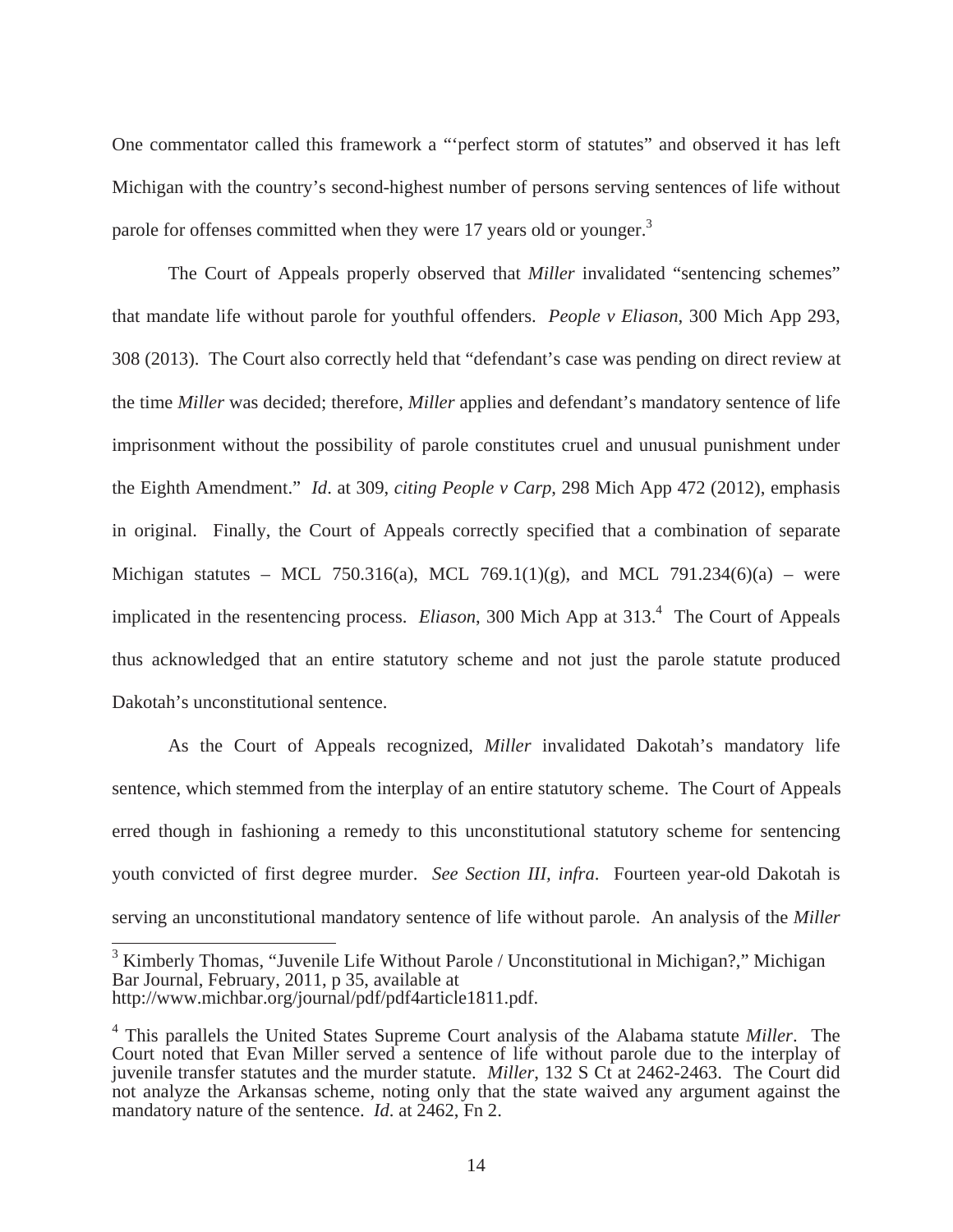One commentator called this framework a "'perfect storm of statutes" and observed it has left Michigan with the country's second-highest number of persons serving sentences of life without parole for offenses committed when they were 17 years old or younger.[3]

The Court of Appeals properly observed that *Miller* invalidated "sentencing schemes" that mandate life without parole for youthful offenders. *People v Eliason*, 300 Mich App 293, 308 (2013). The Court also correctly held that "defendant's case was pending on direct review at the time *Miller* was decided; therefore, *Miller* applies and defendant's mandatory sentence of life imprisonment without the possibility of parole constitutes cruel and unusual punishment under the Eighth Amendment." *Id*. at 309, *citing People v Carp*, 298 Mich App 472 (2012), emphasis in original. Finally, the Court of Appeals correctly specified that a combination of separate Michigan statutes – MCL 750.316(a), MCL 769.1(1)(g), and MCL 791.234(6)(a) – were implicated in the resentencing process. *Eliason*, 300 Mich App at 313.[4] The Court of Appeals thus acknowledged that an entire statutory scheme and not just the parole statute produced Dakotah's unconstitutional sentence.

As the Court of Appeals recognized, *Miller* invalidated Dakotah's mandatory life sentence, which stemmed from the interplay of an entire statutory scheme. The Court of Appeals erred though in fashioning a remedy to this unconstitutional statutory scheme for sentencing youth convicted of first degree murder. *See Section III, infra*. Fourteen year-old Dakotah is serving an unconstitutional mandatory sentence of life without parole. An analysis of the *Miller*

---

[3] Kimberly Thomas, "Juvenile Life Without Parole / Unconstitutional in Michigan?," Michigan Bar Journal, February, 2011, p 35, available at http://www.michbar.org/journal/pdf/pdf4article1811.pdf.

[4] This parallels the United States Supreme Court analysis of the Alabama statute *Miller*. The Court noted that Evan Miller served a sentence of life without parole due to the interplay of juvenile transfer statutes and the murder statute. *Miller*, 132 S Ct at 2462-2463. The Court did not analyze the Arkansas scheme, noting only that the state waived any argument against the mandatory nature of the sentence. *Id*. at 2462, Fn 2.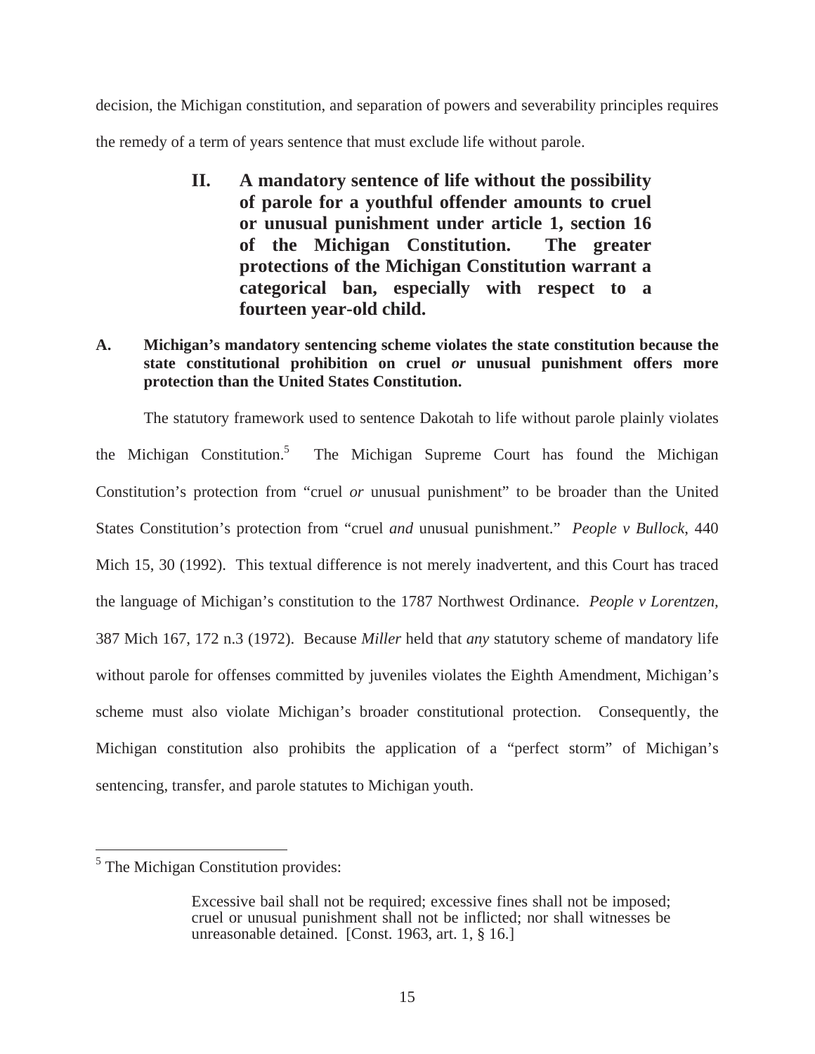decision, the Michigan constitution, and separation of powers and severability principles requires the remedy of a term of years sentence that must exclude life without parole.

## II. A mandatory sentence of life without the possibility of parole for a youthful offender amounts to cruel or unusual punishment under article 1, section 16 of the Michigan Constitution. The greater protections of the Michigan Constitution warrant a categorical ban, especially with respect to a fourteen year-old child.

### A. Michigan's mandatory sentencing scheme violates the state constitution because the state constitutional prohibition on cruel *or* unusual punishment offers more protection than the United States Constitution.

The statutory framework used to sentence Dakotah to life without parole plainly violates the Michigan Constitution.[5] The Michigan Supreme Court has found the Michigan Constitution's protection from "cruel *or* unusual punishment" to be broader than the United States Constitution's protection from "cruel *and* unusual punishment." *People v Bullock*, 440 Mich 15, 30 (1992). This textual difference is not merely inadvertent, and this Court has traced the language of Michigan's constitution to the 1787 Northwest Ordinance. *People v Lorentzen,* 387 Mich 167, 172 n.3 (1972). Because *Miller* held that *any* statutory scheme of mandatory life without parole for offenses committed by juveniles violates the Eighth Amendment, Michigan's scheme must also violate Michigan's broader constitutional protection. Consequently, the Michigan constitution also prohibits the application of a "perfect storm" of Michigan's sentencing, transfer, and parole statutes to Michigan youth.

---

[5] The Michigan Constitution provides:

> Excessive bail shall not be required; excessive fines shall not be imposed; cruel or unusual punishment shall not be inflicted; nor shall witnesses be unreasonable detained. [Const. 1963, art. 1, § 16.]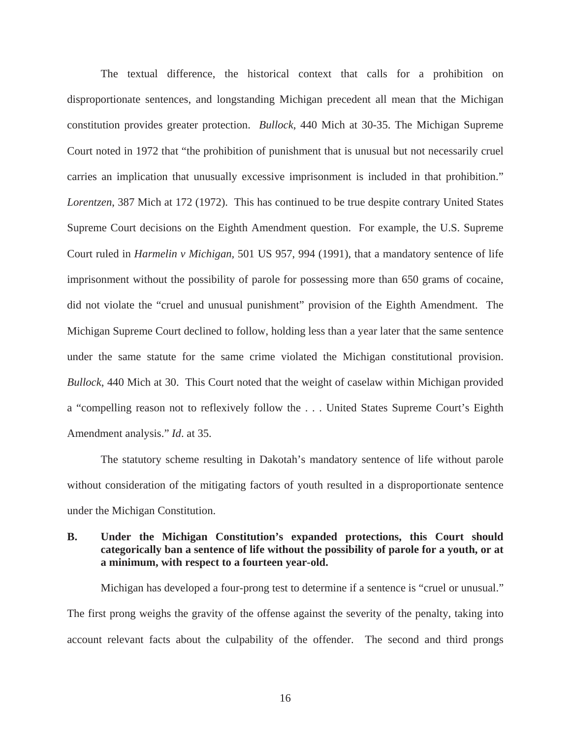The textual difference, the historical context that calls for a prohibition on disproportionate sentences, and longstanding Michigan precedent all mean that the Michigan constitution provides greater protection. *Bullock*, 440 Mich at 30-35. The Michigan Supreme Court noted in 1972 that "the prohibition of punishment that is unusual but not necessarily cruel carries an implication that unusually excessive imprisonment is included in that prohibition." *Lorentzen*, 387 Mich at 172 (1972). This has continued to be true despite contrary United States Supreme Court decisions on the Eighth Amendment question. For example, the U.S. Supreme Court ruled in *Harmelin v Michigan*, 501 US 957, 994 (1991), that a mandatory sentence of life imprisonment without the possibility of parole for possessing more than 650 grams of cocaine, did not violate the "cruel and unusual punishment" provision of the Eighth Amendment. The Michigan Supreme Court declined to follow, holding less than a year later that the same sentence under the same statute for the same crime violated the Michigan constitutional provision. *Bullock*, 440 Mich at 30. This Court noted that the weight of caselaw within Michigan provided a "compelling reason not to reflexively follow the . . . United States Supreme Court's Eighth Amendment analysis." *Id*. at 35.

The statutory scheme resulting in Dakotah's mandatory sentence of life without parole without consideration of the mitigating factors of youth resulted in a disproportionate sentence under the Michigan Constitution.

**B. Under the Michigan Constitution's expanded protections, this Court should categorically ban a sentence of life without the possibility of parole for a youth, or at a minimum, with respect to a fourteen year-old.**

Michigan has developed a four-prong test to determine if a sentence is "cruel or unusual." The first prong weighs the gravity of the offense against the severity of the penalty, taking into account relevant facts about the culpability of the offender. The second and third prongs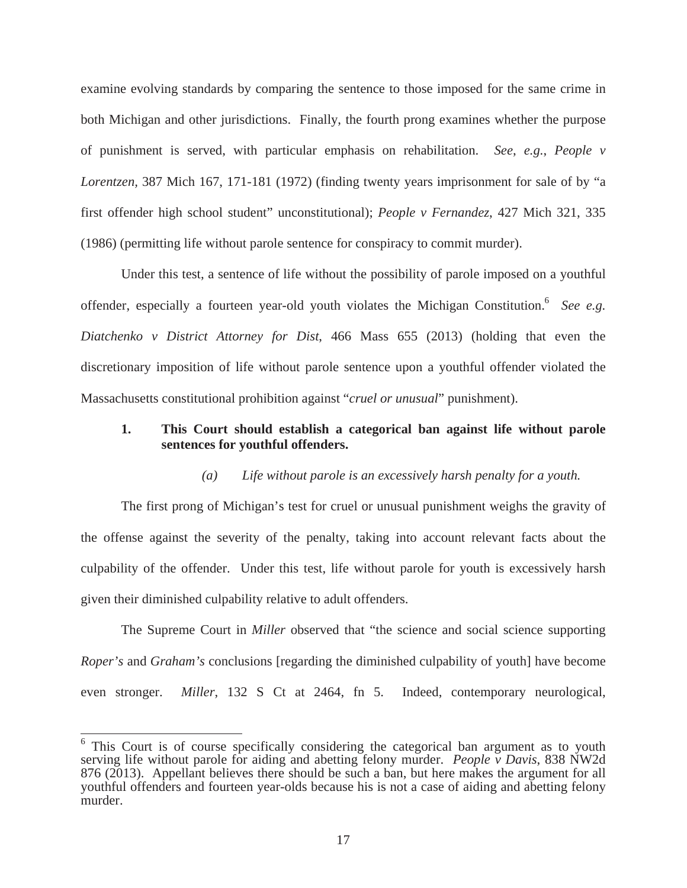examine evolving standards by comparing the sentence to those imposed for the same crime in both Michigan and other jurisdictions. Finally, the fourth prong examines whether the purpose of punishment is served, with particular emphasis on rehabilitation. *See*, *e.g.*, *People v Lorentzen*, 387 Mich 167, 171-181 (1972) (finding twenty years imprisonment for sale of by "a first offender high school student" unconstitutional); *People v Fernandez*, 427 Mich 321, 335 (1986) (permitting life without parole sentence for conspiracy to commit murder).

Under this test, a sentence of life without the possibility of parole imposed on a youthful offender, especially a fourteen year-old youth violates the Michigan Constitution.[6] *See e.g. Diatchenko v District Attorney for Dist*, 466 Mass 655 (2013) (holding that even the discretionary imposition of life without parole sentence upon a youthful offender violated the Massachusetts constitutional prohibition against "*cruel or unusual*" punishment).

### 1. This Court should establish a categorical ban against life without parole sentences for youthful offenders.

#### *(a) Life without parole is an excessively harsh penalty for a youth.*

The first prong of Michigan's test for cruel or unusual punishment weighs the gravity of the offense against the severity of the penalty, taking into account relevant facts about the culpability of the offender. Under this test, life without parole for youth is excessively harsh given their diminished culpability relative to adult offenders.

The Supreme Court in *Miller* observed that "the science and social science supporting *Roper's* and *Graham's* conclusions [regarding the diminished culpability of youth] have become even stronger. *Miller*, 132 S Ct at 2464, fn 5. Indeed, contemporary neurological,

---

[6] This Court is of course specifically considering the categorical ban argument as to youth serving life without parole for aiding and abetting felony murder. *People v Davis*, 838 NW2d 876 (2013). Appellant believes there should be such a ban, but here makes the argument for all youthful offenders and fourteen year-olds because his is not a case of aiding and abetting felony murder.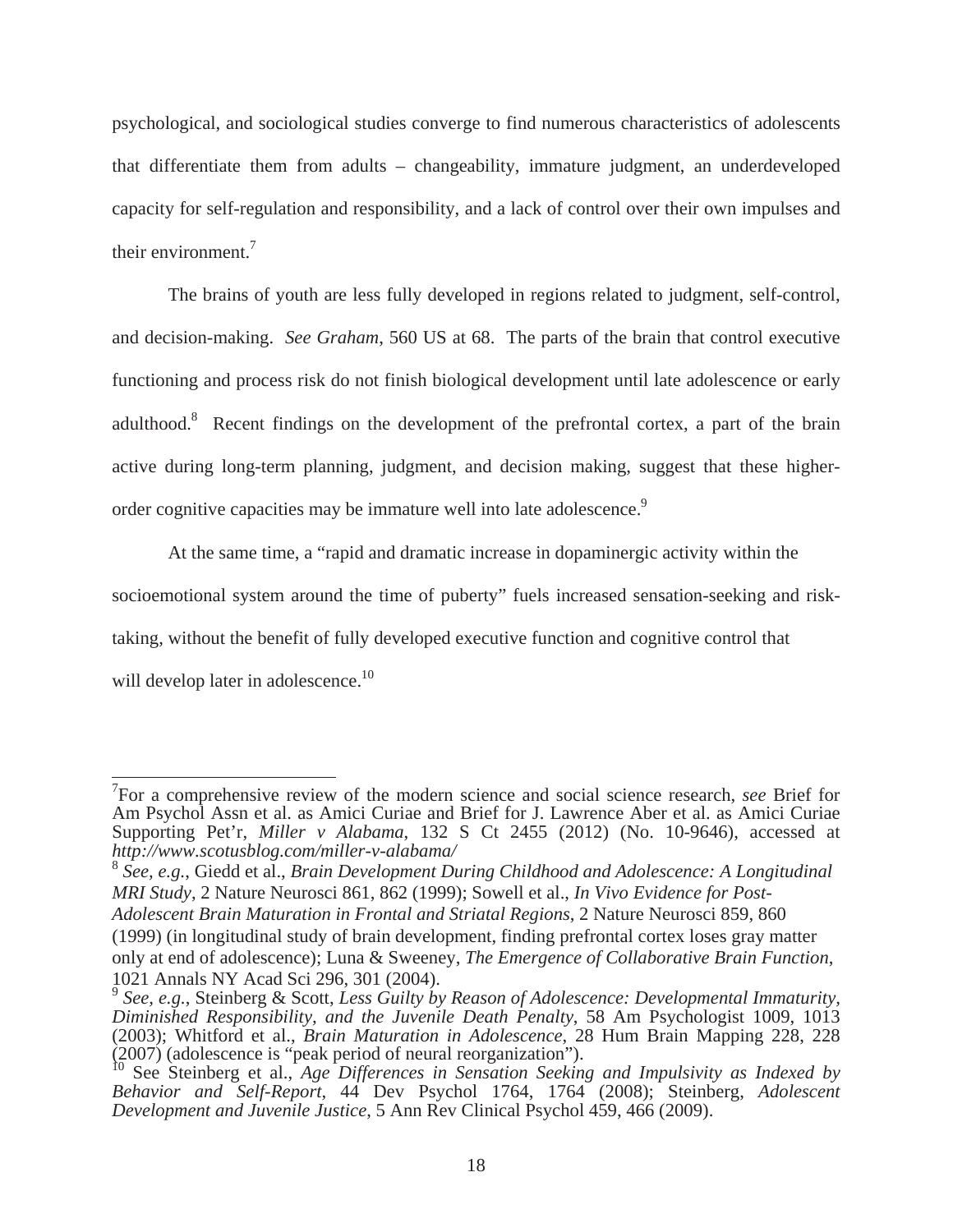psychological, and sociological studies converge to find numerous characteristics of adolescents that differentiate them from adults – changeability, immature judgment, an underdeveloped capacity for self-regulation and responsibility, and a lack of control over their own impulses and their environment.[7]

The brains of youth are less fully developed in regions related to judgment, self-control, and decision-making. *See Graham*, 560 US at 68. The parts of the brain that control executive functioning and process risk do not finish biological development until late adolescence or early adulthood.[8] Recent findings on the development of the prefrontal cortex, a part of the brain active during long-term planning, judgment, and decision making, suggest that these higher-order cognitive capacities may be immature well into late adolescence.[9]

At the same time, a "rapid and dramatic increase in dopaminergic activity within the socioemotional system around the time of puberty" fuels increased sensation-seeking and risk-taking, without the benefit of fully developed executive function and cognitive control that will develop later in adolescence.[10]

---

[7] For a comprehensive review of the modern science and social science research, *see* Brief for Am Psychol Assn et al. as Amici Curiae and Brief for J. Lawrence Aber et al. as Amici Curiae Supporting Pet'r, *Miller v Alabama*, 132 S Ct 2455 (2012) (No. 10-9646), accessed at *http://www.scotusblog.com/miller-v-alabama/*

[8] *See, e.g.*, Giedd et al., *Brain Development During Childhood and Adolescence: A Longitudinal MRI Study*, 2 Nature Neurosci 861, 862 (1999); Sowell et al., *In Vivo Evidence for Post-Adolescent Brain Maturation in Frontal and Striatal Regions*, 2 Nature Neurosci 859, 860 (1999) (in longitudinal study of brain development, finding prefrontal cortex loses gray matter only at end of adolescence); Luna & Sweeney, *The Emergence of Collaborative Brain Function*, 1021 Annals NY Acad Sci 296, 301 (2004).

[9] *See, e.g.*, Steinberg & Scott, *Less Guilty by Reason of Adolescence: Developmental Immaturity, Diminished Responsibility, and the Juvenile Death Penalty*, 58 Am Psychologist 1009, 1013 (2003); Whitford et al., *Brain Maturation in Adolescence*, 28 Hum Brain Mapping 228, 228 (2007) (adolescence is "peak period of neural reorganization").

[10] See Steinberg et al., *Age Differences in Sensation Seeking and Impulsivity as Indexed by Behavior and Self-Report*, 44 Dev Psychol 1764, 1764 (2008); Steinberg, *Adolescent Development and Juvenile Justice*, 5 Ann Rev Clinical Psychol 459, 466 (2009).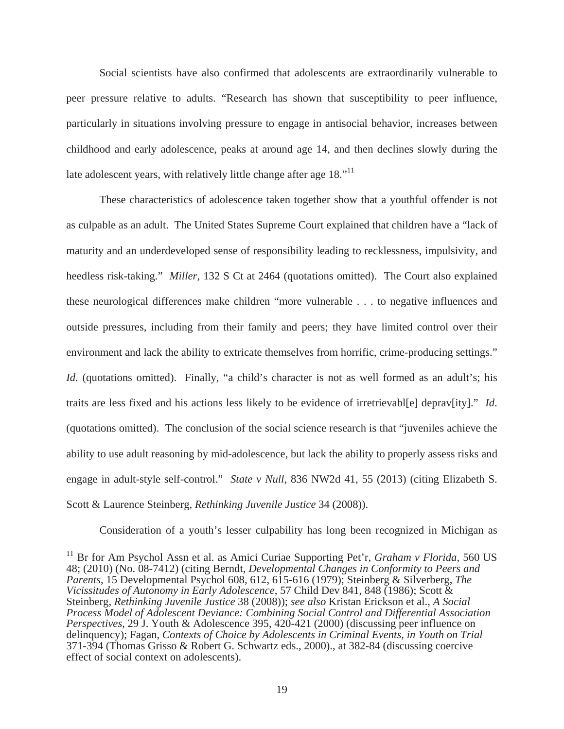Social scientists have also confirmed that adolescents are extraordinarily vulnerable to peer pressure relative to adults. "Research has shown that susceptibility to peer influence, particularly in situations involving pressure to engage in antisocial behavior, increases between childhood and early adolescence, peaks at around age 14, and then declines slowly during the late adolescent years, with relatively little change after age 18."[11]

These characteristics of adolescence taken together show that a youthful offender is not as culpable as an adult. The United States Supreme Court explained that children have a "lack of maturity and an underdeveloped sense of responsibility leading to recklessness, impulsivity, and heedless risk-taking." *Miller*, 132 S Ct at 2464 (quotations omitted). The Court also explained these neurological differences make children "more vulnerable . . . to negative influences and outside pressures, including from their family and peers; they have limited control over their environment and lack the ability to extricate themselves from horrific, crime-producing settings." *Id.* (quotations omitted). Finally, "a child's character is not as well formed as an adult's; his traits are less fixed and his actions less likely to be evidence of irretrievabl[e] deprav[ity]." *Id.* (quotations omitted). The conclusion of the social science research is that "juveniles achieve the ability to use adult reasoning by mid-adolescence, but lack the ability to properly assess risks and engage in adult-style self-control." *State v Null*, 836 NW2d 41, 55 (2013) (citing Elizabeth S. Scott & Laurence Steinberg, *Rethinking Juvenile Justice* 34 (2008)).

Consideration of a youth's lesser culpability has long been recognized in Michigan as

---

[11] Br for Am Psychol Assn et al. as Amici Curiae Supporting Pet'r, *Graham v Florida*, 560 US 48; (2010) (No. 08-7412) (citing Berndt, *Developmental Changes in Conformity to Peers and Parents*, 15 Developmental Psychol 608, 612, 615-616 (1979); Steinberg & Silverberg, *The Vicissitudes of Autonomy in Early Adolescence*, 57 Child Dev 841, 848 (1986); Scott & Steinberg, *Rethinking Juvenile Justice* 38 (2008)); *see also* Kristan Erickson et al., *A Social Process Model of Adolescent Deviance: Combining Social Control and Differential Association Perspectives*, 29 J. Youth & Adolescence 395, 420-421 (2000) (discussing peer influence on delinquency); Fagan, *Contexts of Choice by Adolescents in Criminal Events*, *in Youth on Trial* 371-394 (Thomas Grisso & Robert G. Schwartz eds., 2000)., at 382-84 (discussing coercive effect of social context on adolescents).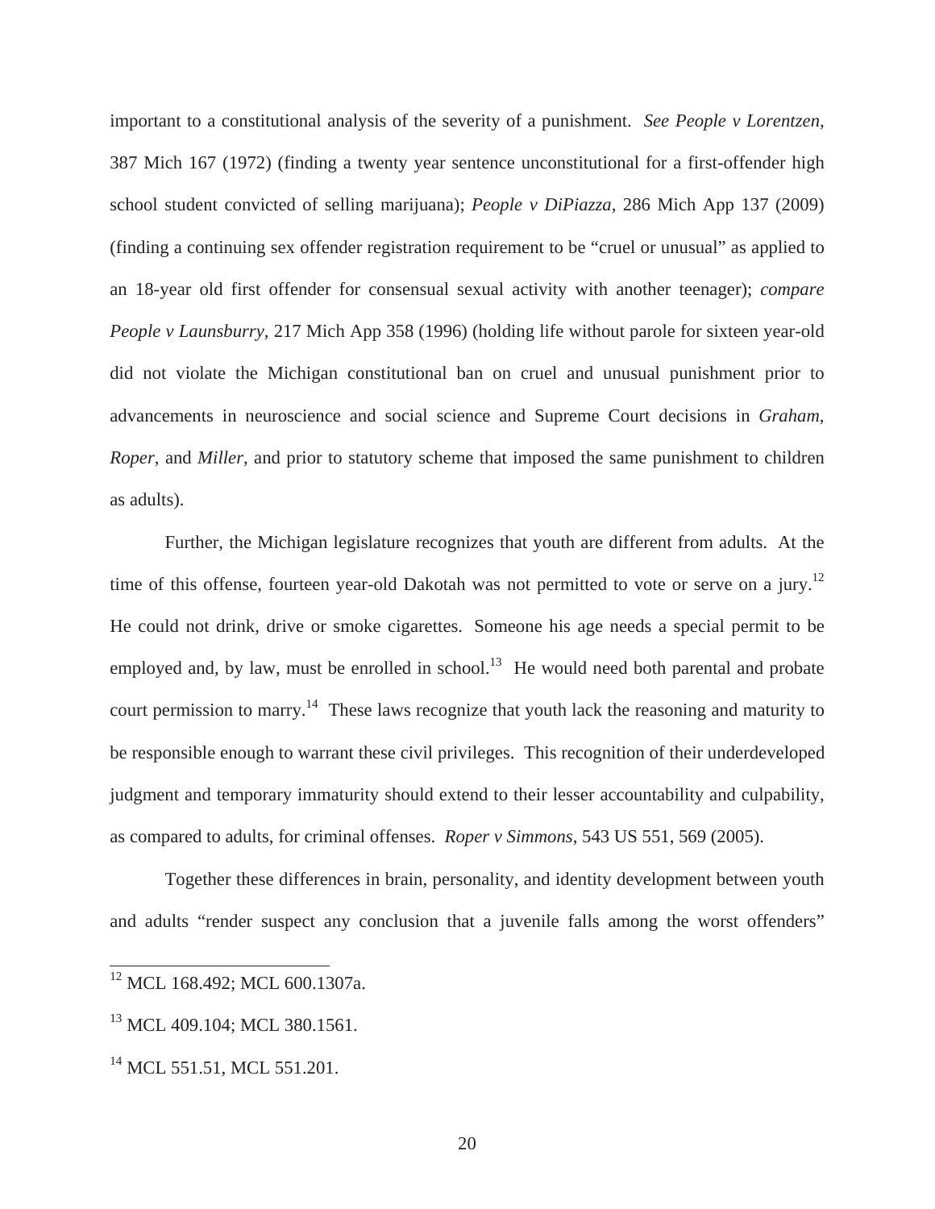important to a constitutional analysis of the severity of a punishment. *See People v Lorentzen*, 387 Mich 167 (1972) (finding a twenty year sentence unconstitutional for a first-offender high school student convicted of selling marijuana); *People v DiPiazza*, 286 Mich App 137 (2009) (finding a continuing sex offender registration requirement to be "cruel or unusual" as applied to an 18-year old first offender for consensual sexual activity with another teenager); *compare People v Launsburry*, 217 Mich App 358 (1996) (holding life without parole for sixteen year-old did not violate the Michigan constitutional ban on cruel and unusual punishment prior to advancements in neuroscience and social science and Supreme Court decisions in *Graham*, *Roper*, and *Miller*, and prior to statutory scheme that imposed the same punishment to children as adults).

Further, the Michigan legislature recognizes that youth are different from adults. At the time of this offense, fourteen year-old Dakotah was not permitted to vote or serve on a jury.[12] He could not drink, drive or smoke cigarettes. Someone his age needs a special permit to be employed and, by law, must be enrolled in school.[13] He would need both parental and probate court permission to marry.[14] These laws recognize that youth lack the reasoning and maturity to be responsible enough to warrant these civil privileges. This recognition of their underdeveloped judgment and temporary immaturity should extend to their lesser accountability and culpability, as compared to adults, for criminal offenses. *Roper v Simmons*, 543 US 551, 569 (2005).

Together these differences in brain, personality, and identity development between youth and adults "render suspect any conclusion that a juvenile falls among the worst offenders"

---

[12] MCL 168.492; MCL 600.1307a.

[13] MCL 409.104; MCL 380.1561.

[14] MCL 551.51, MCL 551.201.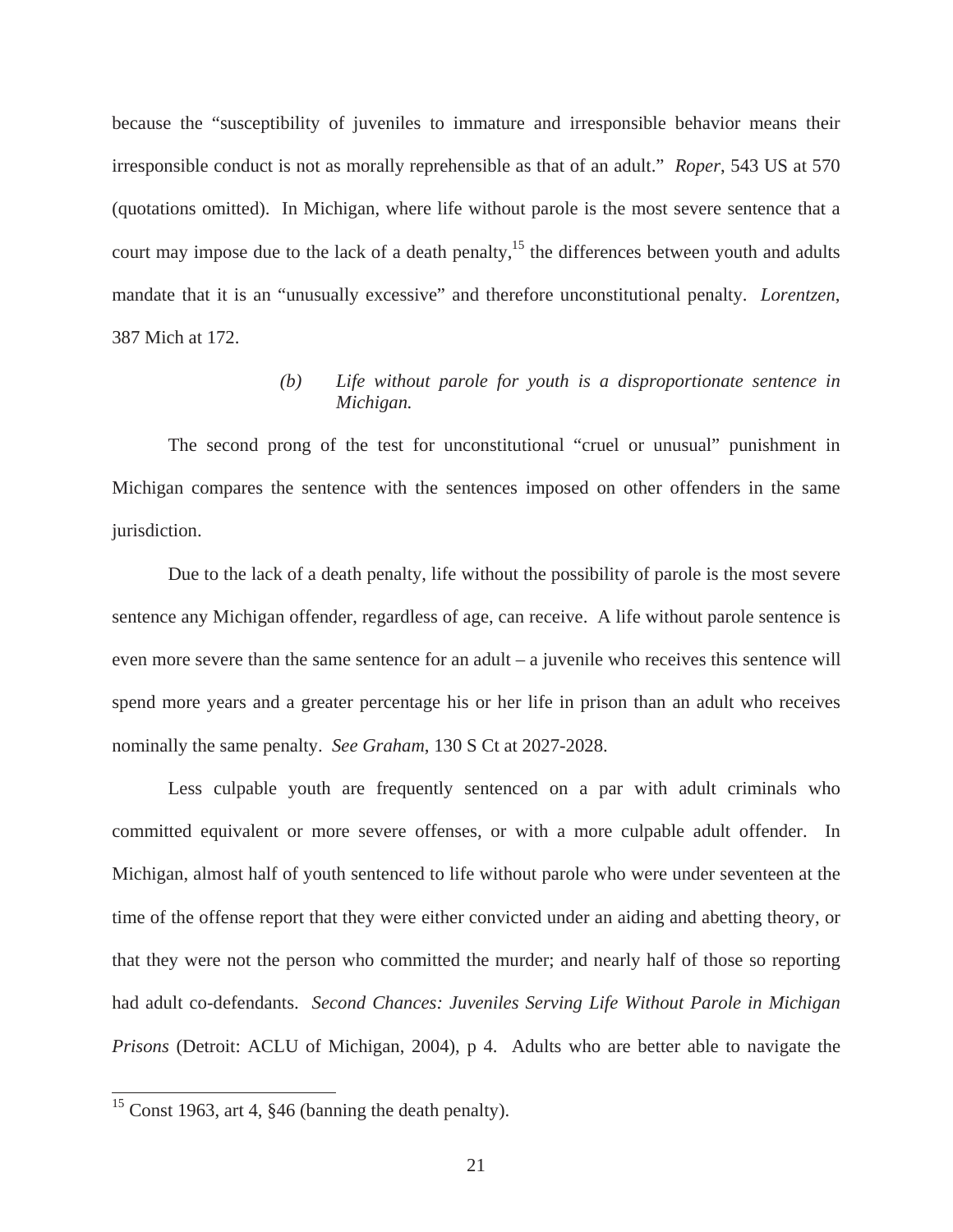because the "susceptibility of juveniles to immature and irresponsible behavior means their irresponsible conduct is not as morally reprehensible as that of an adult." *Roper*, 543 US at 570 (quotations omitted). In Michigan, where life without parole is the most severe sentence that a court may impose due to the lack of a death penalty,[15] the differences between youth and adults mandate that it is an "unusually excessive" and therefore unconstitutional penalty. *Lorentzen*, 387 Mich at 172.

*(b) Life without parole for youth is a disproportionate sentence in Michigan.*

The second prong of the test for unconstitutional "cruel or unusual" punishment in Michigan compares the sentence with the sentences imposed on other offenders in the same jurisdiction.

Due to the lack of a death penalty, life without the possibility of parole is the most severe sentence any Michigan offender, regardless of age, can receive. A life without parole sentence is even more severe than the same sentence for an adult – a juvenile who receives this sentence will spend more years and a greater percentage his or her life in prison than an adult who receives nominally the same penalty. *See Graham*, 130 S Ct at 2027-2028.

Less culpable youth are frequently sentenced on a par with adult criminals who committed equivalent or more severe offenses, or with a more culpable adult offender. In Michigan, almost half of youth sentenced to life without parole who were under seventeen at the time of the offense report that they were either convicted under an aiding and abetting theory, or that they were not the person who committed the murder; and nearly half of those so reporting had adult co-defendants. *Second Chances: Juveniles Serving Life Without Parole in Michigan Prisons* (Detroit: ACLU of Michigan, 2004), p 4. Adults who are better able to navigate the

[15] Const 1963, art 4, §46 (banning the death penalty).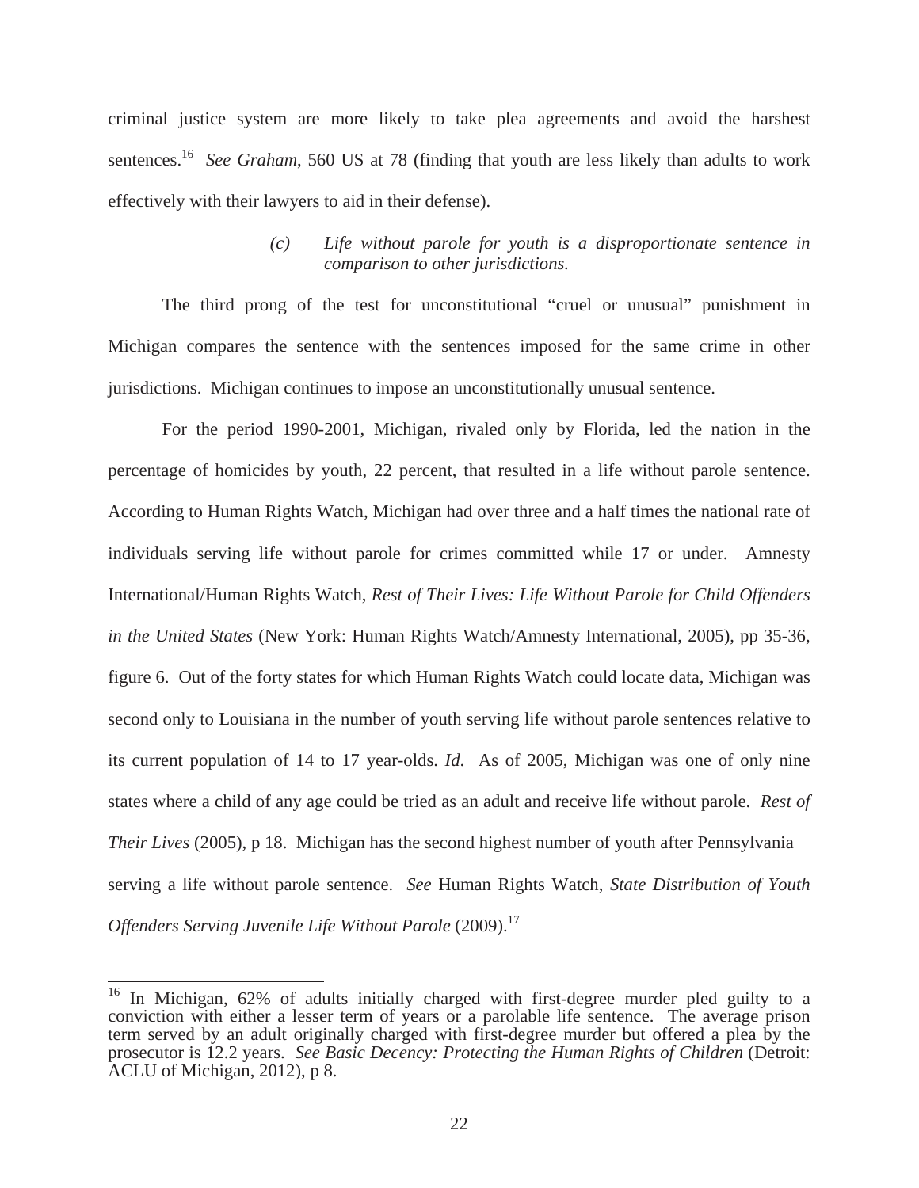criminal justice system are more likely to take plea agreements and avoid the harshest sentences.[16] *See Graham*, 560 US at 78 (finding that youth are less likely than adults to work effectively with their lawyers to aid in their defense).

*(c) Life without parole for youth is a disproportionate sentence in comparison to other jurisdictions.*

The third prong of the test for unconstitutional "cruel or unusual" punishment in Michigan compares the sentence with the sentences imposed for the same crime in other jurisdictions. Michigan continues to impose an unconstitutionally unusual sentence.

For the period 1990-2001, Michigan, rivaled only by Florida, led the nation in the percentage of homicides by youth, 22 percent, that resulted in a life without parole sentence. According to Human Rights Watch, Michigan had over three and a half times the national rate of individuals serving life without parole for crimes committed while 17 or under. Amnesty International/Human Rights Watch, *Rest of Their Lives: Life Without Parole for Child Offenders in the United States* (New York: Human Rights Watch/Amnesty International, 2005), pp 35-36, figure 6. Out of the forty states for which Human Rights Watch could locate data, Michigan was second only to Louisiana in the number of youth serving life without parole sentences relative to its current population of 14 to 17 year-olds. *Id*. As of 2005, Michigan was one of only nine states where a child of any age could be tried as an adult and receive life without parole. *Rest of Their Lives* (2005), p 18. Michigan has the second highest number of youth after Pennsylvania serving a life without parole sentence. *See* Human Rights Watch, *State Distribution of Youth Offenders Serving Juvenile Life Without Parole* (2009).[17]

---

[16] In Michigan, 62% of adults initially charged with first-degree murder pled guilty to a conviction with either a lesser term of years or a parolable life sentence. The average prison term served by an adult originally charged with first-degree murder but offered a plea by the prosecutor is 12.2 years. *See Basic Decency: Protecting the Human Rights of Children* (Detroit: ACLU of Michigan, 2012), p 8.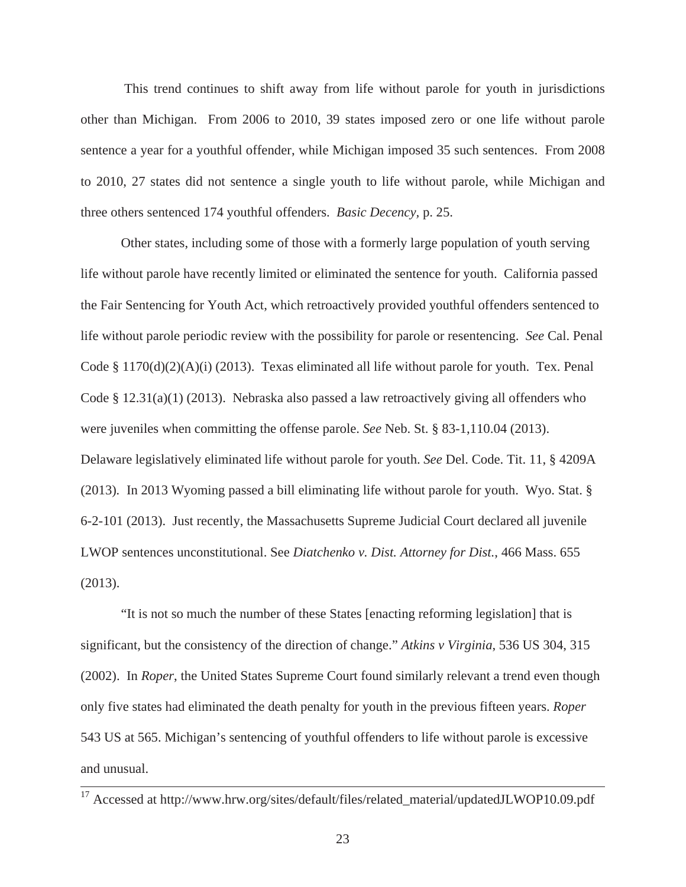This trend continues to shift away from life without parole for youth in jurisdictions other than Michigan. From 2006 to 2010, 39 states imposed zero or one life without parole sentence a year for a youthful offender, while Michigan imposed 35 such sentences. From 2008 to 2010, 27 states did not sentence a single youth to life without parole, while Michigan and three others sentenced 174 youthful offenders. *Basic Decency*, p. 25.

Other states, including some of those with a formerly large population of youth serving life without parole have recently limited or eliminated the sentence for youth. California passed the Fair Sentencing for Youth Act, which retroactively provided youthful offenders sentenced to life without parole periodic review with the possibility for parole or resentencing. *See* Cal. Penal Code § 1170(d)(2)(A)(i) (2013). Texas eliminated all life without parole for youth. Tex. Penal Code § 12.31(a)(1) (2013). Nebraska also passed a law retroactively giving all offenders who were juveniles when committing the offense parole. *See* Neb. St. § 83-1,110.04 (2013). Delaware legislatively eliminated life without parole for youth. *See* Del. Code. Tit. 11, § 4209A (2013). In 2013 Wyoming passed a bill eliminating life without parole for youth. Wyo. Stat. § 6-2-101 (2013). Just recently, the Massachusetts Supreme Judicial Court declared all juvenile LWOP sentences unconstitutional. See *Diatchenko v. Dist. Attorney for Dist.*, 466 Mass. 655 (2013).

"It is not so much the number of these States [enacting reforming legislation] that is significant, but the consistency of the direction of change." *Atkins v Virginia*, 536 US 304, 315 (2002). In *Roper*, the United States Supreme Court found similarly relevant a trend even though only five states had eliminated the death penalty for youth in the previous fifteen years. *Roper* 543 US at 565. Michigan's sentencing of youthful offenders to life without parole is excessive and unusual.

---

[17] Accessed at http://www.hrw.org/sites/default/files/related_material/updatedJLWOP10.09.pdf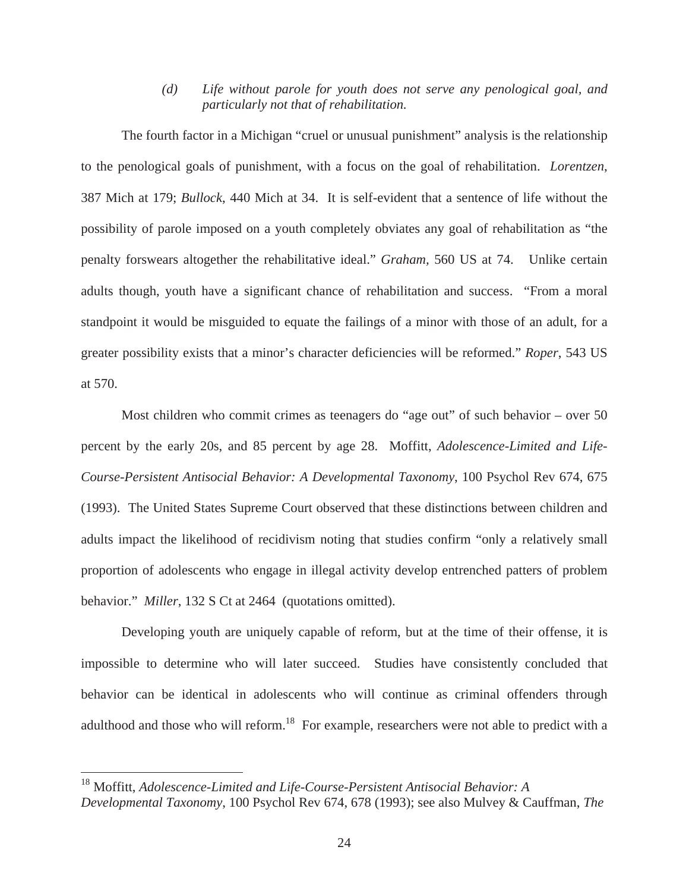*(d) Life without parole for youth does not serve any penological goal, and particularly not that of rehabilitation.*

The fourth factor in a Michigan "cruel or unusual punishment" analysis is the relationship to the penological goals of punishment, with a focus on the goal of rehabilitation. *Lorentzen*, 387 Mich at 179; *Bullock*, 440 Mich at 34. It is self-evident that a sentence of life without the possibility of parole imposed on a youth completely obviates any goal of rehabilitation as "the penalty forswears altogether the rehabilitative ideal." *Graham*, 560 US at 74. Unlike certain adults though, youth have a significant chance of rehabilitation and success. "From a moral standpoint it would be misguided to equate the failings of a minor with those of an adult, for a greater possibility exists that a minor's character deficiencies will be reformed." *Roper*, 543 US at 570.

Most children who commit crimes as teenagers do "age out" of such behavior – over 50 percent by the early 20s, and 85 percent by age 28. Moffitt, *Adolescence-Limited and Life-Course-Persistent Antisocial Behavior: A Developmental Taxonomy*, 100 Psychol Rev 674, 675 (1993). The United States Supreme Court observed that these distinctions between children and adults impact the likelihood of recidivism noting that studies confirm "only a relatively small proportion of adolescents who engage in illegal activity develop entrenched patters of problem behavior." *Miller*, 132 S Ct at 2464 (quotations omitted).

Developing youth are uniquely capable of reform, but at the time of their offense, it is impossible to determine who will later succeed. Studies have consistently concluded that behavior can be identical in adolescents who will continue as criminal offenders through adulthood and those who will reform.[18] For example, researchers were not able to predict with a

---

[18] Moffitt, *Adolescence-Limited and Life-Course-Persistent Antisocial Behavior: A Developmental Taxonomy*, 100 Psychol Rev 674, 678 (1993); see also Mulvey & Cauffman, *The*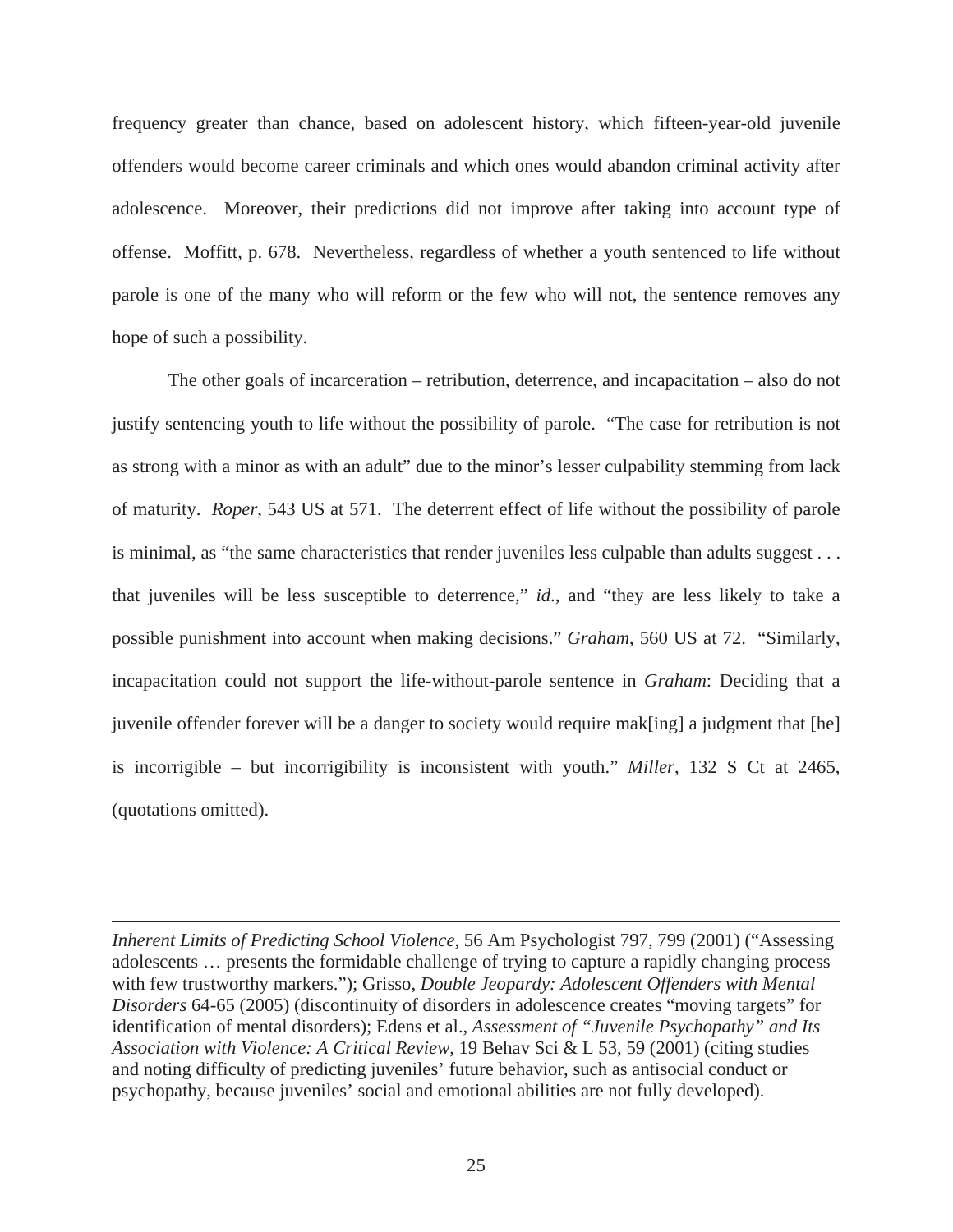frequency greater than chance, based on adolescent history, which fifteen-year-old juvenile offenders would become career criminals and which ones would abandon criminal activity after adolescence. Moreover, their predictions did not improve after taking into account type of offense. Moffitt, p. 678. Nevertheless, regardless of whether a youth sentenced to life without parole is one of the many who will reform or the few who will not, the sentence removes any hope of such a possibility.

The other goals of incarceration – retribution, deterrence, and incapacitation – also do not justify sentencing youth to life without the possibility of parole. "The case for retribution is not as strong with a minor as with an adult" due to the minor's lesser culpability stemming from lack of maturity. *Roper*, 543 US at 571. The deterrent effect of life without the possibility of parole is minimal, as "the same characteristics that render juveniles less culpable than adults suggest . . . that juveniles will be less susceptible to deterrence," *id*., and "they are less likely to take a possible punishment into account when making decisions." *Graham*, 560 US at 72. "Similarly, incapacitation could not support the life-without-parole sentence in *Graham*: Deciding that a juvenile offender forever will be a danger to society would require mak[ing] a judgment that [he] is incorrigible – but incorrigibility is inconsistent with youth." *Miller*, 132 S Ct at 2465, (quotations omitted).

---

*Inherent Limits of Predicting School Violence*, 56 Am Psychologist 797, 799 (2001) ("Assessing adolescents … presents the formidable challenge of trying to capture a rapidly changing process with few trustworthy markers."); Grisso, *Double Jeopardy: Adolescent Offenders with Mental Disorders* 64-65 (2005) (discontinuity of disorders in adolescence creates "moving targets" for identification of mental disorders); Edens et al., *Assessment of "Juvenile Psychopathy" and Its Association with Violence: A Critical Review*, 19 Behav Sci & L 53, 59 (2001) (citing studies and noting difficulty of predicting juveniles' future behavior, such as antisocial conduct or psychopathy, because juveniles' social and emotional abilities are not fully developed).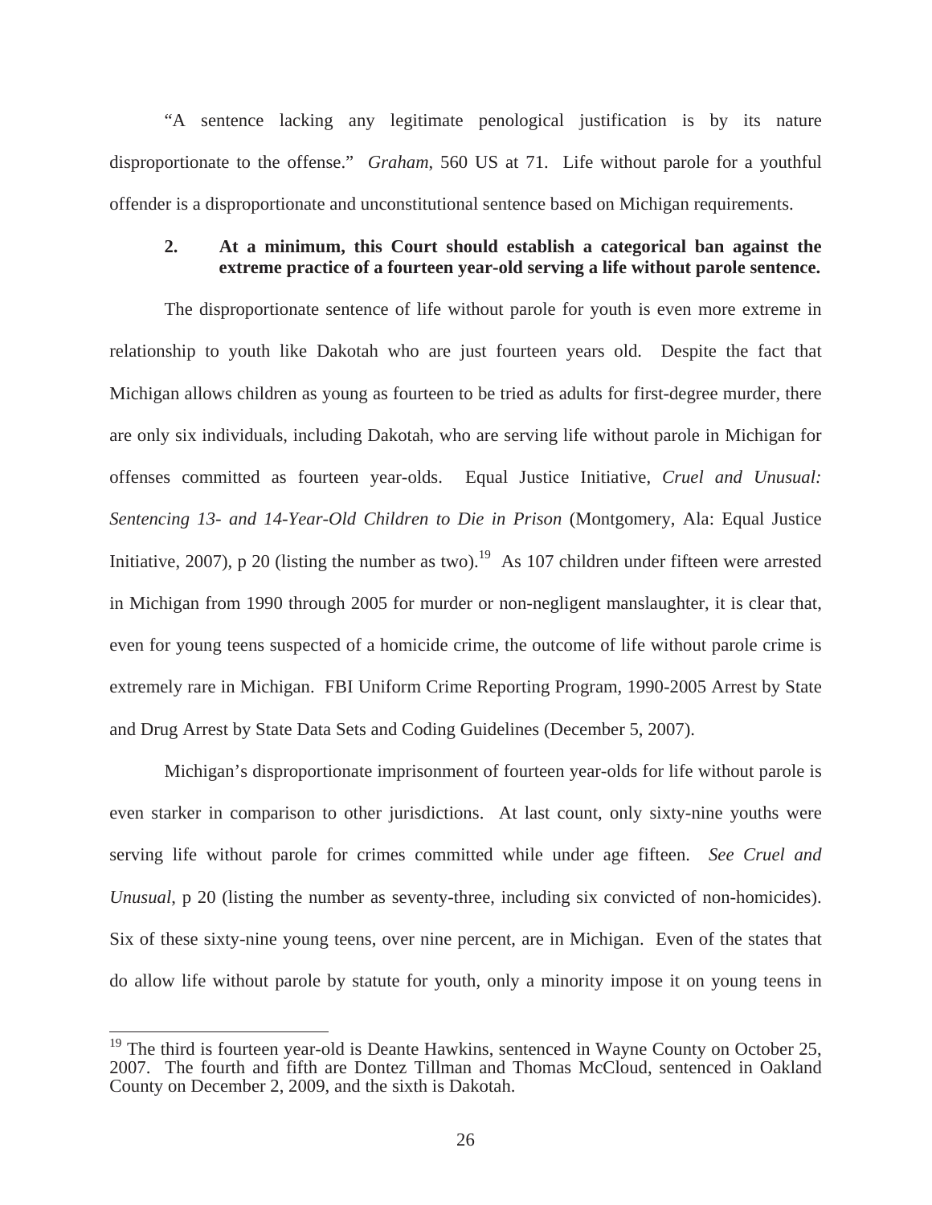"A sentence lacking any legitimate penological justification is by its nature disproportionate to the offense." *Graham*, 560 US at 71. Life without parole for a youthful offender is a disproportionate and unconstitutional sentence based on Michigan requirements.

**2. At a minimum, this Court should establish a categorical ban against the extreme practice of a fourteen year-old serving a life without parole sentence.**

The disproportionate sentence of life without parole for youth is even more extreme in relationship to youth like Dakotah who are just fourteen years old. Despite the fact that Michigan allows children as young as fourteen to be tried as adults for first-degree murder, there are only six individuals, including Dakotah, who are serving life without parole in Michigan for offenses committed as fourteen year-olds. Equal Justice Initiative, *Cruel and Unusual: Sentencing 13- and 14-Year-Old Children to Die in Prison* (Montgomery, Ala: Equal Justice Initiative, 2007), p 20 (listing the number as two).[19] As 107 children under fifteen were arrested in Michigan from 1990 through 2005 for murder or non-negligent manslaughter, it is clear that, even for young teens suspected of a homicide crime, the outcome of life without parole crime is extremely rare in Michigan. FBI Uniform Crime Reporting Program, 1990-2005 Arrest by State and Drug Arrest by State Data Sets and Coding Guidelines (December 5, 2007).

Michigan's disproportionate imprisonment of fourteen year-olds for life without parole is even starker in comparison to other jurisdictions. At last count, only sixty-nine youths were serving life without parole for crimes committed while under age fifteen. *See Cruel and Unusual*, p 20 (listing the number as seventy-three, including six convicted of non-homicides). Six of these sixty-nine young teens, over nine percent, are in Michigan. Even of the states that do allow life without parole by statute for youth, only a minority impose it on young teens in

[19] The third is fourteen year-old is Deante Hawkins, sentenced in Wayne County on October 25, 2007. The fourth and fifth are Dontez Tillman and Thomas McCloud, sentenced in Oakland County on December 2, 2009, and the sixth is Dakotah.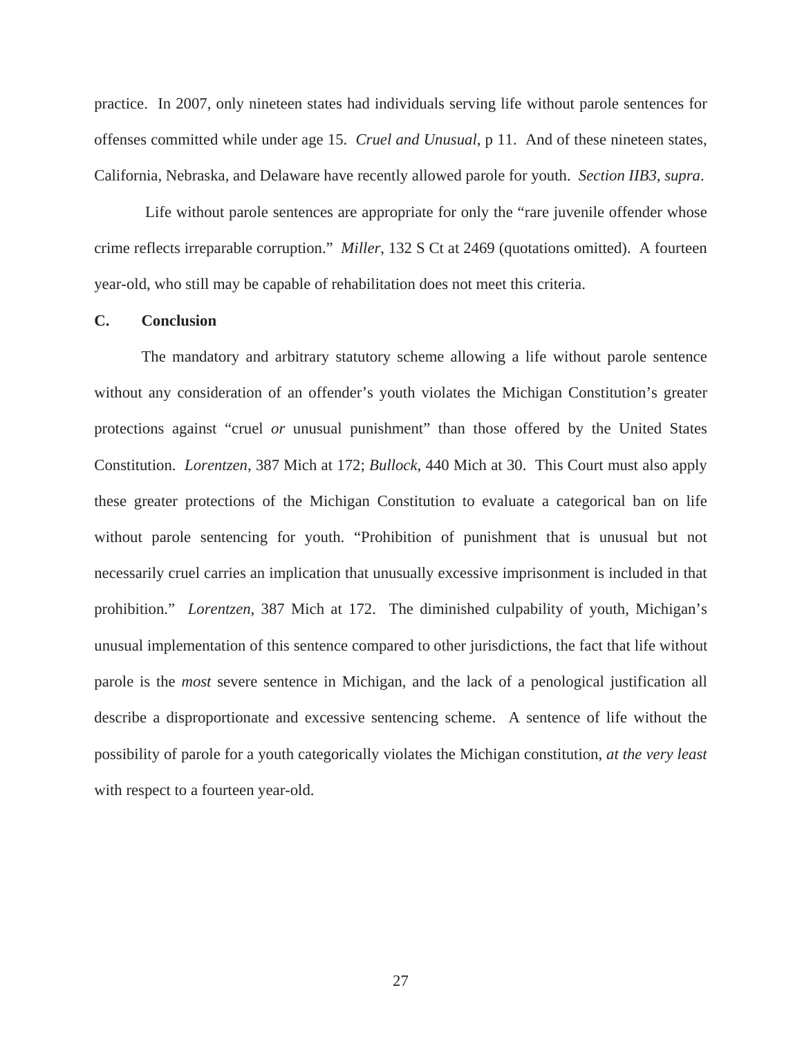practice. In 2007, only nineteen states had individuals serving life without parole sentences for offenses committed while under age 15. *Cruel and Unusual*, p 11. And of these nineteen states, California, Nebraska, and Delaware have recently allowed parole for youth. *Section IIB3, supra*.

Life without parole sentences are appropriate for only the "rare juvenile offender whose crime reflects irreparable corruption." *Miller*, 132 S Ct at 2469 (quotations omitted). A fourteen year-old, who still may be capable of rehabilitation does not meet this criteria.

**C. Conclusion**

The mandatory and arbitrary statutory scheme allowing a life without parole sentence without any consideration of an offender's youth violates the Michigan Constitution's greater protections against "cruel *or* unusual punishment" than those offered by the United States Constitution. *Lorentzen*, 387 Mich at 172; *Bullock*, 440 Mich at 30. This Court must also apply these greater protections of the Michigan Constitution to evaluate a categorical ban on life without parole sentencing for youth. "Prohibition of punishment that is unusual but not necessarily cruel carries an implication that unusually excessive imprisonment is included in that prohibition." *Lorentzen*, 387 Mich at 172. The diminished culpability of youth, Michigan's unusual implementation of this sentence compared to other jurisdictions, the fact that life without parole is the *most* severe sentence in Michigan, and the lack of a penological justification all describe a disproportionate and excessive sentencing scheme. A sentence of life without the possibility of parole for a youth categorically violates the Michigan constitution, *at the very least* with respect to a fourteen year-old.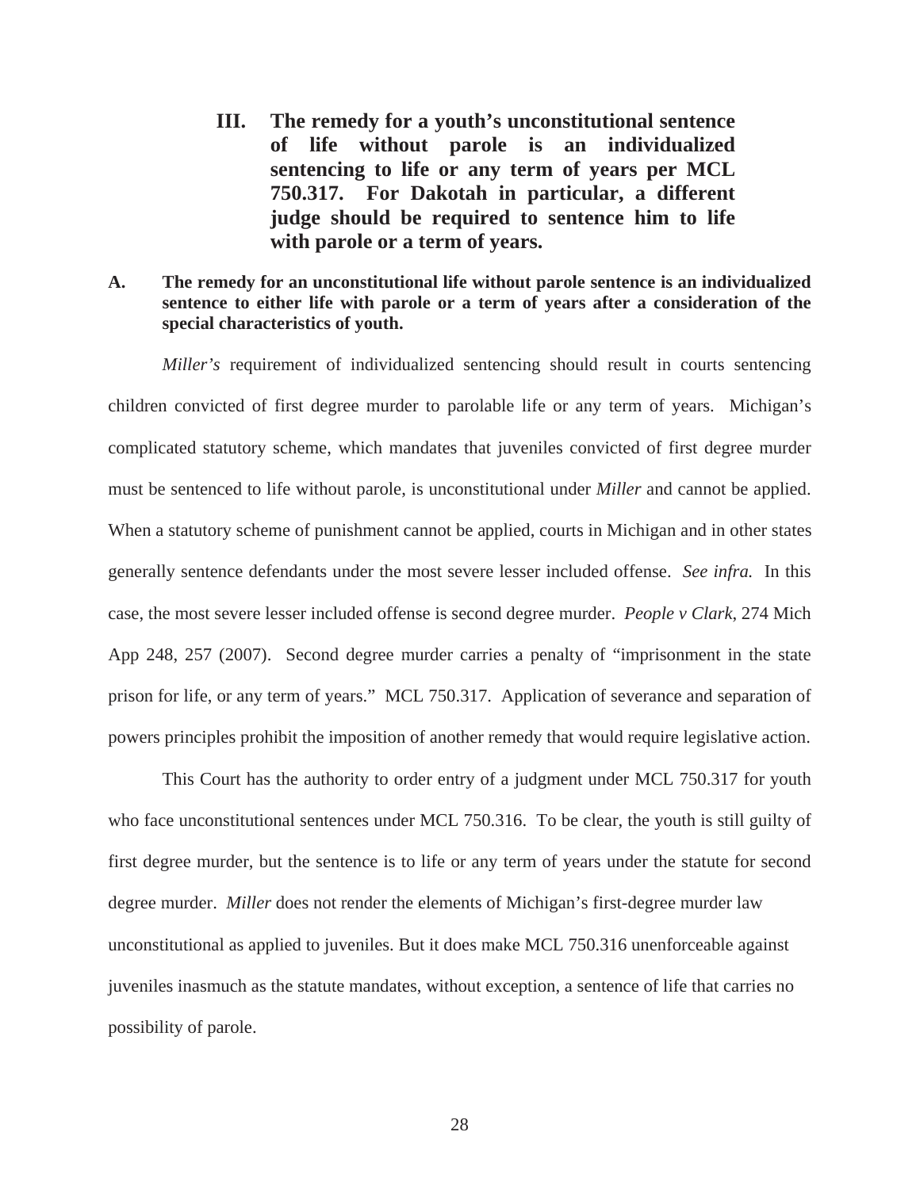## III. The remedy for a youth's unconstitutional sentence of life without parole is an individualized sentencing to life or any term of years per MCL 750.317. For Dakotah in particular, a different judge should be required to sentence him to life with parole or a term of years.

### A. The remedy for an unconstitutional life without parole sentence is an individualized sentence to either life with parole or a term of years after a consideration of the special characteristics of youth.

*Miller's* requirement of individualized sentencing should result in courts sentencing children convicted of first degree murder to parolable life or any term of years. Michigan's complicated statutory scheme, which mandates that juveniles convicted of first degree murder must be sentenced to life without parole, is unconstitutional under *Miller* and cannot be applied. When a statutory scheme of punishment cannot be applied, courts in Michigan and in other states generally sentence defendants under the most severe lesser included offense. *See infra.* In this case, the most severe lesser included offense is second degree murder. *People v Clark*, 274 Mich App 248, 257 (2007). Second degree murder carries a penalty of "imprisonment in the state prison for life, or any term of years." MCL 750.317. Application of severance and separation of powers principles prohibit the imposition of another remedy that would require legislative action.

This Court has the authority to order entry of a judgment under MCL 750.317 for youth who face unconstitutional sentences under MCL 750.316. To be clear, the youth is still guilty of first degree murder, but the sentence is to life or any term of years under the statute for second degree murder. *Miller* does not render the elements of Michigan's first-degree murder law unconstitutional as applied to juveniles. But it does make MCL 750.316 unenforceable against juveniles inasmuch as the statute mandates, without exception, a sentence of life that carries no possibility of parole.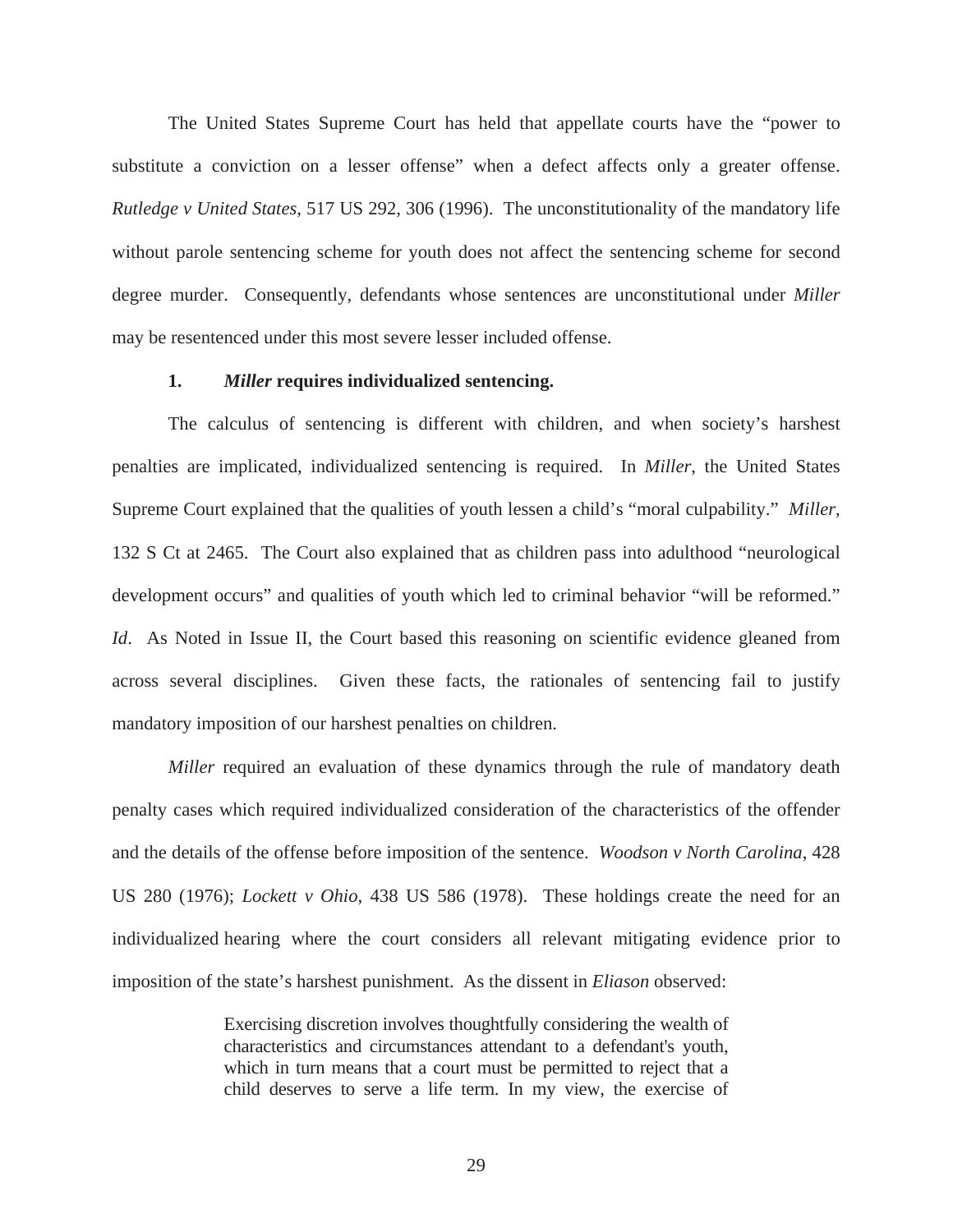The United States Supreme Court has held that appellate courts have the "power to substitute a conviction on a lesser offense" when a defect affects only a greater offense. *Rutledge v United States*, 517 US 292, 306 (1996). The unconstitutionality of the mandatory life without parole sentencing scheme for youth does not affect the sentencing scheme for second degree murder. Consequently, defendants whose sentences are unconstitutional under *Miller* may be resentenced under this most severe lesser included offense.

### 1. *Miller* requires individualized sentencing.

The calculus of sentencing is different with children, and when society's harshest penalties are implicated, individualized sentencing is required. In *Miller*, the United States Supreme Court explained that the qualities of youth lessen a child's "moral culpability." *Miller*, 132 S Ct at 2465. The Court also explained that as children pass into adulthood "neurological development occurs" and qualities of youth which led to criminal behavior "will be reformed." *Id*. As Noted in Issue II, the Court based this reasoning on scientific evidence gleaned from across several disciplines. Given these facts, the rationales of sentencing fail to justify mandatory imposition of our harshest penalties on children.

*Miller* required an evaluation of these dynamics through the rule of mandatory death penalty cases which required individualized consideration of the characteristics of the offender and the details of the offense before imposition of the sentence. *Woodson v North Carolina*, 428 US 280 (1976); *Lockett v Ohio*, 438 US 586 (1978). These holdings create the need for an individualized hearing where the court considers all relevant mitigating evidence prior to imposition of the state's harshest punishment. As the dissent in *Eliason* observed:

> Exercising discretion involves thoughtfully considering the wealth of characteristics and circumstances attendant to a defendant's youth, which in turn means that a court must be permitted to reject that a child deserves to serve a life term. In my view, the exercise of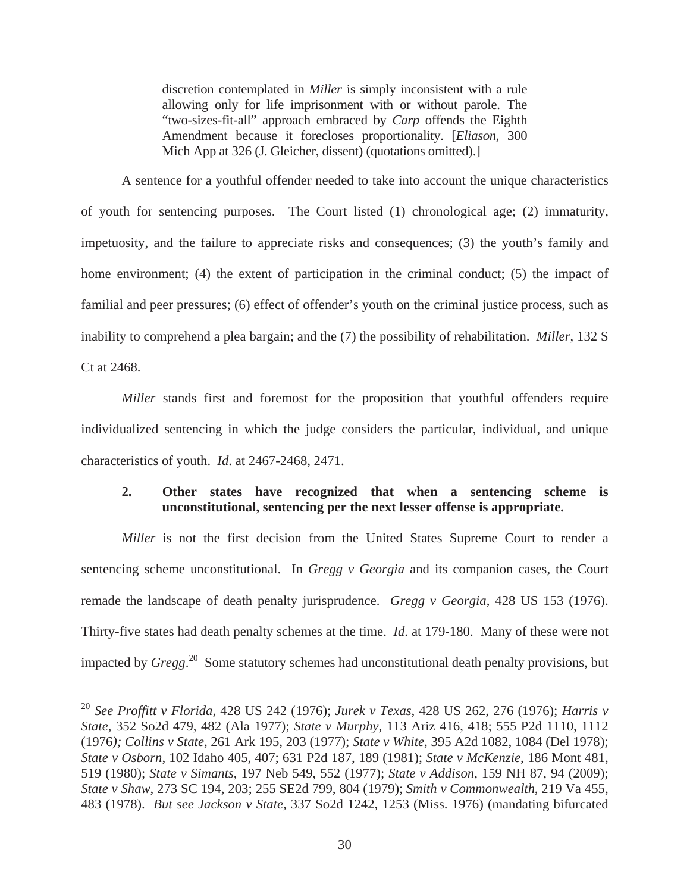> discretion contemplated in *Miller* is simply inconsistent with a rule allowing only for life imprisonment with or without parole. The "two-sizes-fit-all" approach embraced by *Carp* offends the Eighth Amendment because it forecloses proportionality. [*Eliason*, 300 Mich App at 326 (J. Gleicher, dissent) (quotations omitted).]

A sentence for a youthful offender needed to take into account the unique characteristics of youth for sentencing purposes. The Court listed (1) chronological age; (2) immaturity, impetuosity, and the failure to appreciate risks and consequences; (3) the youth's family and home environment; (4) the extent of participation in the criminal conduct; (5) the impact of familial and peer pressures; (6) effect of offender's youth on the criminal justice process, such as inability to comprehend a plea bargain; and the (7) the possibility of rehabilitation. *Miller*, 132 S Ct at 2468.

*Miller* stands first and foremost for the proposition that youthful offenders require individualized sentencing in which the judge considers the particular, individual, and unique characteristics of youth. *Id*. at 2467-2468, 2471.

### 2. Other states have recognized that when a sentencing scheme is unconstitutional, sentencing per the next lesser offense is appropriate.

*Miller* is not the first decision from the United States Supreme Court to render a sentencing scheme unconstitutional. In *Gregg v Georgia* and its companion cases, the Court remade the landscape of death penalty jurisprudence. *Gregg v Georgia*, 428 US 153 (1976). Thirty-five states had death penalty schemes at the time. *Id*. at 179-180. Many of these were not impacted by *Gregg*.[20] Some statutory schemes had unconstitutional death penalty provisions, but

---

[20] *See Proffitt v Florida*, 428 US 242 (1976); *Jurek v Texas*, 428 US 262, 276 (1976); *Harris v State*, 352 So2d 479, 482 (Ala 1977); *State v Murphy*, 113 Ariz 416, 418; 555 P2d 1110, 1112 (1976*); Collins v State*, 261 Ark 195, 203 (1977); *State v White*, 395 A2d 1082, 1084 (Del 1978); *State v Osborn*, 102 Idaho 405, 407; 631 P2d 187, 189 (1981); *State v McKenzie*, 186 Mont 481, 519 (1980); *State v Simants*, 197 Neb 549, 552 (1977); *State v Addison*, 159 NH 87, 94 (2009); *State v Shaw*, 273 SC 194, 203; 255 SE2d 799, 804 (1979); *Smith v Commonwealth*, 219 Va 455, 483 (1978). *But see Jackson v State*, 337 So2d 1242, 1253 (Miss. 1976) (mandating bifurcated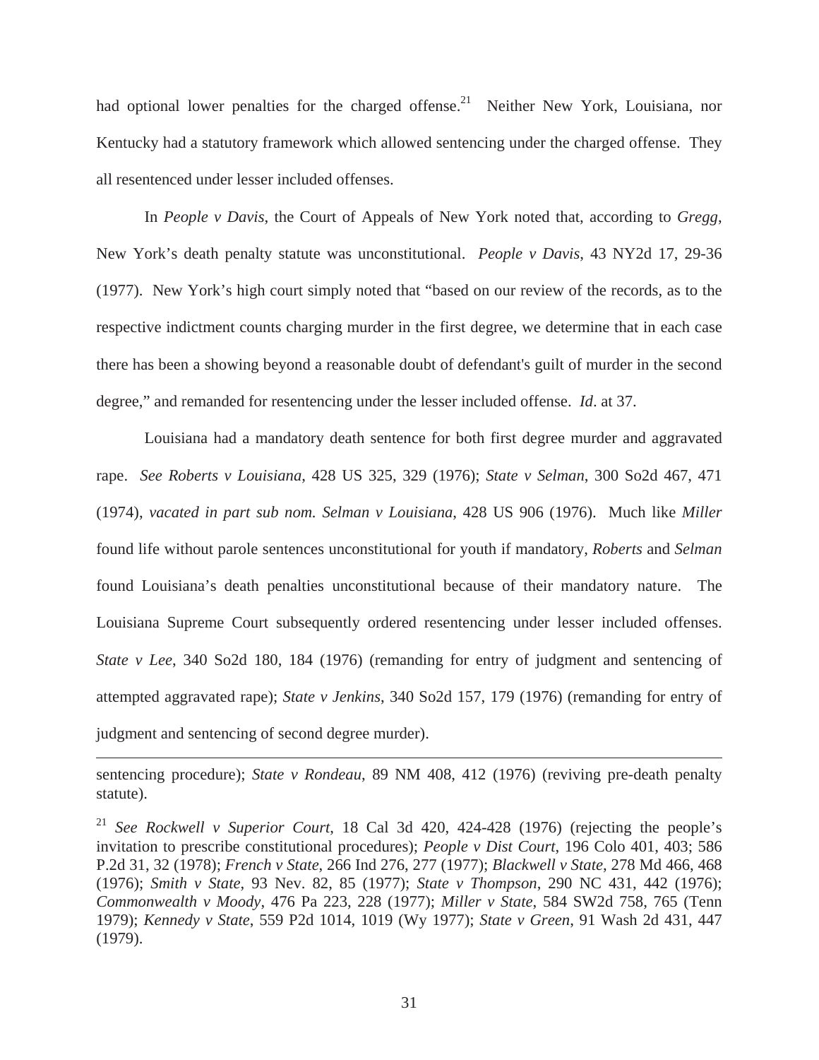had optional lower penalties for the charged offense.[21] Neither New York, Louisiana, nor Kentucky had a statutory framework which allowed sentencing under the charged offense. They all resentenced under lesser included offenses.

In *People v Davis*, the Court of Appeals of New York noted that, according to *Gregg*, New York's death penalty statute was unconstitutional. *People v Davis*, 43 NY2d 17, 29-36 (1977). New York's high court simply noted that "based on our review of the records, as to the respective indictment counts charging murder in the first degree, we determine that in each case there has been a showing beyond a reasonable doubt of defendant's guilt of murder in the second degree," and remanded for resentencing under the lesser included offense. *Id*. at 37.

Louisiana had a mandatory death sentence for both first degree murder and aggravated rape. *See Roberts v Louisiana*, 428 US 325, 329 (1976); *State v Selman*, 300 So2d 467, 471 (1974), *vacated in part sub nom. Selman v Louisiana*, 428 US 906 (1976). Much like *Miller* found life without parole sentences unconstitutional for youth if mandatory, *Roberts* and *Selman* found Louisiana's death penalties unconstitutional because of their mandatory nature. The Louisiana Supreme Court subsequently ordered resentencing under lesser included offenses. *State v Lee*, 340 So2d 180, 184 (1976) (remanding for entry of judgment and sentencing of attempted aggravated rape); *State v Jenkins*, 340 So2d 157, 179 (1976) (remanding for entry of judgment and sentencing of second degree murder).

---

sentencing procedure); *State v Rondeau*, 89 NM 408, 412 (1976) (reviving pre-death penalty statute).

[21] *See Rockwell v Superior Court*, 18 Cal 3d 420, 424-428 (1976) (rejecting the people's invitation to prescribe constitutional procedures); *People v Dist Court*, 196 Colo 401, 403; 586 P.2d 31, 32 (1978); *French v State*, 266 Ind 276, 277 (1977); *Blackwell v State*, 278 Md 466, 468 (1976); *Smith v State*, 93 Nev. 82, 85 (1977); *State v Thompson*, 290 NC 431, 442 (1976); *Commonwealth v Moody*, 476 Pa 223, 228 (1977); *Miller v State*, 584 SW2d 758, 765 (Tenn 1979); *Kennedy v State*, 559 P2d 1014, 1019 (Wy 1977); *State v Green*, 91 Wash 2d 431, 447 (1979).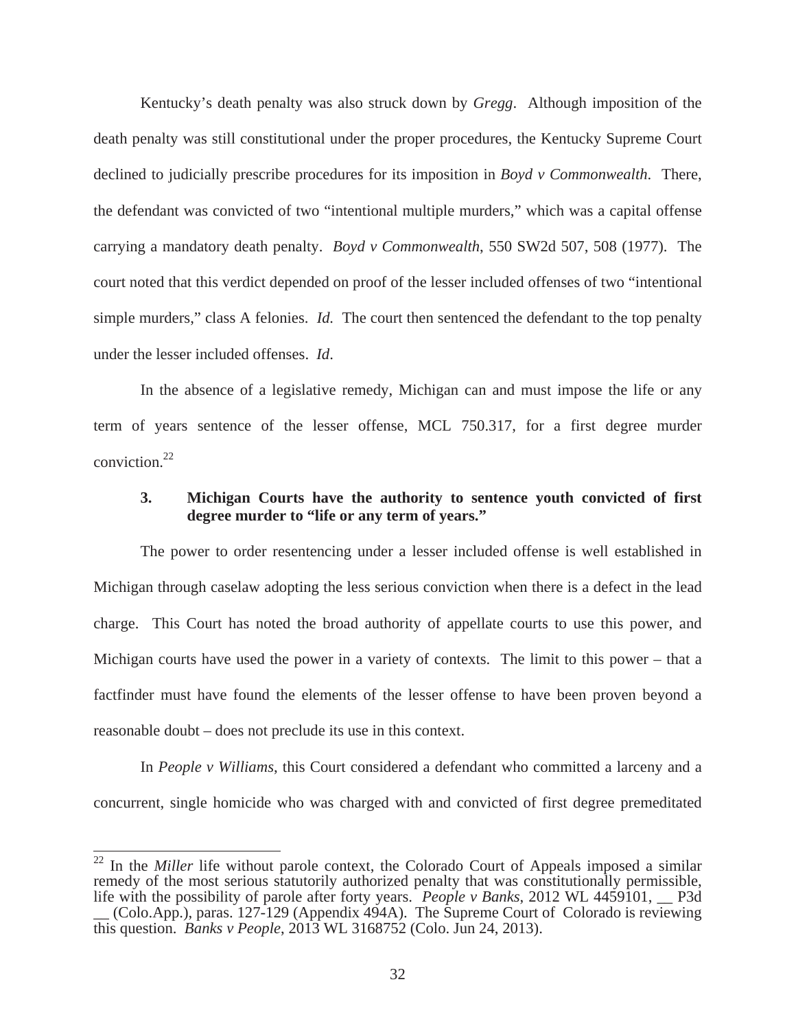Kentucky's death penalty was also struck down by *Gregg*. Although imposition of the death penalty was still constitutional under the proper procedures, the Kentucky Supreme Court declined to judicially prescribe procedures for its imposition in *Boyd v Commonwealth*. There, the defendant was convicted of two "intentional multiple murders," which was a capital offense carrying a mandatory death penalty. *Boyd v Commonwealth*, 550 SW2d 507, 508 (1977). The court noted that this verdict depended on proof of the lesser included offenses of two "intentional simple murders," class A felonies. *Id.* The court then sentenced the defendant to the top penalty under the lesser included offenses. *Id*.

In the absence of a legislative remedy, Michigan can and must impose the life or any term of years sentence of the lesser offense, MCL 750.317, for a first degree murder conviction.[22]

### 3. Michigan Courts have the authority to sentence youth convicted of first degree murder to "life or any term of years."

The power to order resentencing under a lesser included offense is well established in Michigan through caselaw adopting the less serious conviction when there is a defect in the lead charge. This Court has noted the broad authority of appellate courts to use this power, and Michigan courts have used the power in a variety of contexts. The limit to this power – that a factfinder must have found the elements of the lesser offense to have been proven beyond a reasonable doubt – does not preclude its use in this context.

In *People v Williams*, this Court considered a defendant who committed a larceny and a concurrent, single homicide who was charged with and convicted of first degree premeditated

---

[22] In the *Miller* life without parole context, the Colorado Court of Appeals imposed a similar remedy of the most serious statutorily authorized penalty that was constitutionally permissible, life with the possibility of parole after forty years. *People v Banks*, 2012 WL 4459101, __ P3d __ (Colo.App.), paras. 127-129 (Appendix 494A). The Supreme Court of Colorado is reviewing this question. *Banks v People*, 2013 WL 3168752 (Colo. Jun 24, 2013).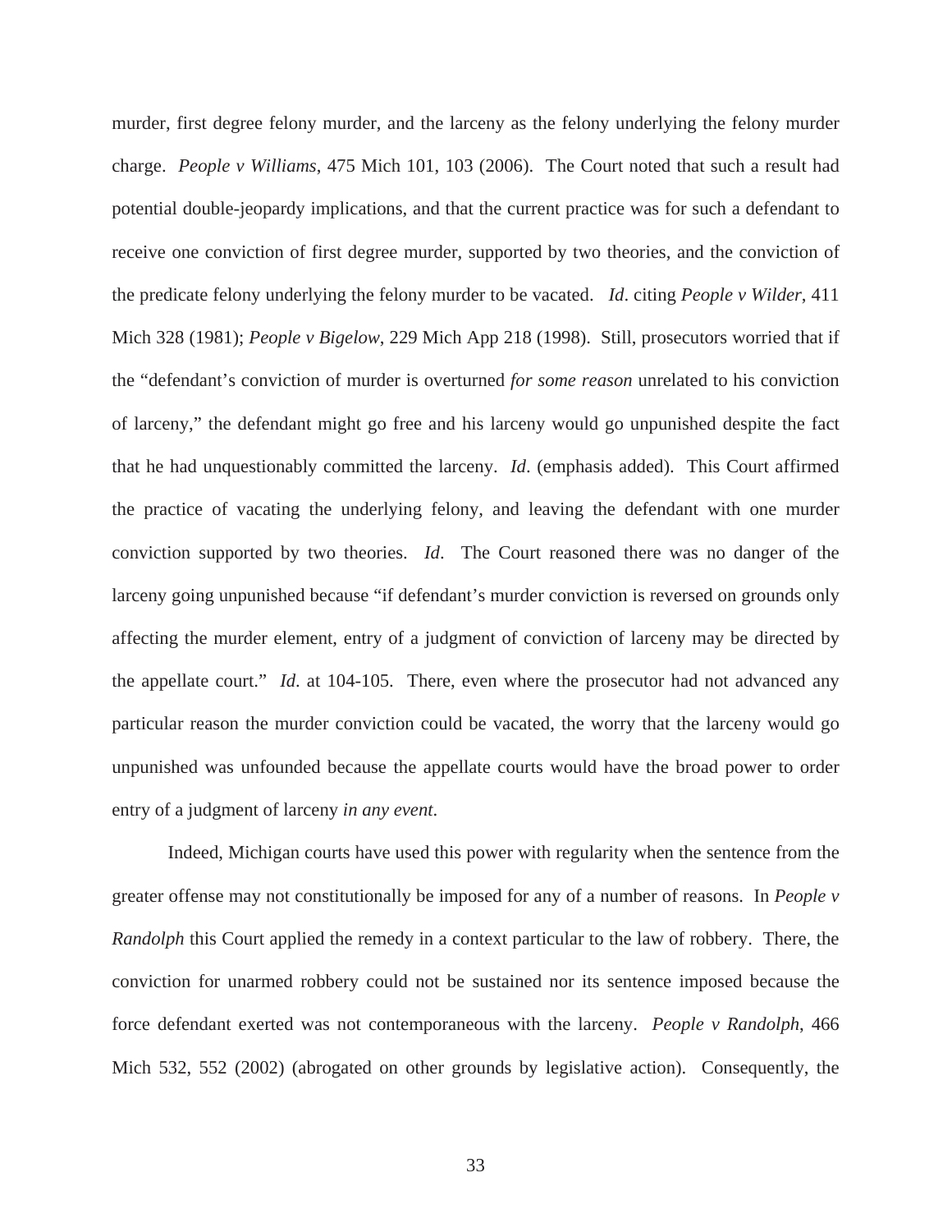murder, first degree felony murder, and the larceny as the felony underlying the felony murder charge. *People v Williams*, 475 Mich 101, 103 (2006). The Court noted that such a result had potential double-jeopardy implications, and that the current practice was for such a defendant to receive one conviction of first degree murder, supported by two theories, and the conviction of the predicate felony underlying the felony murder to be vacated. *Id*. citing *People v Wilder*, 411 Mich 328 (1981); *People v Bigelow*, 229 Mich App 218 (1998). Still, prosecutors worried that if the "defendant's conviction of murder is overturned *for some reason* unrelated to his conviction of larceny," the defendant might go free and his larceny would go unpunished despite the fact that he had unquestionably committed the larceny. *Id*. (emphasis added). This Court affirmed the practice of vacating the underlying felony, and leaving the defendant with one murder conviction supported by two theories. *Id*. The Court reasoned there was no danger of the larceny going unpunished because "if defendant's murder conviction is reversed on grounds only affecting the murder element, entry of a judgment of conviction of larceny may be directed by the appellate court." *Id*. at 104-105. There, even where the prosecutor had not advanced any particular reason the murder conviction could be vacated, the worry that the larceny would go unpunished was unfounded because the appellate courts would have the broad power to order entry of a judgment of larceny *in any event*.

Indeed, Michigan courts have used this power with regularity when the sentence from the greater offense may not constitutionally be imposed for any of a number of reasons. In *People v Randolph* this Court applied the remedy in a context particular to the law of robbery. There, the conviction for unarmed robbery could not be sustained nor its sentence imposed because the force defendant exerted was not contemporaneous with the larceny. *People v Randolph*, 466 Mich 532, 552 (2002) (abrogated on other grounds by legislative action). Consequently, the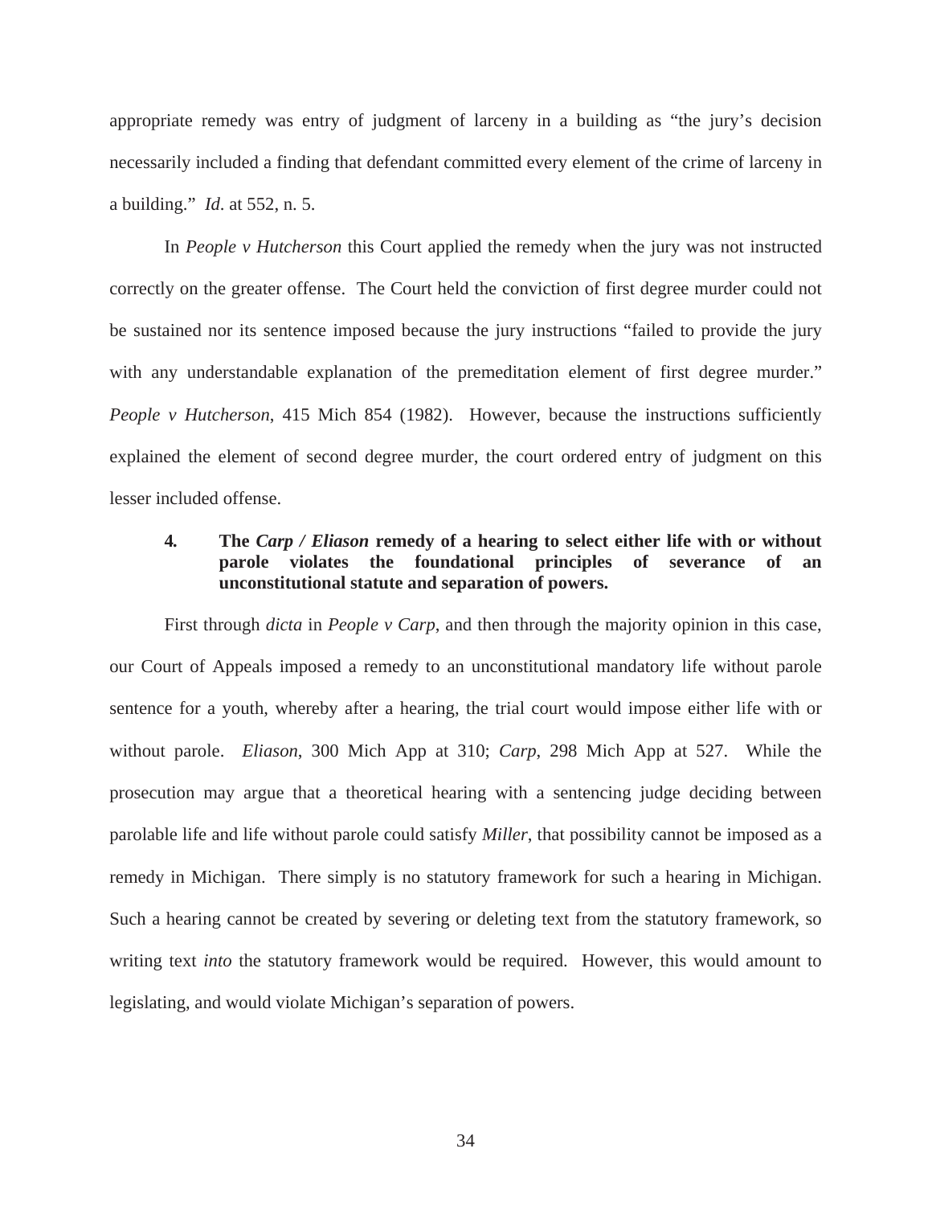appropriate remedy was entry of judgment of larceny in a building as "the jury's decision necessarily included a finding that defendant committed every element of the crime of larceny in a building." *Id.* at 552, n. 5.

In *People v Hutcherson* this Court applied the remedy when the jury was not instructed correctly on the greater offense. The Court held the conviction of first degree murder could not be sustained nor its sentence imposed because the jury instructions "failed to provide the jury with any understandable explanation of the premeditation element of first degree murder." *People v Hutcherson*, 415 Mich 854 (1982). However, because the instructions sufficiently explained the element of second degree murder, the court ordered entry of judgment on this lesser included offense.

#### 4. The *Carp / Eliason* remedy of a hearing to select either life with or without parole violates the foundational principles of severance of an unconstitutional statute and separation of powers.

First through *dicta* in *People v Carp*, and then through the majority opinion in this case, our Court of Appeals imposed a remedy to an unconstitutional mandatory life without parole sentence for a youth, whereby after a hearing, the trial court would impose either life with or without parole. *Eliason*, 300 Mich App at 310; *Carp*, 298 Mich App at 527. While the prosecution may argue that a theoretical hearing with a sentencing judge deciding between parolable life and life without parole could satisfy *Miller*, that possibility cannot be imposed as a remedy in Michigan. There simply is no statutory framework for such a hearing in Michigan. Such a hearing cannot be created by severing or deleting text from the statutory framework, so writing text *into* the statutory framework would be required. However, this would amount to legislating, and would violate Michigan's separation of powers.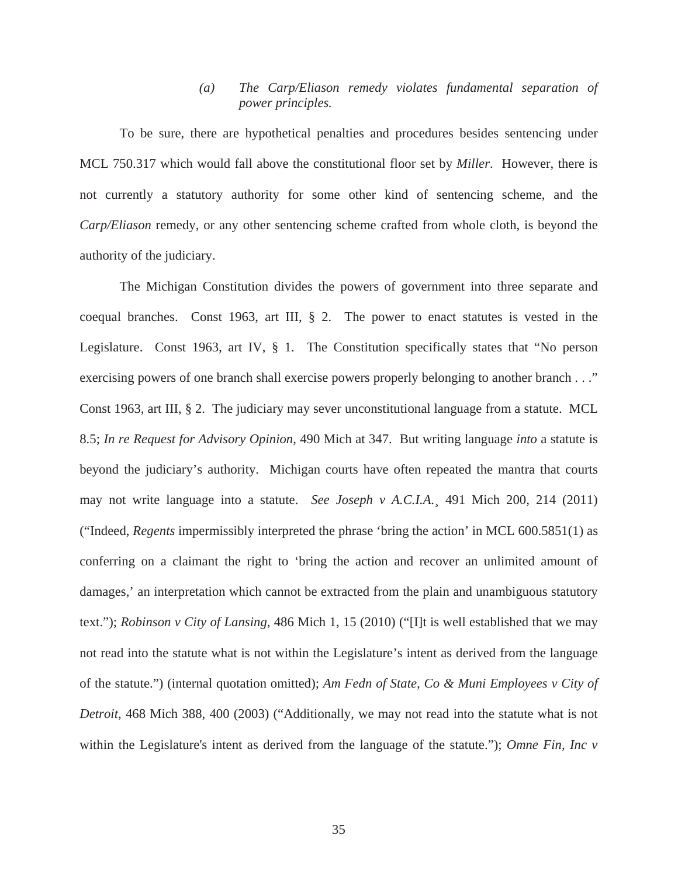*(a) The Carp/Eliason remedy violates fundamental separation of power principles.*

To be sure, there are hypothetical penalties and procedures besides sentencing under MCL 750.317 which would fall above the constitutional floor set by *Miller*. However, there is not currently a statutory authority for some other kind of sentencing scheme, and the *Carp/Eliason* remedy, or any other sentencing scheme crafted from whole cloth, is beyond the authority of the judiciary.

The Michigan Constitution divides the powers of government into three separate and coequal branches. Const 1963, art III, § 2. The power to enact statutes is vested in the Legislature. Const 1963, art IV, § 1. The Constitution specifically states that "No person exercising powers of one branch shall exercise powers properly belonging to another branch . . ." Const 1963, art III, § 2. The judiciary may sever unconstitutional language from a statute. MCL 8.5; *In re Request for Advisory Opinion*, 490 Mich at 347. But writing language *into* a statute is beyond the judiciary's authority. Michigan courts have often repeated the mantra that courts may not write language into a statute. *See Joseph v A.C.I.A.*¸ 491 Mich 200, 214 (2011) ("Indeed, *Regents* impermissibly interpreted the phrase 'bring the action' in MCL 600.5851(1) as conferring on a claimant the right to 'bring the action and recover an unlimited amount of damages,' an interpretation which cannot be extracted from the plain and unambiguous statutory text."); *Robinson v City of Lansing*, 486 Mich 1, 15 (2010) ("[I]t is well established that we may not read into the statute what is not within the Legislature's intent as derived from the language of the statute.") (internal quotation omitted); *Am Fedn of State, Co & Muni Employees v City of Detroit*, 468 Mich 388, 400 (2003) ("Additionally, we may not read into the statute what is not within the Legislature's intent as derived from the language of the statute."); *Omne Fin, Inc v*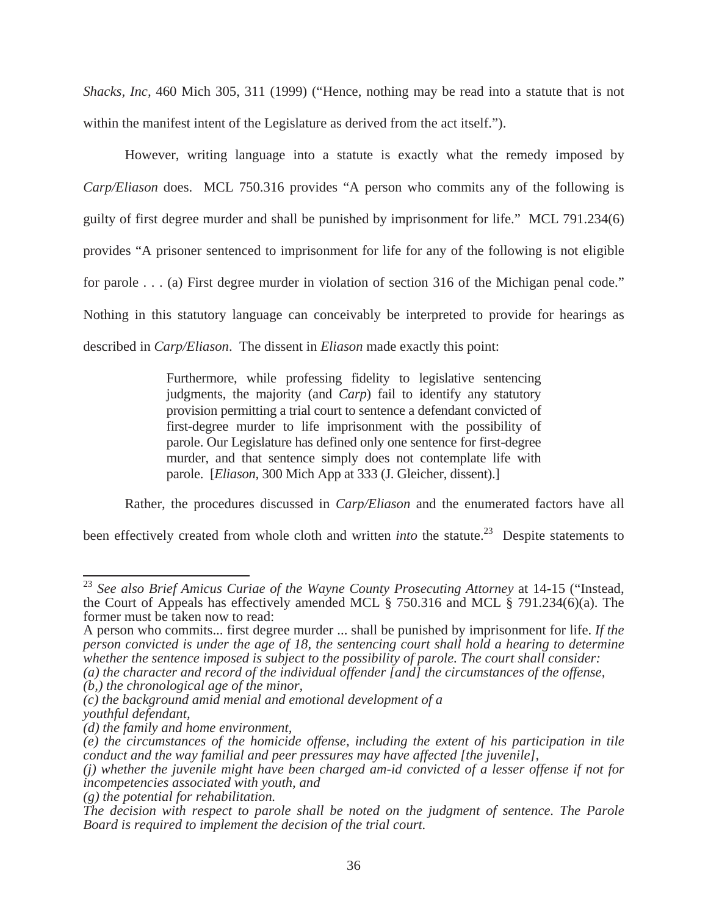*Shacks, Inc*, 460 Mich 305, 311 (1999) ("Hence, nothing may be read into a statute that is not within the manifest intent of the Legislature as derived from the act itself.").

However, writing language into a statute is exactly what the remedy imposed by *Carp/Eliason* does. MCL 750.316 provides "A person who commits any of the following is guilty of first degree murder and shall be punished by imprisonment for life." MCL 791.234(6) provides "A prisoner sentenced to imprisonment for life for any of the following is not eligible for parole . . . (a) First degree murder in violation of section 316 of the Michigan penal code." Nothing in this statutory language can conceivably be interpreted to provide for hearings as described in *Carp/Eliason*. The dissent in *Eliason* made exactly this point:

> Furthermore, while professing fidelity to legislative sentencing judgments, the majority (and *Carp*) fail to identify any statutory provision permitting a trial court to sentence a defendant convicted of first-degree murder to life imprisonment with the possibility of parole. Our Legislature has defined only one sentence for first-degree murder, and that sentence simply does not contemplate life with parole. [*Eliason*, 300 Mich App at 333 (J. Gleicher, dissent).]

Rather, the procedures discussed in *Carp/Eliason* and the enumerated factors have all been effectively created from whole cloth and written *into* the statute.[23] Despite statements to

---

[23] *See also Brief Amicus Curiae of the Wayne County Prosecuting Attorney* at 14-15 ("Instead, the Court of Appeals has effectively amended MCL § 750.316 and MCL § 791.234(6)(a). The former must be taken now to read:

A person who commits... first degree murder ... shall be punished by imprisonment for life. *If the person convicted is under the age of 18, the sentencing court shall hold a hearing to determine whether the sentence imposed is subject to the possibility of parole. The court shall consider:*
*(a) the character and record of the individual offender [and] the circumstances of the offense,*
*(b,) the chronological age of the minor,*
*(c) the background amid menial and emotional development of a youthful defendant,*
*(d) the family and home environment,*
*(e) the circumstances of the homicide offense, including the extent of his participation in tile conduct and the way familial and peer pressures may have affected [the juvenile],*
*(j) whether the juvenile might have been charged am-id convicted of a lesser offense if not for incompetencies associated with youth, and*
*(g) the potential for rehabilitation.*
*The decision with respect to parole shall be noted on the judgment of sentence. The Parole Board is required to implement the decision of the trial court.*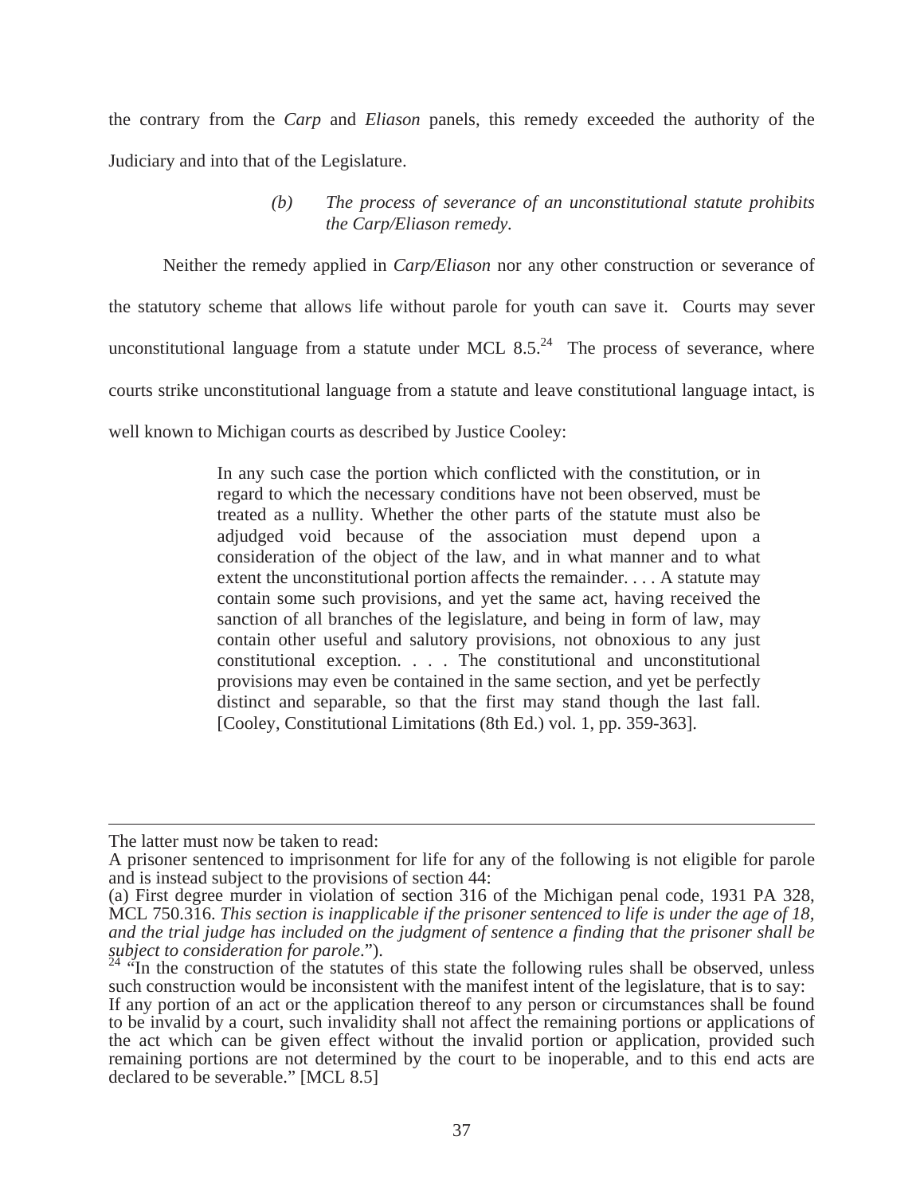the contrary from the *Carp* and *Eliason* panels, this remedy exceeded the authority of the Judiciary and into that of the Legislature.

> *(b) The process of severance of an unconstitutional statute prohibits the Carp/Eliason remedy.*

Neither the remedy applied in *Carp/Eliason* nor any other construction or severance of the statutory scheme that allows life without parole for youth can save it. Courts may sever unconstitutional language from a statute under MCL 8.5.[24] The process of severance, where courts strike unconstitutional language from a statute and leave constitutional language intact, is well known to Michigan courts as described by Justice Cooley:

> In any such case the portion which conflicted with the constitution, or in regard to which the necessary conditions have not been observed, must be treated as a nullity. Whether the other parts of the statute must also be adjudged void because of the association must depend upon a consideration of the object of the law, and in what manner and to what extent the unconstitutional portion affects the remainder. . . . A statute may contain some such provisions, and yet the same act, having received the sanction of all branches of the legislature, and being in form of law, may contain other useful and salutory provisions, not obnoxious to any just constitutional exception. . . . The constitutional and unconstitutional provisions may even be contained in the same section, and yet be perfectly distinct and separable, so that the first may stand though the last fall. [Cooley, Constitutional Limitations (8th Ed.) vol. 1, pp. 359-363].

---

The latter must now be taken to read:
A prisoner sentenced to imprisonment for life for any of the following is not eligible for parole and is instead subject to the provisions of section 44:
(a) First degree murder in violation of section 316 of the Michigan penal code, 1931 PA 328, MCL 750.316. *This section is inapplicable if the prisoner sentenced to life is under the age of 18, and the trial judge has included on the judgment of sentence a finding that the prisoner shall be subject to consideration for parole*.").

[24] "In the construction of the statutes of this state the following rules shall be observed, unless such construction would be inconsistent with the manifest intent of the legislature, that is to say:
If any portion of an act or the application thereof to any person or circumstances shall be found to be invalid by a court, such invalidity shall not affect the remaining portions or applications of the act which can be given effect without the invalid portion or application, provided such remaining portions are not determined by the court to be inoperable, and to this end acts are declared to be severable." [MCL 8.5]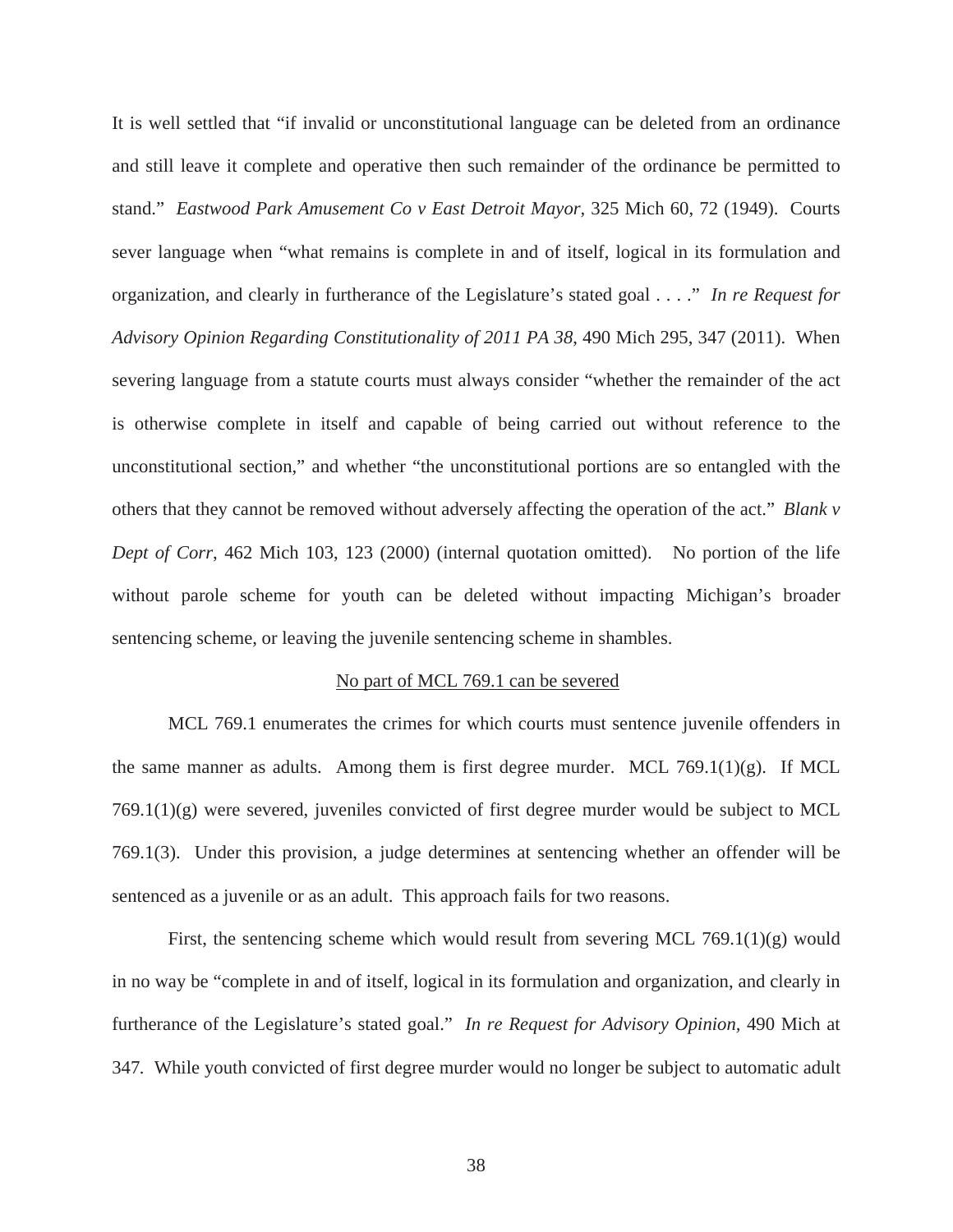It is well settled that "if invalid or unconstitutional language can be deleted from an ordinance and still leave it complete and operative then such remainder of the ordinance be permitted to stand." *Eastwood Park Amusement Co v East Detroit Mayor*, 325 Mich 60, 72 (1949). Courts sever language when "what remains is complete in and of itself, logical in its formulation and organization, and clearly in furtherance of the Legislature's stated goal . . . ." *In re Request for Advisory Opinion Regarding Constitutionality of 2011 PA 38*, 490 Mich 295, 347 (2011). When severing language from a statute courts must always consider "whether the remainder of the act is otherwise complete in itself and capable of being carried out without reference to the unconstitutional section," and whether "the unconstitutional portions are so entangled with the others that they cannot be removed without adversely affecting the operation of the act." *Blank v Dept of Corr*, 462 Mich 103, 123 (2000) (internal quotation omitted). No portion of the life without parole scheme for youth can be deleted without impacting Michigan's broader sentencing scheme, or leaving the juvenile sentencing scheme in shambles.

<u>No part of MCL 769.1 can be severed</u>

MCL 769.1 enumerates the crimes for which courts must sentence juvenile offenders in the same manner as adults. Among them is first degree murder. MCL 769.1(1)(g). If MCL 769.1(1)(g) were severed, juveniles convicted of first degree murder would be subject to MCL 769.1(3). Under this provision, a judge determines at sentencing whether an offender will be sentenced as a juvenile or as an adult. This approach fails for two reasons.

First, the sentencing scheme which would result from severing MCL 769.1(1)(g) would in no way be "complete in and of itself, logical in its formulation and organization, and clearly in furtherance of the Legislature's stated goal." *In re Request for Advisory Opinion,* 490 Mich at 347. While youth convicted of first degree murder would no longer be subject to automatic adult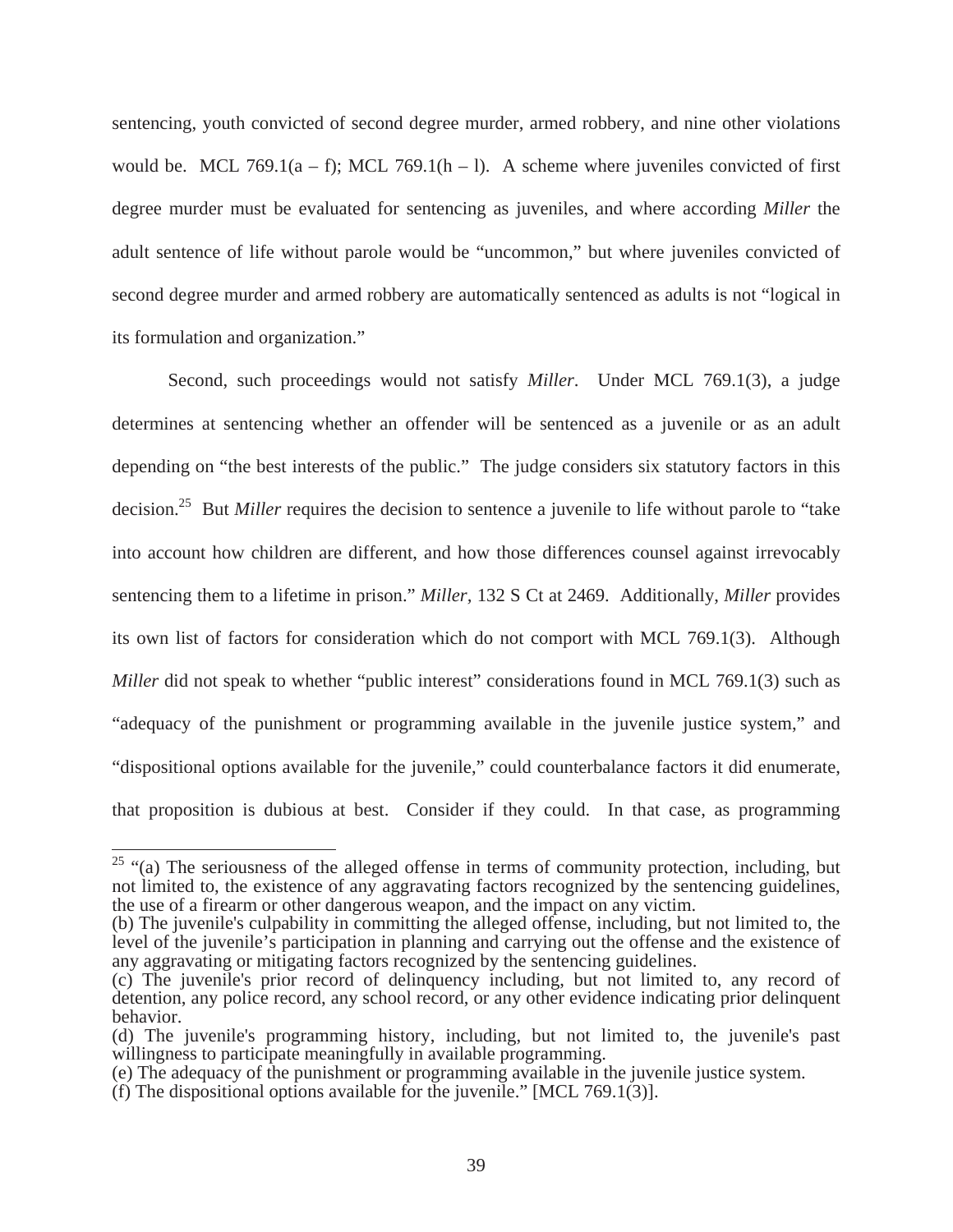sentencing, youth convicted of second degree murder, armed robbery, and nine other violations would be. MCL 769.1(a – f); MCL 769.1(h – l). A scheme where juveniles convicted of first degree murder must be evaluated for sentencing as juveniles, and where according *Miller* the adult sentence of life without parole would be "uncommon," but where juveniles convicted of second degree murder and armed robbery are automatically sentenced as adults is not "logical in its formulation and organization."

Second, such proceedings would not satisfy *Miller*. Under MCL 769.1(3), a judge determines at sentencing whether an offender will be sentenced as a juvenile or as an adult depending on "the best interests of the public." The judge considers six statutory factors in this decision.[25] But *Miller* requires the decision to sentence a juvenile to life without parole to "take into account how children are different, and how those differences counsel against irrevocably sentencing them to a lifetime in prison." *Miller*, 132 S Ct at 2469. Additionally, *Miller* provides its own list of factors for consideration which do not comport with MCL 769.1(3). Although *Miller* did not speak to whether "public interest" considerations found in MCL 769.1(3) such as "adequacy of the punishment or programming available in the juvenile justice system," and "dispositional options available for the juvenile," could counterbalance factors it did enumerate, that proposition is dubious at best. Consider if they could. In that case, as programming

---

[25] "(a) The seriousness of the alleged offense in terms of community protection, including, but not limited to, the existence of any aggravating factors recognized by the sentencing guidelines, the use of a firearm or other dangerous weapon, and the impact on any victim.
(b) The juvenile's culpability in committing the alleged offense, including, but not limited to, the level of the juvenile's participation in planning and carrying out the offense and the existence of any aggravating or mitigating factors recognized by the sentencing guidelines.
(c) The juvenile's prior record of delinquency including, but not limited to, any record of detention, any police record, any school record, or any other evidence indicating prior delinquent behavior.
(d) The juvenile's programming history, including, but not limited to, the juvenile's past willingness to participate meaningfully in available programming.
(e) The adequacy of the punishment or programming available in the juvenile justice system.
(f) The dispositional options available for the juvenile." [MCL 769.1(3)].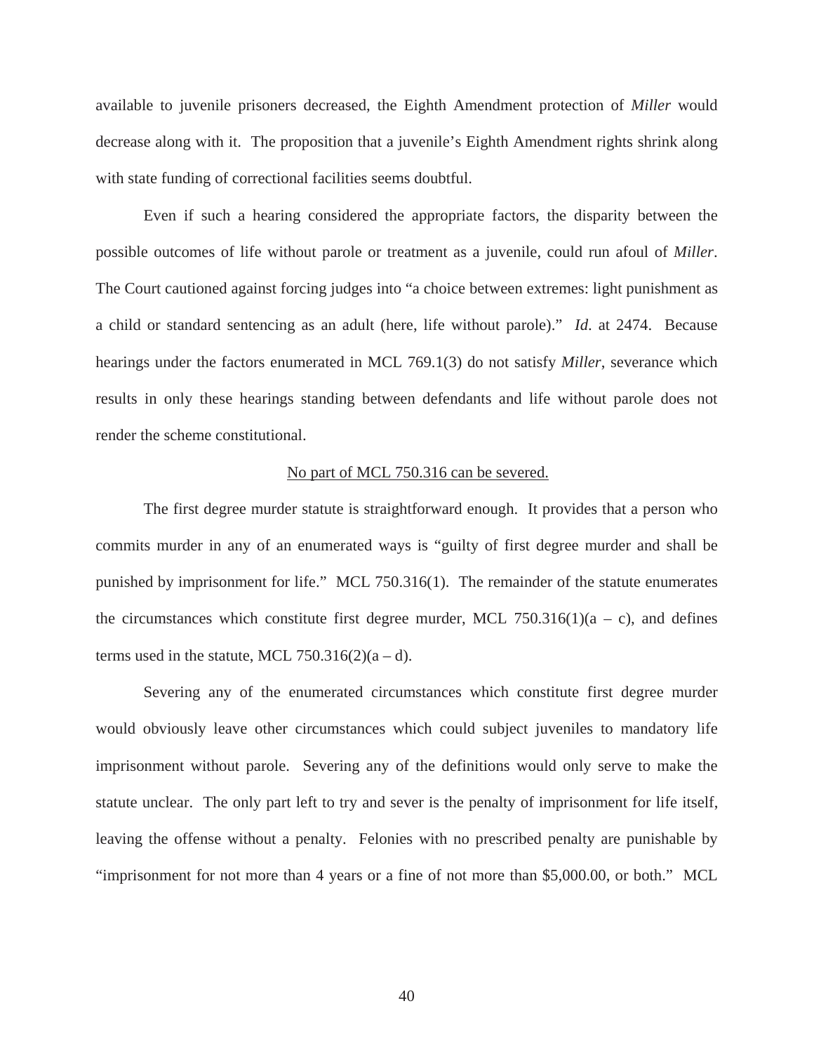available to juvenile prisoners decreased, the Eighth Amendment protection of *Miller* would decrease along with it. The proposition that a juvenile's Eighth Amendment rights shrink along with state funding of correctional facilities seems doubtful.

Even if such a hearing considered the appropriate factors, the disparity between the possible outcomes of life without parole or treatment as a juvenile, could run afoul of *Miller*. The Court cautioned against forcing judges into "a choice between extremes: light punishment as a child or standard sentencing as an adult (here, life without parole)." *Id*. at 2474. Because hearings under the factors enumerated in MCL 769.1(3) do not satisfy *Miller*, severance which results in only these hearings standing between defendants and life without parole does not render the scheme constitutional.

<u>No part of MCL 750.316 can be severed.</u>

The first degree murder statute is straightforward enough. It provides that a person who commits murder in any of an enumerated ways is "guilty of first degree murder and shall be punished by imprisonment for life." MCL 750.316(1). The remainder of the statute enumerates the circumstances which constitute first degree murder, MCL 750.316(1)(a – c), and defines terms used in the statute, MCL 750.316(2)(a – d).

Severing any of the enumerated circumstances which constitute first degree murder would obviously leave other circumstances which could subject juveniles to mandatory life imprisonment without parole. Severing any of the definitions would only serve to make the statute unclear. The only part left to try and sever is the penalty of imprisonment for life itself, leaving the offense without a penalty. Felonies with no prescribed penalty are punishable by "imprisonment for not more than 4 years or a fine of not more than $5,000.00, or both." MCL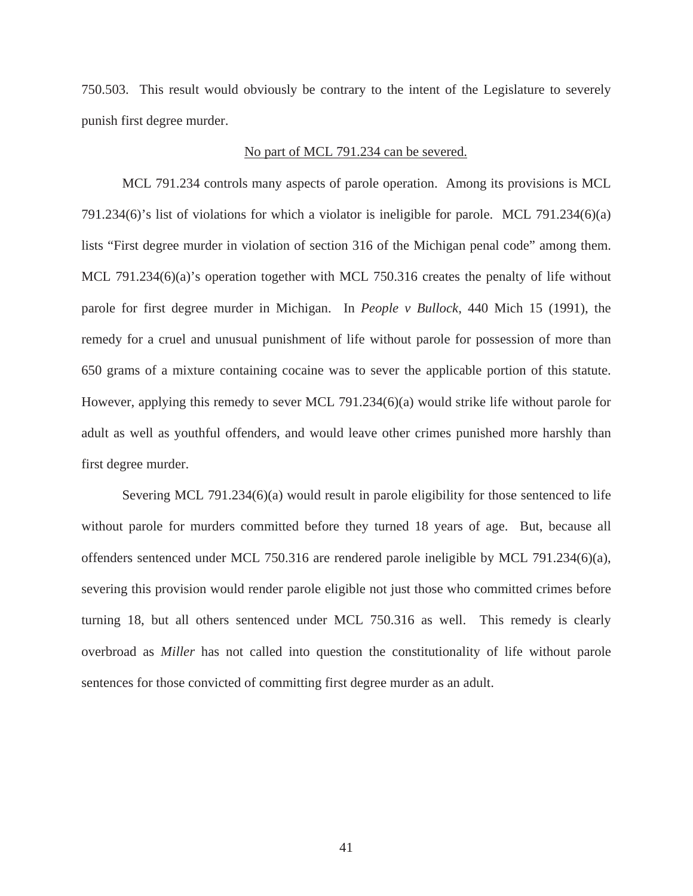750.503. This result would obviously be contrary to the intent of the Legislature to severely punish first degree murder.

<u>No part of MCL 791.234 can be severed.</u>

MCL 791.234 controls many aspects of parole operation. Among its provisions is MCL 791.234(6)'s list of violations for which a violator is ineligible for parole. MCL 791.234(6)(a) lists "First degree murder in violation of section 316 of the Michigan penal code" among them. MCL 791.234(6)(a)'s operation together with MCL 750.316 creates the penalty of life without parole for first degree murder in Michigan. In *People v Bullock*, 440 Mich 15 (1991), the remedy for a cruel and unusual punishment of life without parole for possession of more than 650 grams of a mixture containing cocaine was to sever the applicable portion of this statute. However, applying this remedy to sever MCL 791.234(6)(a) would strike life without parole for adult as well as youthful offenders, and would leave other crimes punished more harshly than first degree murder.

Severing MCL 791.234(6)(a) would result in parole eligibility for those sentenced to life without parole for murders committed before they turned 18 years of age. But, because all offenders sentenced under MCL 750.316 are rendered parole ineligible by MCL 791.234(6)(a), severing this provision would render parole eligible not just those who committed crimes before turning 18, but all others sentenced under MCL 750.316 as well. This remedy is clearly overbroad as *Miller* has not called into question the constitutionality of life without parole sentences for those convicted of committing first degree murder as an adult.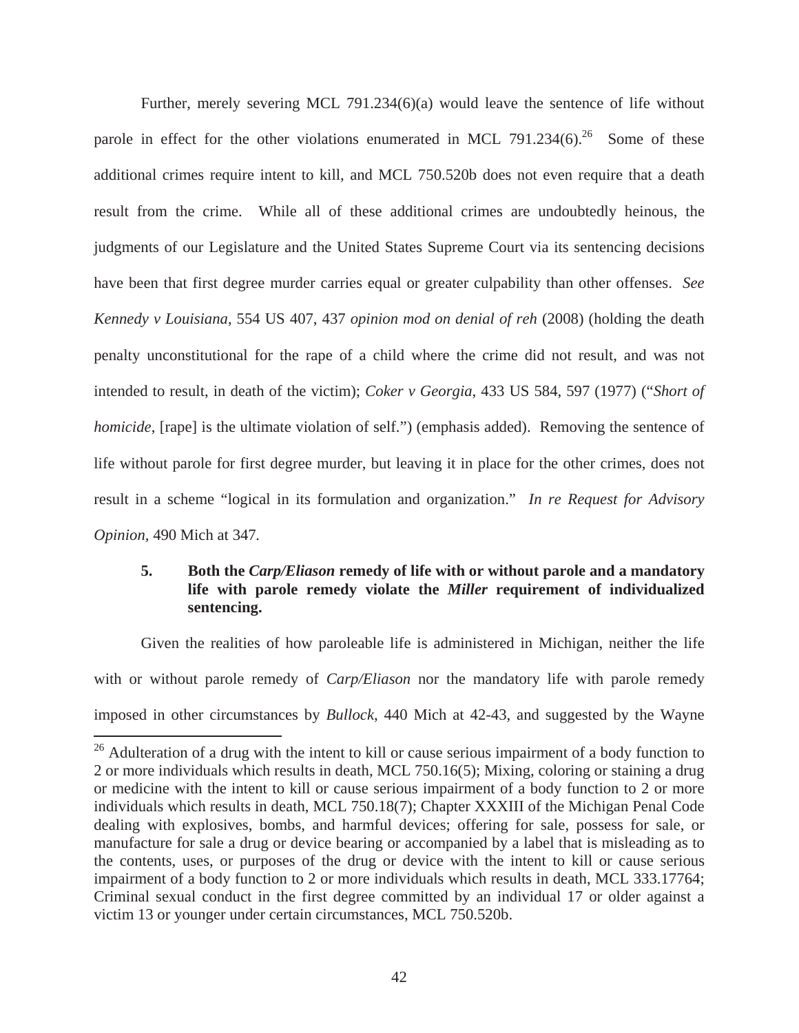Further, merely severing MCL 791.234(6)(a) would leave the sentence of life without parole in effect for the other violations enumerated in MCL 791.234(6).[26] Some of these additional crimes require intent to kill, and MCL 750.520b does not even require that a death result from the crime. While all of these additional crimes are undoubtedly heinous, the judgments of our Legislature and the United States Supreme Court via its sentencing decisions have been that first degree murder carries equal or greater culpability than other offenses. *See Kennedy v Louisiana*, 554 US 407, 437 *opinion mod on denial of reh* (2008) (holding the death penalty unconstitutional for the rape of a child where the crime did not result, and was not intended to result, in death of the victim); *Coker v Georgia*, 433 US 584, 597 (1977) ("*Short of homicide*, [rape] is the ultimate violation of self.") (emphasis added). Removing the sentence of life without parole for first degree murder, but leaving it in place for the other crimes, does not result in a scheme "logical in its formulation and organization." *In re Request for Advisory Opinion*, 490 Mich at 347.

### 5. Both the *Carp/Eliason* remedy of life with or without parole and a mandatory life with parole remedy violate the *Miller* requirement of individualized sentencing.

Given the realities of how paroleable life is administered in Michigan, neither the life with or without parole remedy of *Carp/Eliason* nor the mandatory life with parole remedy imposed in other circumstances by *Bullock*, 440 Mich at 42-43, and suggested by the Wayne

---

[26] Adulteration of a drug with the intent to kill or cause serious impairment of a body function to 2 or more individuals which results in death, MCL 750.16(5); Mixing, coloring or staining a drug or medicine with the intent to kill or cause serious impairment of a body function to 2 or more individuals which results in death, MCL 750.18(7); Chapter XXXIII of the Michigan Penal Code dealing with explosives, bombs, and harmful devices; offering for sale, possess for sale, or manufacture for sale a drug or device bearing or accompanied by a label that is misleading as to the contents, uses, or purposes of the drug or device with the intent to kill or cause serious impairment of a body function to 2 or more individuals which results in death, MCL 333.17764; Criminal sexual conduct in the first degree committed by an individual 17 or older against a victim 13 or younger under certain circumstances, MCL 750.520b.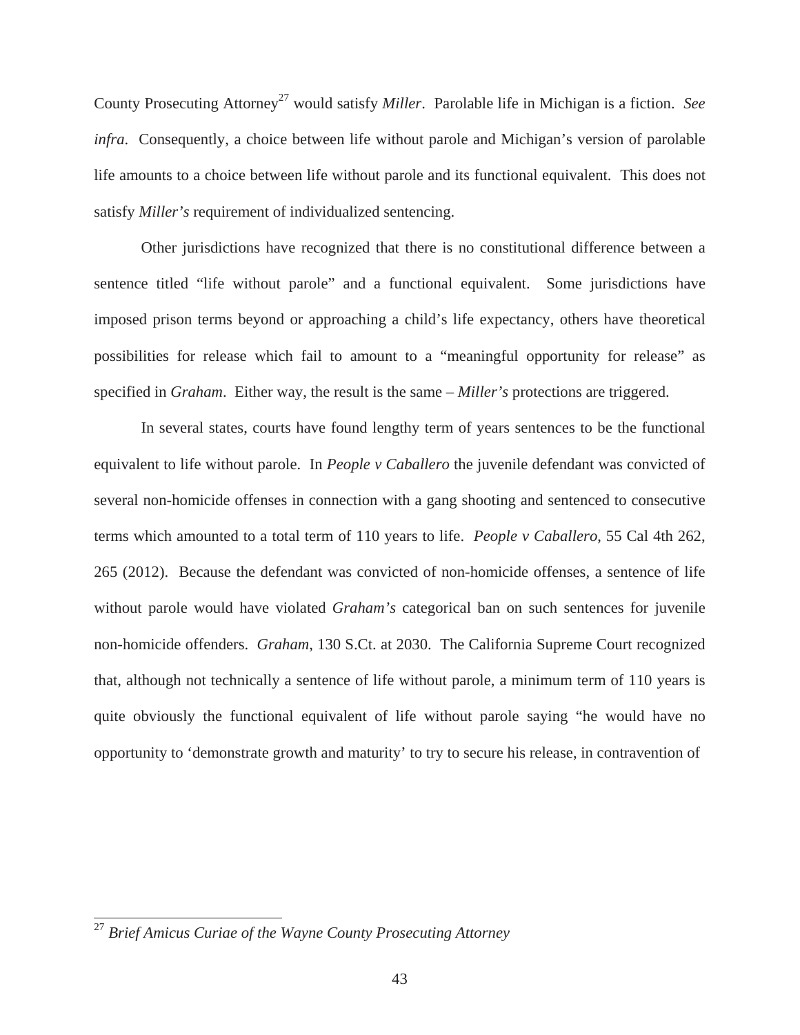County Prosecuting Attorney[27] would satisfy *Miller*. Parolable life in Michigan is a fiction. *See infra*. Consequently, a choice between life without parole and Michigan's version of parolable life amounts to a choice between life without parole and its functional equivalent. This does not satisfy *Miller's* requirement of individualized sentencing.

Other jurisdictions have recognized that there is no constitutional difference between a sentence titled "life without parole" and a functional equivalent. Some jurisdictions have imposed prison terms beyond or approaching a child's life expectancy, others have theoretical possibilities for release which fail to amount to a "meaningful opportunity for release" as specified in *Graham*. Either way, the result is the same – *Miller's* protections are triggered.

In several states, courts have found lengthy term of years sentences to be the functional equivalent to life without parole. In *People v Caballero* the juvenile defendant was convicted of several non-homicide offenses in connection with a gang shooting and sentenced to consecutive terms which amounted to a total term of 110 years to life. *People v Caballero*, 55 Cal 4th 262, 265 (2012). Because the defendant was convicted of non-homicide offenses, a sentence of life without parole would have violated *Graham's* categorical ban on such sentences for juvenile non-homicide offenders. *Graham*, 130 S.Ct. at 2030. The California Supreme Court recognized that, although not technically a sentence of life without parole, a minimum term of 110 years is quite obviously the functional equivalent of life without parole saying "he would have no opportunity to 'demonstrate growth and maturity' to try to secure his release, in contravention of

[27] *Brief Amicus Curiae of the Wayne County Prosecuting Attorney*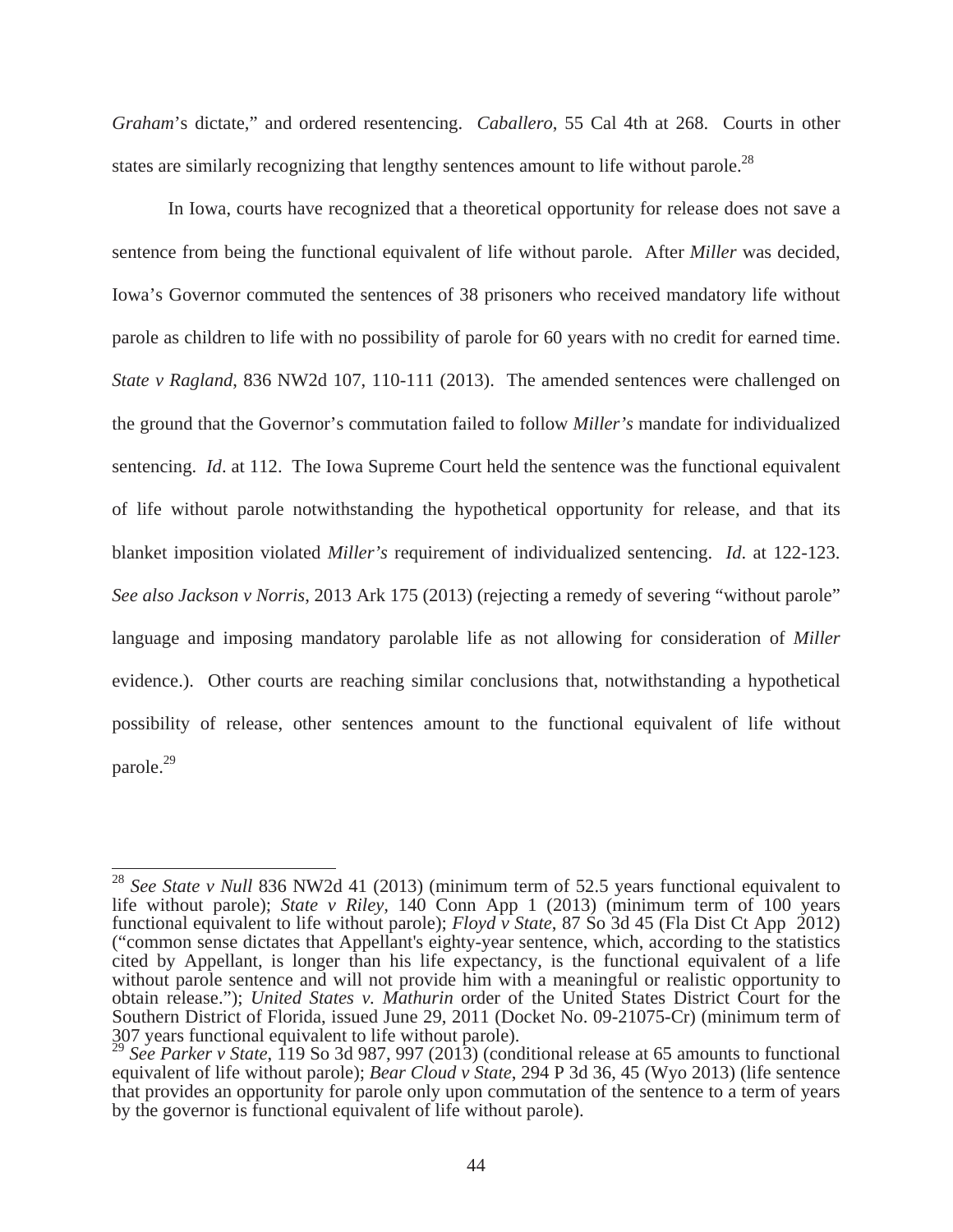*Graham*'s dictate," and ordered resentencing. *Caballero*, 55 Cal 4th at 268. Courts in other states are similarly recognizing that lengthy sentences amount to life without parole.[28]

In Iowa, courts have recognized that a theoretical opportunity for release does not save a sentence from being the functional equivalent of life without parole. After *Miller* was decided, Iowa's Governor commuted the sentences of 38 prisoners who received mandatory life without parole as children to life with no possibility of parole for 60 years with no credit for earned time. *State v Ragland*, 836 NW2d 107, 110-111 (2013). The amended sentences were challenged on the ground that the Governor's commutation failed to follow *Miller's* mandate for individualized sentencing. *Id*. at 112. The Iowa Supreme Court held the sentence was the functional equivalent of life without parole notwithstanding the hypothetical opportunity for release, and that its blanket imposition violated *Miller's* requirement of individualized sentencing. *Id*. at 122-123. *See also Jackson v Norris*, 2013 Ark 175 (2013) (rejecting a remedy of severing "without parole" language and imposing mandatory parolable life as not allowing for consideration of *Miller* evidence.). Other courts are reaching similar conclusions that, notwithstanding a hypothetical possibility of release, other sentences amount to the functional equivalent of life without parole.[29]

---

[28] *See State v Null* 836 NW2d 41 (2013) (minimum term of 52.5 years functional equivalent to life without parole); *State v Riley*, 140 Conn App 1 (2013) (minimum term of 100 years functional equivalent to life without parole); *Floyd v State*, 87 So 3d 45 (Fla Dist Ct App 2012) ("common sense dictates that Appellant's eighty-year sentence, which, according to the statistics cited by Appellant, is longer than his life expectancy, is the functional equivalent of a life without parole sentence and will not provide him with a meaningful or realistic opportunity to obtain release."); *United States v. Mathurin* order of the United States District Court for the Southern District of Florida, issued June 29, 2011 (Docket No. 09-21075-Cr) (minimum term of 307 years functional equivalent to life without parole).

[29] *See Parker v State*, 119 So 3d 987, 997 (2013) (conditional release at 65 amounts to functional equivalent of life without parole); *Bear Cloud v State*, 294 P 3d 36, 45 (Wyo 2013) (life sentence that provides an opportunity for parole only upon commutation of the sentence to a term of years by the governor is functional equivalent of life without parole).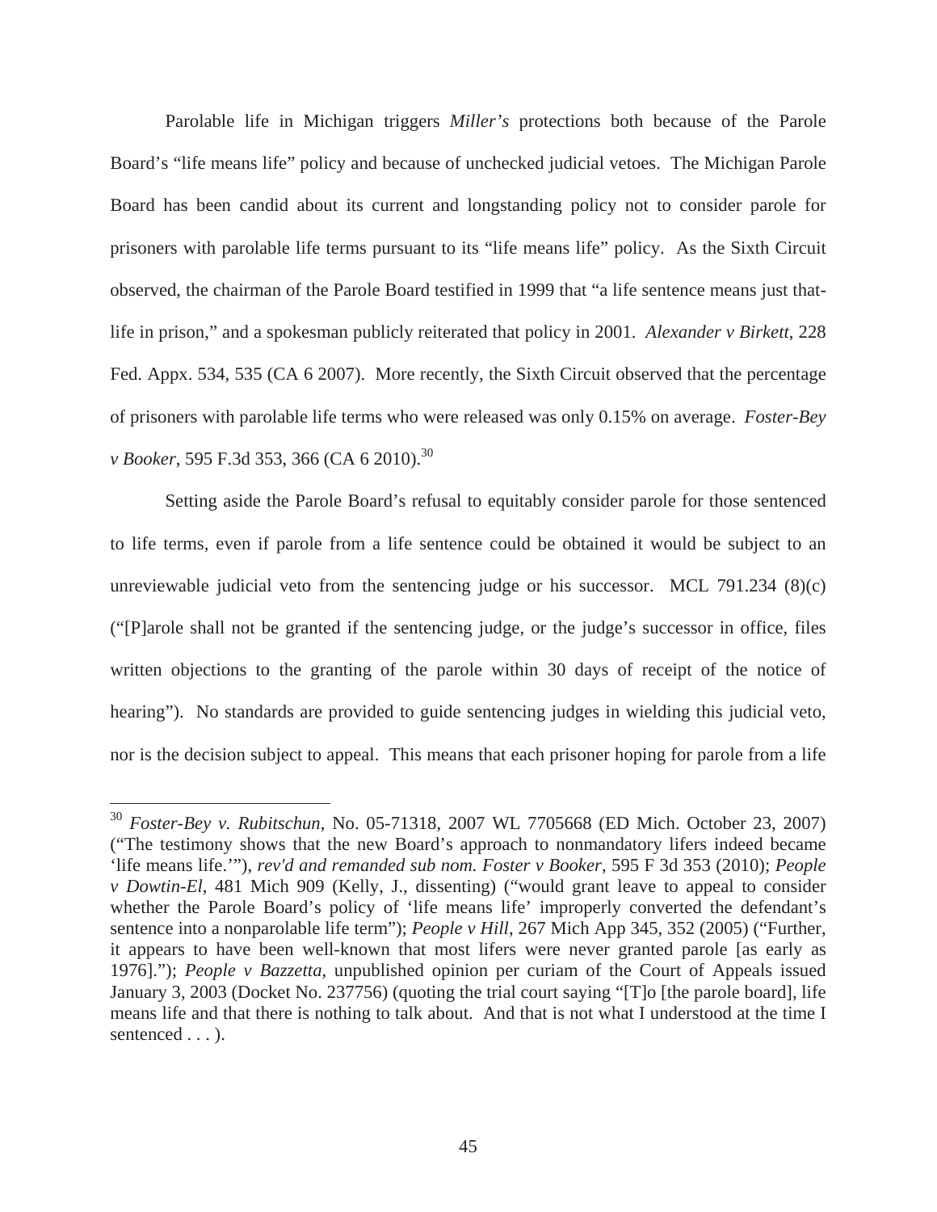Parolable life in Michigan triggers *Miller's* protections both because of the Parole Board's "life means life" policy and because of unchecked judicial vetoes. The Michigan Parole Board has been candid about its current and longstanding policy not to consider parole for prisoners with parolable life terms pursuant to its "life means life" policy. As the Sixth Circuit observed, the chairman of the Parole Board testified in 1999 that "a life sentence means just that-life in prison," and a spokesman publicly reiterated that policy in 2001. *Alexander v Birkett*, 228 Fed. Appx. 534, 535 (CA 6 2007). More recently, the Sixth Circuit observed that the percentage of prisoners with parolable life terms who were released was only 0.15% on average. *Foster-Bey v Booker*, 595 F.3d 353, 366 (CA 6 2010).[30]

Setting aside the Parole Board's refusal to equitably consider parole for those sentenced to life terms, even if parole from a life sentence could be obtained it would be subject to an unreviewable judicial veto from the sentencing judge or his successor. MCL 791.234 (8)(c) ("[P]arole shall not be granted if the sentencing judge, or the judge's successor in office, files written objections to the granting of the parole within 30 days of receipt of the notice of hearing"). No standards are provided to guide sentencing judges in wielding this judicial veto, nor is the decision subject to appeal. This means that each prisoner hoping for parole from a life

---

[30] *Foster-Bey v. Rubitschun*, No. 05-71318, 2007 WL 7705668 (ED Mich. October 23, 2007) ("The testimony shows that the new Board's approach to nonmandatory lifers indeed became 'life means life.'"), *rev'd and remanded sub nom. Foster v Booker*, 595 F 3d 353 (2010); *People v Dowtin-El*, 481 Mich 909 (Kelly, J., dissenting) ("would grant leave to appeal to consider whether the Parole Board's policy of 'life means life' improperly converted the defendant's sentence into a nonparolable life term"); *People v Hill*, 267 Mich App 345, 352 (2005) ("Further, it appears to have been well-known that most lifers were never granted parole [as early as 1976]."); *People v Bazzetta*, unpublished opinion per curiam of the Court of Appeals issued January 3, 2003 (Docket No. 237756) (quoting the trial court saying "[T]o [the parole board], life means life and that there is nothing to talk about. And that is not what I understood at the time I sentenced . . . ).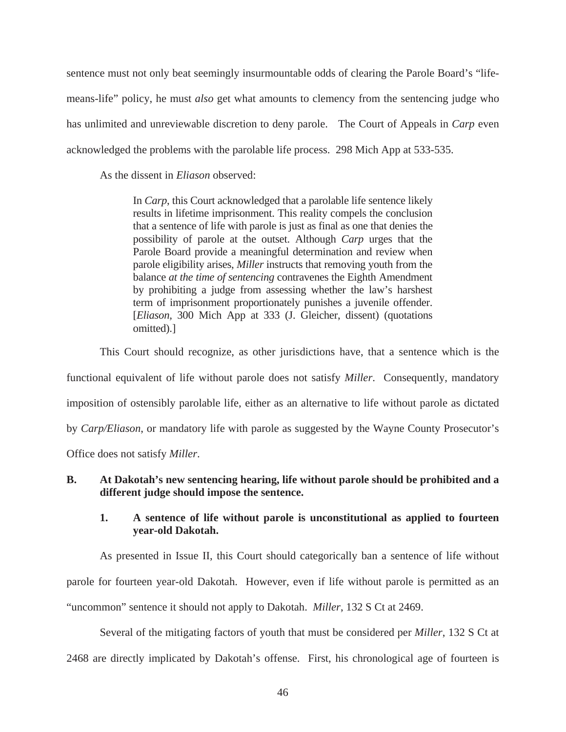sentence must not only beat seemingly insurmountable odds of clearing the Parole Board's "life-means-life" policy, he must *also* get what amounts to clemency from the sentencing judge who has unlimited and unreviewable discretion to deny parole. The Court of Appeals in *Carp* even acknowledged the problems with the parolable life process. 298 Mich App at 533-535.

As the dissent in *Eliason* observed:

> In *Carp*, this Court acknowledged that a parolable life sentence likely results in lifetime imprisonment. This reality compels the conclusion that a sentence of life with parole is just as final as one that denies the possibility of parole at the outset. Although *Carp* urges that the Parole Board provide a meaningful determination and review when parole eligibility arises, *Miller* instructs that removing youth from the balance *at the time of sentencing* contravenes the Eighth Amendment by prohibiting a judge from assessing whether the law's harshest term of imprisonment proportionately punishes a juvenile offender. [*Eliason*, 300 Mich App at 333 (J. Gleicher, dissent) (quotations omitted).]

This Court should recognize, as other jurisdictions have, that a sentence which is the functional equivalent of life without parole does not satisfy *Miller*. Consequently, mandatory imposition of ostensibly parolable life, either as an alternative to life without parole as dictated by *Carp/Eliason*, or mandatory life with parole as suggested by the Wayne County Prosecutor's Office does not satisfy *Miller*.

**B. At Dakotah's new sentencing hearing, life without parole should be prohibited and a different judge should impose the sentence.**

**1. A sentence of life without parole is unconstitutional as applied to fourteen year-old Dakotah.**

As presented in Issue II, this Court should categorically ban a sentence of life without parole for fourteen year-old Dakotah. However, even if life without parole is permitted as an "uncommon" sentence it should not apply to Dakotah. *Miller*, 132 S Ct at 2469.

Several of the mitigating factors of youth that must be considered per *Miller*, 132 S Ct at 2468 are directly implicated by Dakotah's offense. First, his chronological age of fourteen is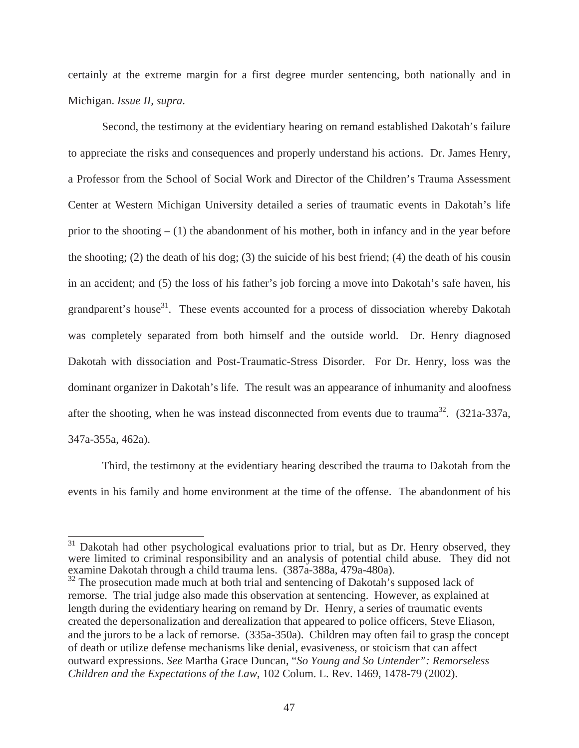certainly at the extreme margin for a first degree murder sentencing, both nationally and in Michigan. *Issue II, supra*.

Second, the testimony at the evidentiary hearing on remand established Dakotah's failure to appreciate the risks and consequences and properly understand his actions. Dr. James Henry, a Professor from the School of Social Work and Director of the Children's Trauma Assessment Center at Western Michigan University detailed a series of traumatic events in Dakotah's life prior to the shooting – (1) the abandonment of his mother, both in infancy and in the year before the shooting; (2) the death of his dog; (3) the suicide of his best friend; (4) the death of his cousin in an accident; and (5) the loss of his father's job forcing a move into Dakotah's safe haven, his grandparent's house[31]. These events accounted for a process of dissociation whereby Dakotah was completely separated from both himself and the outside world. Dr. Henry diagnosed Dakotah with dissociation and Post-Traumatic-Stress Disorder. For Dr. Henry, loss was the dominant organizer in Dakotah's life. The result was an appearance of inhumanity and aloofness after the shooting, when he was instead disconnected from events due to trauma[32]. (321a-337a, 347a-355a, 462a).

Third, the testimony at the evidentiary hearing described the trauma to Dakotah from the events in his family and home environment at the time of the offense. The abandonment of his

---

[31] Dakotah had other psychological evaluations prior to trial, but as Dr. Henry observed, they were limited to criminal responsibility and an analysis of potential child abuse. They did not examine Dakotah through a child trauma lens. (387a-388a, 479a-480a).

[32] The prosecution made much at both trial and sentencing of Dakotah's supposed lack of remorse. The trial judge also made this observation at sentencing. However, as explained at length during the evidentiary hearing on remand by Dr. Henry, a series of traumatic events created the depersonalization and derealization that appeared to police officers, Steve Eliason, and the jurors to be a lack of remorse. (335a-350a). Children may often fail to grasp the concept of death or utilize defense mechanisms like denial, evasiveness, or stoicism that can affect outward expressions. *See* Martha Grace Duncan, "*So Young and So Untender": Remorseless Children and the Expectations of the Law*, 102 Colum. L. Rev. 1469, 1478-79 (2002).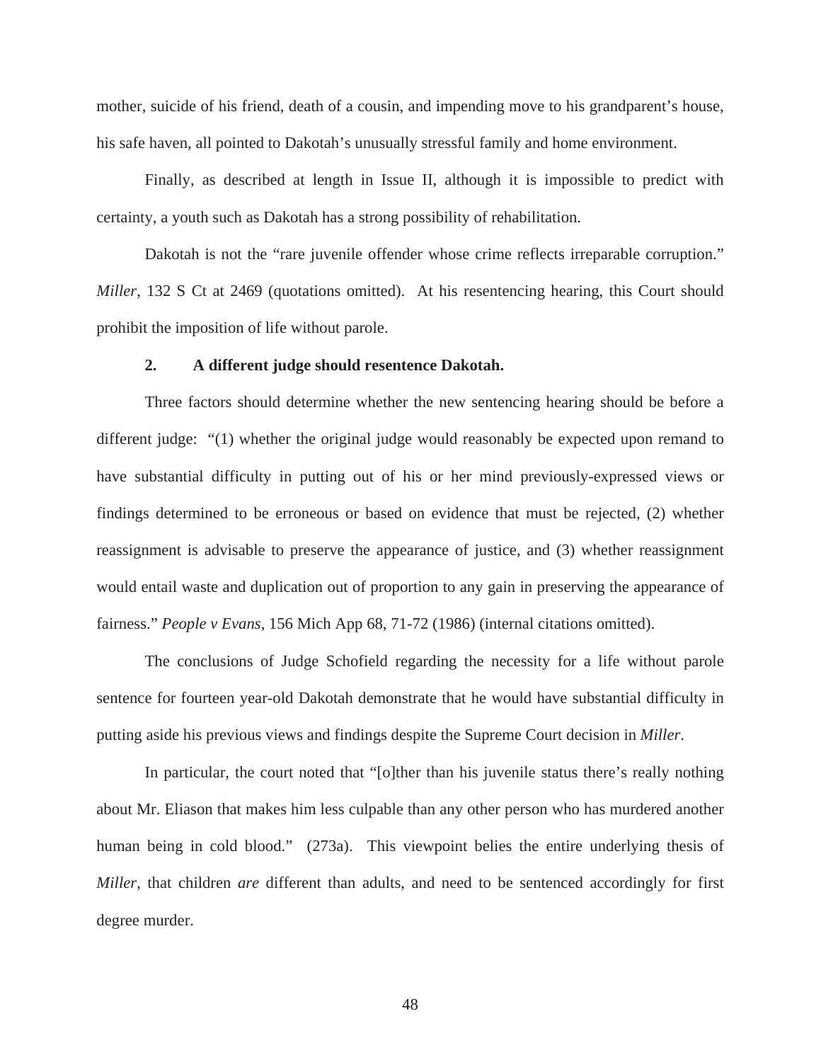mother, suicide of his friend, death of a cousin, and impending move to his grandparent's house, his safe haven, all pointed to Dakotah's unusually stressful family and home environment.

Finally, as described at length in Issue II, although it is impossible to predict with certainty, a youth such as Dakotah has a strong possibility of rehabilitation.

Dakotah is not the "rare juvenile offender whose crime reflects irreparable corruption." *Miller*, 132 S Ct at 2469 (quotations omitted). At his resentencing hearing, this Court should prohibit the imposition of life without parole.

**2. A different judge should resentence Dakotah.**

Three factors should determine whether the new sentencing hearing should be before a different judge: "(1) whether the original judge would reasonably be expected upon remand to have substantial difficulty in putting out of his or her mind previously-expressed views or findings determined to be erroneous or based on evidence that must be rejected, (2) whether reassignment is advisable to preserve the appearance of justice, and (3) whether reassignment would entail waste and duplication out of proportion to any gain in preserving the appearance of fairness." *People v Evans*, 156 Mich App 68, 71-72 (1986) (internal citations omitted).

The conclusions of Judge Schofield regarding the necessity for a life without parole sentence for fourteen year-old Dakotah demonstrate that he would have substantial difficulty in putting aside his previous views and findings despite the Supreme Court decision in *Miller*.

In particular, the court noted that "[o]ther than his juvenile status there's really nothing about Mr. Eliason that makes him less culpable than any other person who has murdered another human being in cold blood." (273a). This viewpoint belies the entire underlying thesis of *Miller*, that children *are* different than adults, and need to be sentenced accordingly for first degree murder.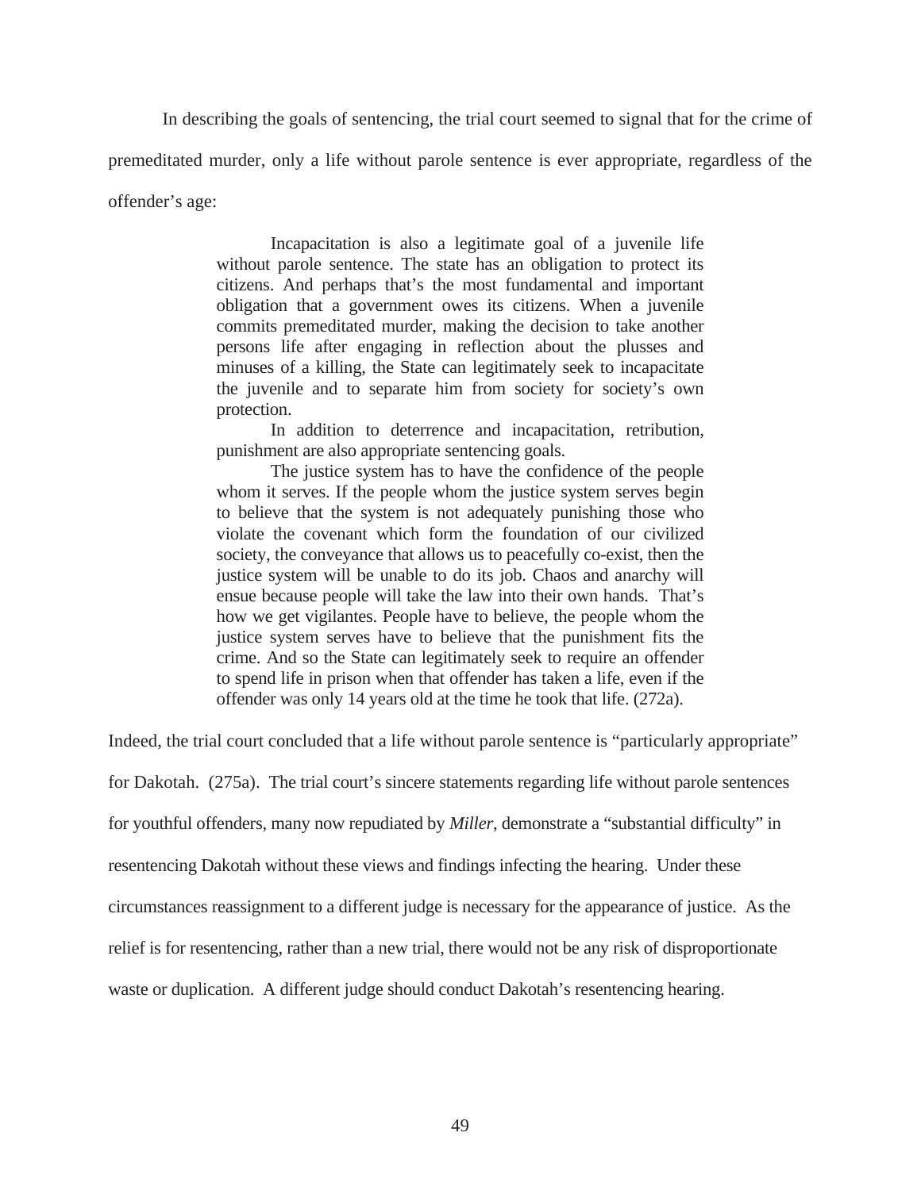In describing the goals of sentencing, the trial court seemed to signal that for the crime of premeditated murder, only a life without parole sentence is ever appropriate, regardless of the offender's age:

> Incapacitation is also a legitimate goal of a juvenile life without parole sentence. The state has an obligation to protect its citizens. And perhaps that's the most fundamental and important obligation that a government owes its citizens. When a juvenile commits premeditated murder, making the decision to take another persons life after engaging in reflection about the plusses and minuses of a killing, the State can legitimately seek to incapacitate the juvenile and to separate him from society for society's own protection.
>
> In addition to deterrence and incapacitation, retribution, punishment are also appropriate sentencing goals.
>
> The justice system has to have the confidence of the people whom it serves. If the people whom the justice system serves begin to believe that the system is not adequately punishing those who violate the covenant which form the foundation of our civilized society, the conveyance that allows us to peacefully co-exist, then the justice system will be unable to do its job. Chaos and anarchy will ensue because people will take the law into their own hands. That's how we get vigilantes. People have to believe, the people whom the justice system serves have to believe that the punishment fits the crime. And so the State can legitimately seek to require an offender to spend life in prison when that offender has taken a life, even if the offender was only 14 years old at the time he took that life. (272a).

Indeed, the trial court concluded that a life without parole sentence is "particularly appropriate" for Dakotah. (275a). The trial court's sincere statements regarding life without parole sentences for youthful offenders, many now repudiated by *Miller*, demonstrate a "substantial difficulty" in resentencing Dakotah without these views and findings infecting the hearing. Under these circumstances reassignment to a different judge is necessary for the appearance of justice. As the relief is for resentencing, rather than a new trial, there would not be any risk of disproportionate waste or duplication. A different judge should conduct Dakotah's resentencing hearing.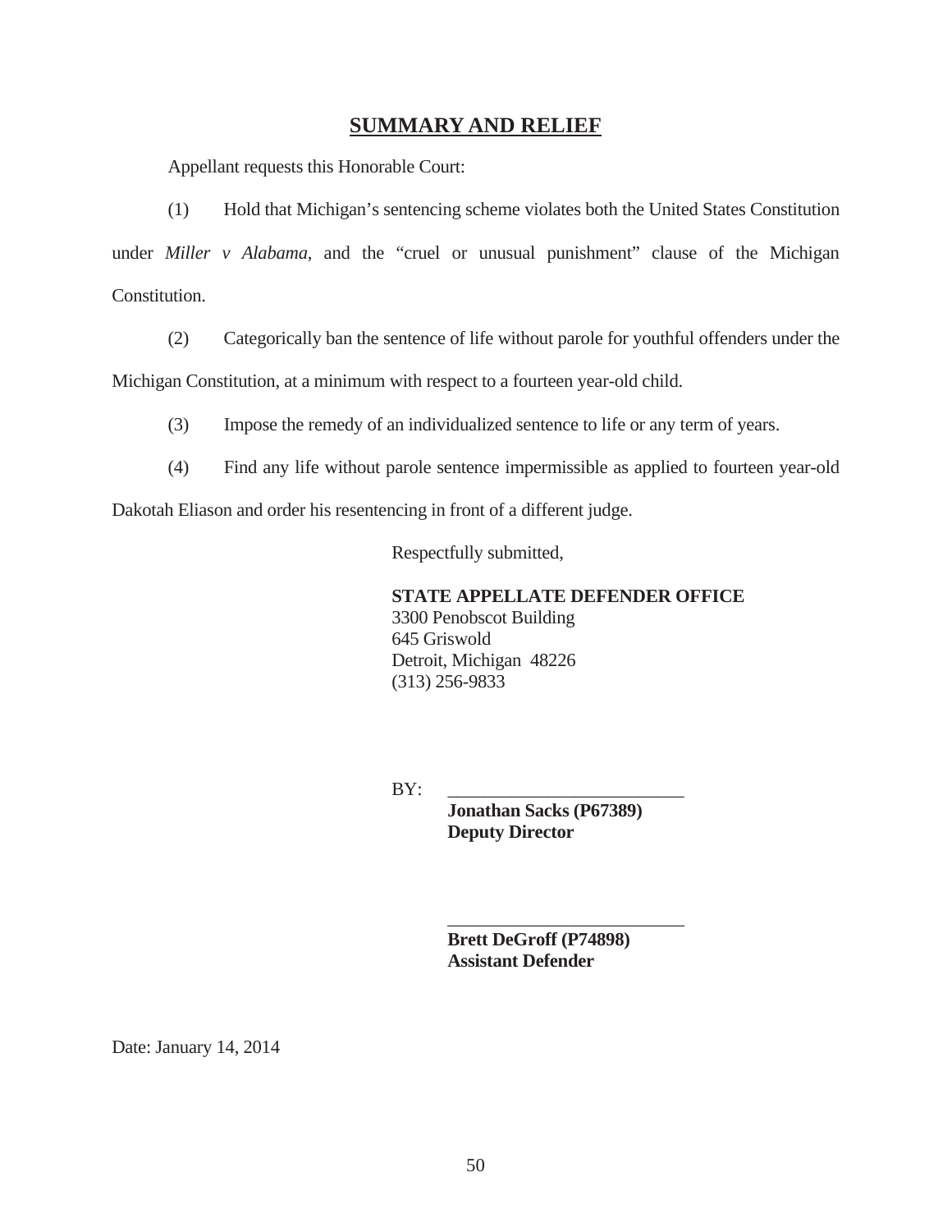## SUMMARY AND RELIEF

Appellant requests this Honorable Court:

(1) Hold that Michigan's sentencing scheme violates both the United States Constitution under *Miller v Alabama*, and the "cruel or unusual punishment" clause of the Michigan Constitution.

(2) Categorically ban the sentence of life without parole for youthful offenders under the Michigan Constitution, at a minimum with respect to a fourteen year-old child.

(3) Impose the remedy of an individualized sentence to life or any term of years.

(4) Find any life without parole sentence impermissible as applied to fourteen year-old Dakotah Eliason and order his resentencing in front of a different judge.

Respectfully submitted,

**STATE APPELLATE DEFENDER OFFICE**
3300 Penobscot Building
645 Griswold
Detroit, Michigan 48226
(313) 256-9833

BY: \_\_\_\_\_\_\_\_\_\_\_\_\_\_\_\_\_\_\_\_\_\_\_\_\_\_
**Jonathan Sacks (P67389)**
**Deputy Director**

\_\_\_\_\_\_\_\_\_\_\_\_\_\_\_\_\_\_\_\_\_\_\_\_\_\_
**Brett DeGroff (P74898)**
**Assistant Defender**

Date: January 14, 2014